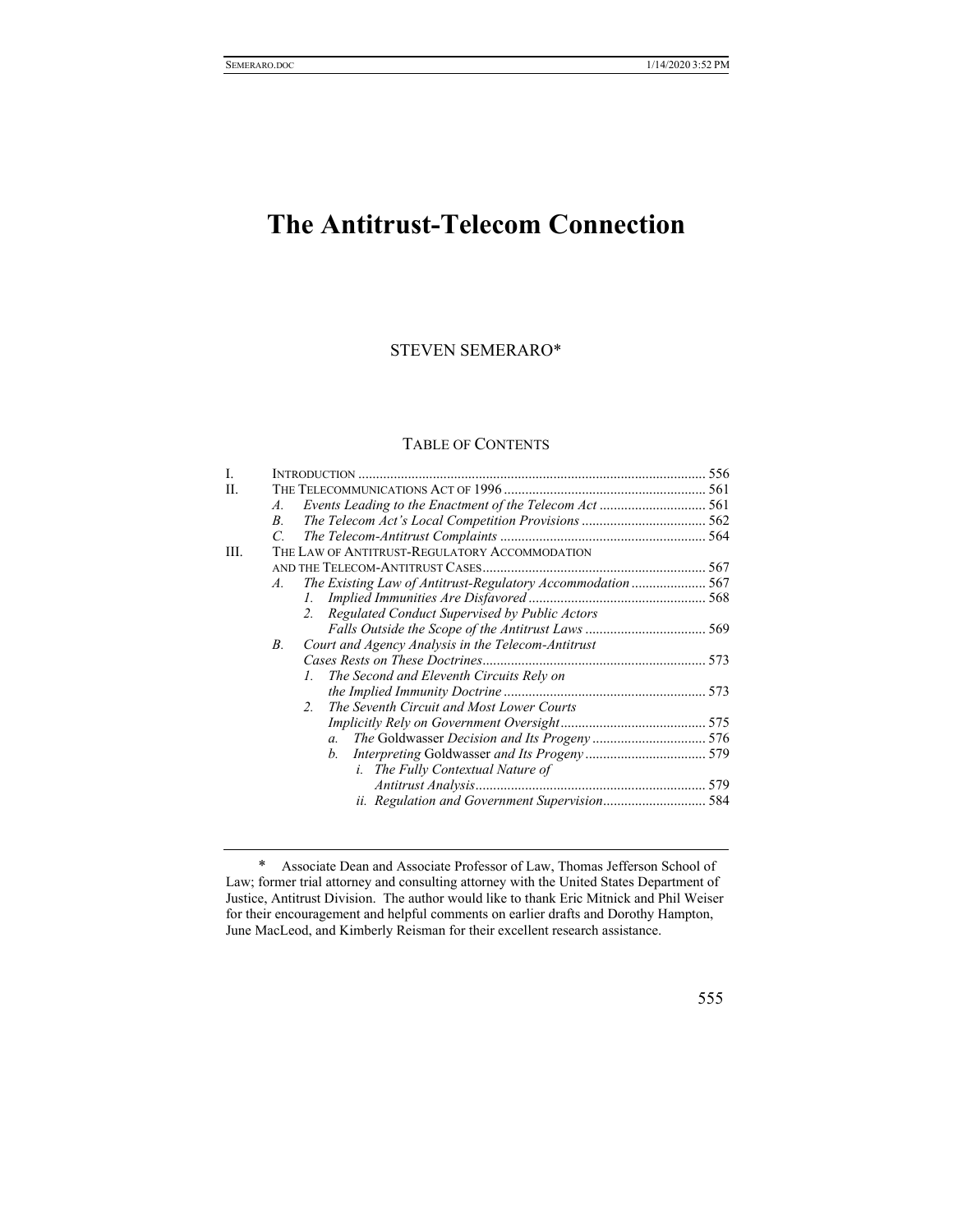# The Antitrust-Telecom Connection

STEVEN SEMERARO*

## TABLE OF CONTENTS

I. INTRODUCTION ........ 556

II. THE TELECOMMUNICATIONS ACT OF 1996 ........ 561

- A. *Events Leading to the Enactment of the Telecom Act* ........ 561
- B. *The Telecom Act's Local Competition Provisions* ........ 562
- C. *The Telecom-Antitrust Complaints* ........ 564

III. THE LAW OF ANTITRUST-REGULATORY ACCOMMODATION AND THE TELECOM-ANTITRUST CASES ........ 567

- A. *The Existing Law of Antitrust-Regulatory Accommodation* ........ 567
  - 1. *Implied Immunities Are Disfavored* ........ 568
  - 2. *Regulated Conduct Supervised by Public Actors Falls Outside the Scope of the Antitrust Laws* ........ 569
- B. *Court and Agency Analysis in the Telecom-Antitrust Cases Rests on These Doctrines* ........ 573
  - 1. *The Second and Eleventh Circuits Rely on the Implied Immunity Doctrine* ........ 573
  - 2. *The Seventh Circuit and Most Lower Courts Implicitly Rely on Government Oversight* ........ 575
    - a. *The* Goldwasser *Decision and Its Progeny* ........ 576
    - b. *Interpreting* Goldwasser *and Its Progeny* ........ 579
      - i. *The Fully Contextual Nature of Antitrust Analysis* ........ 579
      - ii. *Regulation and Government Supervision* ........ 584

---

\* Associate Dean and Associate Professor of Law, Thomas Jefferson School of Law; former trial attorney and consulting attorney with the United States Department of Justice, Antitrust Division. The author would like to thank Eric Mitnick and Phil Weiser for their encouragement and helpful comments on earlier drafts and Dorothy Hampton, June MacLeod, and Kimberly Reisman for their excellent research assistance.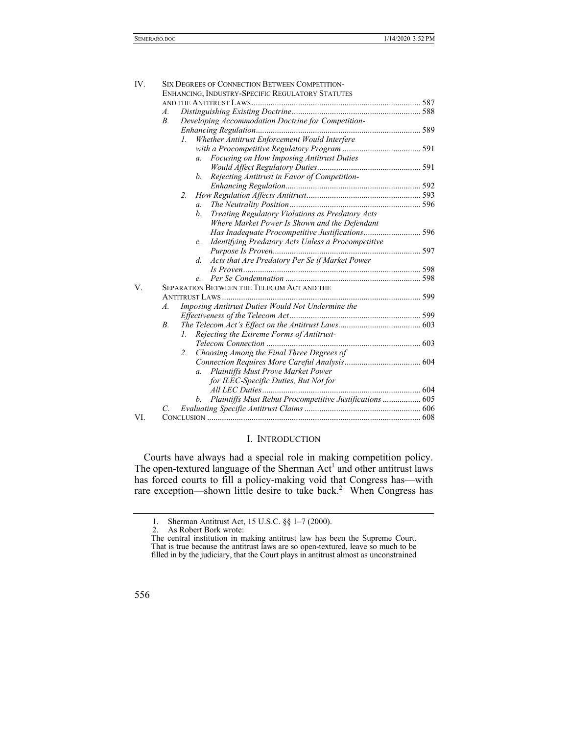IV. SIX DEGREES OF CONNECTION BETWEEN COMPETITION-ENHANCING, INDUSTRY-SPECIFIC REGULATORY STATUTES AND THE ANTITRUST LAWS ... 587
- *A. Distinguishing Existing Doctrine* ... 588
- *B. Developing Accommodation Doctrine for Competition-Enhancing Regulation* ... 589
  - *1. Whether Antitrust Enforcement Would Interfere with a Procompetitive Regulatory Program* ... 591
    - *a. Focusing on How Imposing Antitrust Duties Would Affect Regulatory Duties* ... 591
    - *b. Rejecting Antitrust in Favor of Competition-Enhancing Regulation* ... 592
  - *2. How Regulation Affects Antitrust* ... 593
    - *a. The Neutrality Position* ... 596
    - *b. Treating Regulatory Violations as Predatory Acts Where Market Power Is Shown and the Defendant Has Inadequate Procompetitive Justifications* ... 596
    - *c. Identifying Predatory Acts Unless a Procompetitive Purpose Is Proven* ... 597
    - *d. Acts that Are Predatory Per Se if Market Power Is Proven* ... 598
    - *e. Per Se Condemnation* ... 598

V. SEPARATION BETWEEN THE TELECOM ACT AND THE ANTITRUST LAWS ... 599
- *A. Imposing Antitrust Duties Would Not Undermine the Effectiveness of the Telecom Act* ... 599
- *B. The Telecom Act's Effect on the Antitrust Laws* ... 603
  - *1. Rejecting the Extreme Forms of Antitrust-Telecom Connection* ... 603
  - *2. Choosing Among the Final Three Degrees of Connection Requires More Careful Analysis* ... 604
    - *a. Plaintiffs Must Prove Market Power for ILEC-Specific Duties, But Not for All LEC Duties* ... 604
    - *b. Plaintiffs Must Rebut Procompetitive Justifications* ... 605
- *C. Evaluating Specific Antitrust Claims* ... 606

VI. CONCLUSION ... 608

## I. INTRODUCTION

Courts have always had a special role in making competition policy. The open-textured language of the Sherman Act[1] and other antitrust laws has forced courts to fill a policy-making void that Congress has—with rare exception—shown little desire to take back.[2] When Congress has

---

1. Sherman Antitrust Act, 15 U.S.C. §§ 1–7 (2000).
2. As Robert Bork wrote:

The central institution in making antitrust law has been the Supreme Court. That is true because the antitrust laws are so open-textured, leave so much to be filled in by the judiciary, that the Court plays in antitrust almost as unconstrained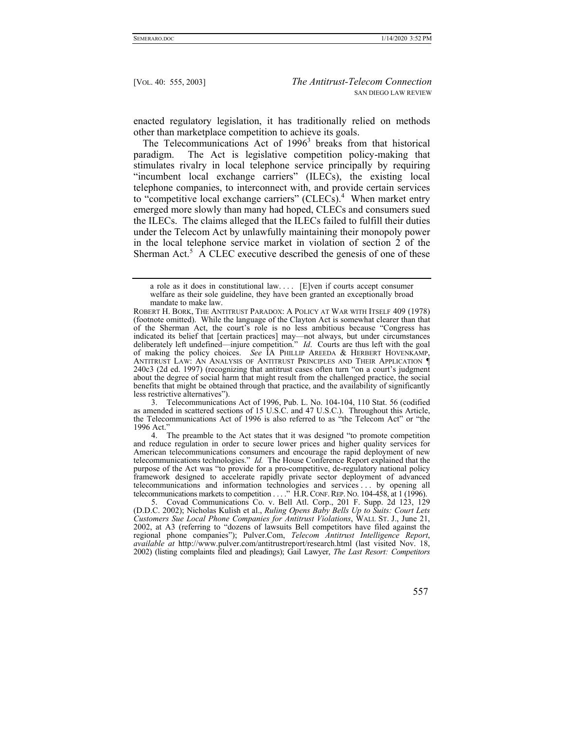enacted regulatory legislation, it has traditionally relied on methods other than marketplace competition to achieve its goals.

The Telecommunications Act of 1996[3] breaks from that historical paradigm. The Act is legislative competition policy-making that stimulates rivalry in local telephone service principally by requiring "incumbent local exchange carriers" (ILECs), the existing local telephone companies, to interconnect with, and provide certain services to "competitive local exchange carriers" (CLECs).[4] When market entry emerged more slowly than many had hoped, CLECs and consumers sued the ILECs. The claims alleged that the ILECs failed to fulfill their duties under the Telecom Act by unlawfully maintaining their monopoly power in the local telephone service market in violation of section 2 of the Sherman Act.[5] A CLEC executive described the genesis of one of these

---

> a role as it does in constitutional law. . . . [E]ven if courts accept consumer welfare as their sole guideline, they have been granted an exceptionally broad mandate to make law.

ROBERT H. BORK, THE ANTITRUST PARADOX: A POLICY AT WAR WITH ITSELF 409 (1978) (footnote omitted). While the language of the Clayton Act is somewhat clearer than that of the Sherman Act, the court's role is no less ambitious because "Congress has indicated its belief that [certain practices] may—not always, but under circumstances deliberately left undefined—injure competition." *Id*. Courts are thus left with the goal of making the policy choices. *See* IA PHILLIP AREEDA & HERBERT HOVENKAMP, ANTITRUST LAW: AN ANALYSIS OF ANTITRUST PRINCIPLES AND THEIR APPLICATION ¶ 240c3 (2d ed. 1997) (recognizing that antitrust cases often turn "on a court's judgment about the degree of social harm that might result from the challenged practice, the social benefits that might be obtained through that practice, and the availability of significantly less restrictive alternatives").

3. Telecommunications Act of 1996, Pub. L. No. 104-104, 110 Stat. 56 (codified as amended in scattered sections of 15 U.S.C. and 47 U.S.C.). Throughout this Article, the Telecommunications Act of 1996 is also referred to as "the Telecom Act" or "the 1996 Act."

4. The preamble to the Act states that it was designed "to promote competition and reduce regulation in order to secure lower prices and higher quality services for American telecommunications consumers and encourage the rapid deployment of new telecommunications technologies." *Id.* The House Conference Report explained that the purpose of the Act was "to provide for a pro-competitive, de-regulatory national policy framework designed to accelerate rapidly private sector deployment of advanced telecommunications and information technologies and services . . . by opening all telecommunications markets to competition . . . ." H.R. CONF. REP. NO. 104-458, at 1 (1996).

5. Covad Communications Co. v. Bell Atl. Corp., 201 F. Supp. 2d 123, 129 (D.D.C. 2002); Nicholas Kulish et al., *Ruling Opens Baby Bells Up to Suits: Court Lets Customers Sue Local Phone Companies for Antitrust Violations*, WALL ST. J., June 21, 2002, at A3 (referring to "dozens of lawsuits Bell competitors have filed against the regional phone companies"); Pulver.Com, *Telecom Antitrust Intelligence Report*, *available at* http://www.pulver.com/antitrustreport/research.html (last visited Nov. 18, 2002) (listing complaints filed and pleadings); Gail Lawyer, *The Last Resort: Competitors*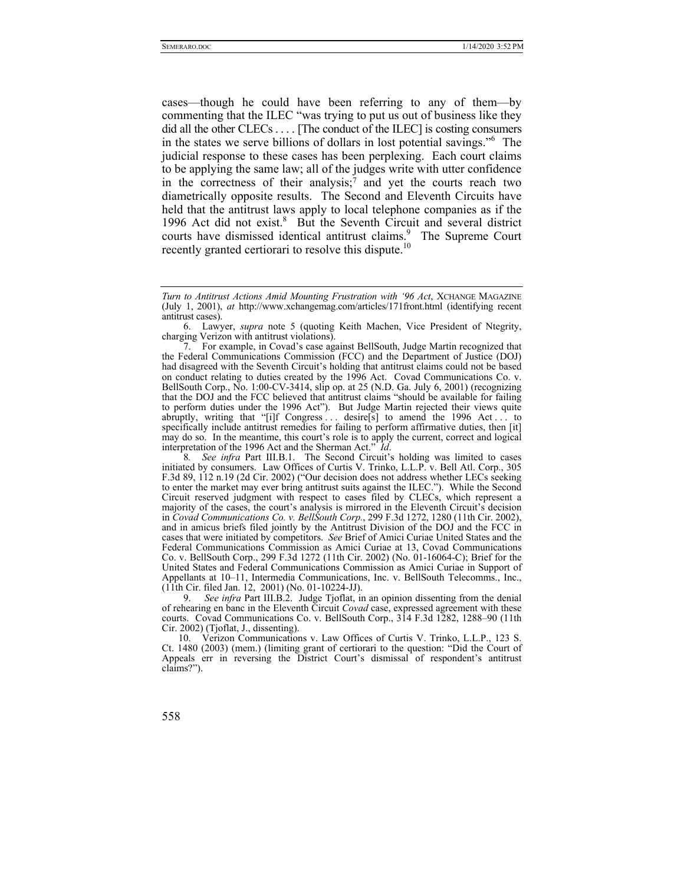cases—though he could have been referring to any of them—by commenting that the ILEC "was trying to put us out of business like they did all the other CLECs . . . . [The conduct of the ILEC] is costing consumers in the states we serve billions of dollars in lost potential savings."[6] The judicial response to these cases has been perplexing. Each court claims to be applying the same law; all of the judges write with utter confidence in the correctness of their analysis;[7] and yet the courts reach two diametrically opposite results. The Second and Eleventh Circuits have held that the antitrust laws apply to local telephone companies as if the 1996 Act did not exist.[8] But the Seventh Circuit and several district courts have dismissed identical antitrust claims.[9] The Supreme Court recently granted certiorari to resolve this dispute.[10]

---

*Turn to Antitrust Actions Amid Mounting Frustration with '96 Act*, XCHANGE MAGAZINE (July 1, 2001), *at* http://www.xchangemag.com/articles/171front.html (identifying recent antitrust cases).

6. Lawyer, *supra* note 5 (quoting Keith Machen, Vice President of Ntegrity, charging Verizon with antitrust violations).

7. For example, in Covad's case against BellSouth, Judge Martin recognized that the Federal Communications Commission (FCC) and the Department of Justice (DOJ) had disagreed with the Seventh Circuit's holding that antitrust claims could not be based on conduct relating to duties created by the 1996 Act. Covad Communications Co. v. BellSouth Corp., No. 1:00-CV-3414, slip op. at 25 (N.D. Ga. July 6, 2001) (recognizing that the DOJ and the FCC believed that antitrust claims "should be available for failing to perform duties under the 1996 Act"). But Judge Martin rejected their views quite abruptly, writing that "[i]f Congress . . . desire[s] to amend the 1996 Act . . . to specifically include antitrust remedies for failing to perform affirmative duties, then [it] may do so. In the meantime, this court's role is to apply the current, correct and logical interpretation of the 1996 Act and the Sherman Act." *Id*.

8*. See infra* Part III.B.1. The Second Circuit's holding was limited to cases initiated by consumers. Law Offices of Curtis V. Trinko, L.L.P. v. Bell Atl. Corp., 305 F.3d 89, 112 n.19 (2d Cir. 2002) ("Our decision does not address whether LECs seeking to enter the market may ever bring antitrust suits against the ILEC."). While the Second Circuit reserved judgment with respect to cases filed by CLECs, which represent a majority of the cases, the court's analysis is mirrored in the Eleventh Circuit's decision in *Covad Communications Co. v. BellSouth Corp.*, 299 F.3d 1272, 1280 (11th Cir. 2002), and in amicus briefs filed jointly by the Antitrust Division of the DOJ and the FCC in cases that were initiated by competitors. *See* Brief of Amici Curiae United States and the Federal Communications Commission as Amici Curiae at 13, Covad Communications Co. v. BellSouth Corp., 299 F.3d 1272 (11th Cir. 2002) (No. 01-16064-C); Brief for the United States and Federal Communications Commission as Amici Curiae in Support of Appellants at 10–11, Intermedia Communications, Inc. v. BellSouth Telecomms., Inc., (11th Cir. filed Jan. 12, 2001) (No. 01-10224-JJ).

9. *See infra* Part III.B.2. Judge Tjoflat, in an opinion dissenting from the denial of rehearing en banc in the Eleventh Circuit *Covad* case, expressed agreement with these courts. Covad Communications Co. v. BellSouth Corp., 314 F.3d 1282, 1288–90 (11th Cir. 2002) (Tjoflat, J., dissenting).

10. Verizon Communications v. Law Offices of Curtis V. Trinko, L.L.P., 123 S. Ct. 1480 (2003) (mem.) (limiting grant of certiorari to the question: "Did the Court of Appeals err in reversing the District Court's dismissal of respondent's antitrust claims?").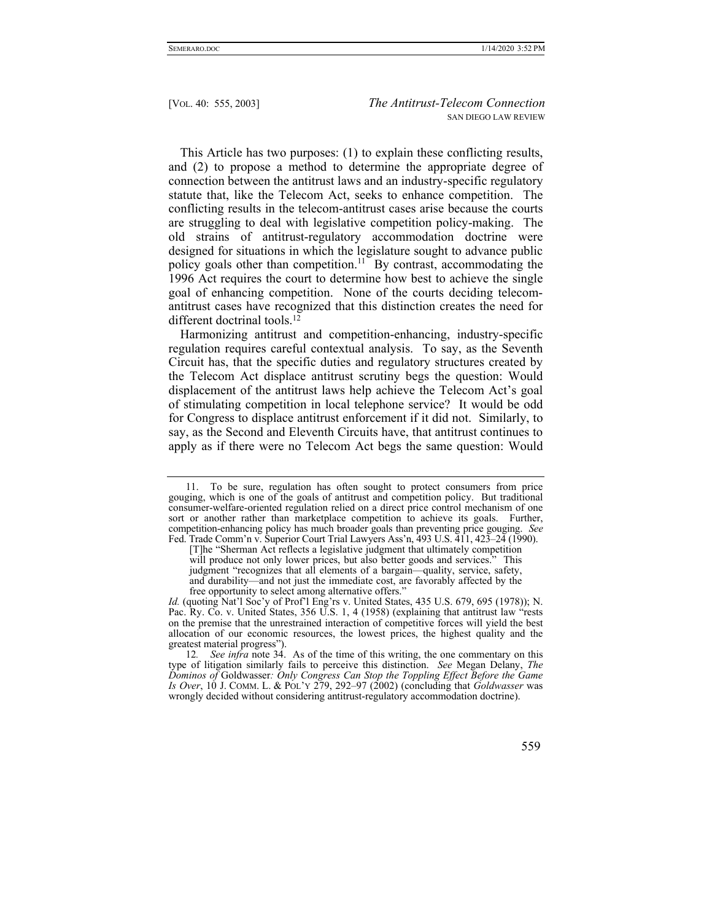This Article has two purposes: (1) to explain these conflicting results, and (2) to propose a method to determine the appropriate degree of connection between the antitrust laws and an industry-specific regulatory statute that, like the Telecom Act, seeks to enhance competition. The conflicting results in the telecom-antitrust cases arise because the courts are struggling to deal with legislative competition policy-making. The old strains of antitrust-regulatory accommodation doctrine were designed for situations in which the legislature sought to advance public policy goals other than competition.[11] By contrast, accommodating the 1996 Act requires the court to determine how best to achieve the single goal of enhancing competition. None of the courts deciding telecom-antitrust cases have recognized that this distinction creates the need for different doctrinal tools.[12]

Harmonizing antitrust and competition-enhancing, industry-specific regulation requires careful contextual analysis. To say, as the Seventh Circuit has, that the specific duties and regulatory structures created by the Telecom Act displace antitrust scrutiny begs the question: Would displacement of the antitrust laws help achieve the Telecom Act's goal of stimulating competition in local telephone service? It would be odd for Congress to displace antitrust enforcement if it did not. Similarly, to say, as the Second and Eleventh Circuits have, that antitrust continues to apply as if there were no Telecom Act begs the same question: Would

---

11. To be sure, regulation has often sought to protect consumers from price gouging, which is one of the goals of antitrust and competition policy. But traditional consumer-welfare-oriented regulation relied on a direct price control mechanism of one sort or another rather than marketplace competition to achieve its goals. Further, competition-enhancing policy has much broader goals than preventing price gouging. *See* Fed. Trade Comm'n v. Superior Court Trial Lawyers Ass'n, 493 U.S. 411, 423–24 (1990).

> [T]he "Sherman Act reflects a legislative judgment that ultimately competition will produce not only lower prices, but also better goods and services." This judgment "recognizes that all elements of a bargain—quality, service, safety, and durability—and not just the immediate cost, are favorably affected by the free opportunity to select among alternative offers."

*Id.* (quoting Nat'l Soc'y of Prof'l Eng'rs v. United States, 435 U.S. 679, 695 (1978)); N. Pac. Ry. Co. v. United States, 356 U.S. 1, 4 (1958) (explaining that antitrust law "rests on the premise that the unrestrained interaction of competitive forces will yield the best allocation of our economic resources, the lowest prices, the highest quality and the greatest material progress").

12. *See infra* note 34. As of the time of this writing, the one commentary on this type of litigation similarly fails to perceive this distinction. *See* Megan Delany, *The Dominos of* Goldwasser*: Only Congress Can Stop the Toppling Effect Before the Game Is Over*, 10 J. COMM. L. & POL'Y 279, 292–97 (2002) (concluding that *Goldwasser* was wrongly decided without considering antitrust-regulatory accommodation doctrine).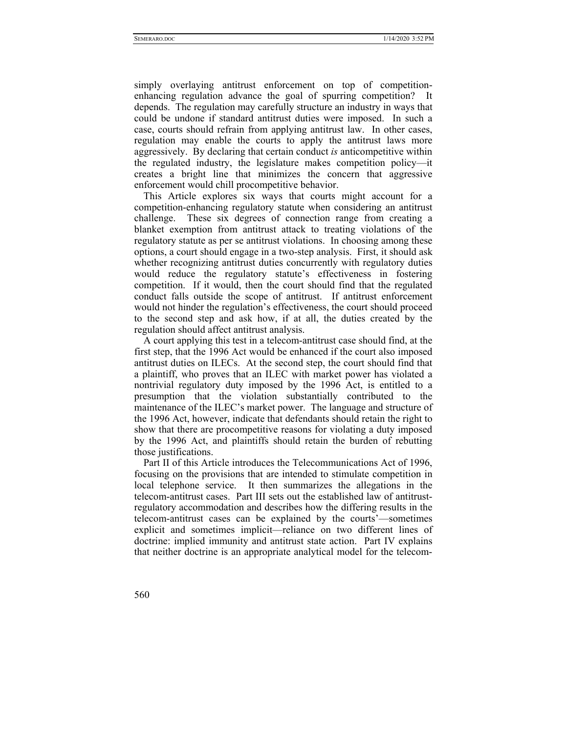simply overlaying antitrust enforcement on top of competition-enhancing regulation advance the goal of spurring competition? It depends. The regulation may carefully structure an industry in ways that could be undone if standard antitrust duties were imposed. In such a case, courts should refrain from applying antitrust law. In other cases, regulation may enable the courts to apply the antitrust laws more aggressively. By declaring that certain conduct *is* anticompetitive within the regulated industry, the legislature makes competition policy—it creates a bright line that minimizes the concern that aggressive enforcement would chill procompetitive behavior.

This Article explores six ways that courts might account for a competition-enhancing regulatory statute when considering an antitrust challenge. These six degrees of connection range from creating a blanket exemption from antitrust attack to treating violations of the regulatory statute as per se antitrust violations. In choosing among these options, a court should engage in a two-step analysis. First, it should ask whether recognizing antitrust duties concurrently with regulatory duties would reduce the regulatory statute's effectiveness in fostering competition. If it would, then the court should find that the regulated conduct falls outside the scope of antitrust. If antitrust enforcement would not hinder the regulation's effectiveness, the court should proceed to the second step and ask how, if at all, the duties created by the regulation should affect antitrust analysis.

A court applying this test in a telecom-antitrust case should find, at the first step, that the 1996 Act would be enhanced if the court also imposed antitrust duties on ILECs. At the second step, the court should find that a plaintiff, who proves that an ILEC with market power has violated a nontrivial regulatory duty imposed by the 1996 Act, is entitled to a presumption that the violation substantially contributed to the maintenance of the ILEC's market power. The language and structure of the 1996 Act, however, indicate that defendants should retain the right to show that there are procompetitive reasons for violating a duty imposed by the 1996 Act, and plaintiffs should retain the burden of rebutting those justifications.

Part II of this Article introduces the Telecommunications Act of 1996, focusing on the provisions that are intended to stimulate competition in local telephone service. It then summarizes the allegations in the telecom-antitrust cases. Part III sets out the established law of antitrust-regulatory accommodation and describes how the differing results in the telecom-antitrust cases can be explained by the courts'—sometimes explicit and sometimes implicit—reliance on two different lines of doctrine: implied immunity and antitrust state action. Part IV explains that neither doctrine is an appropriate analytical model for the telecom-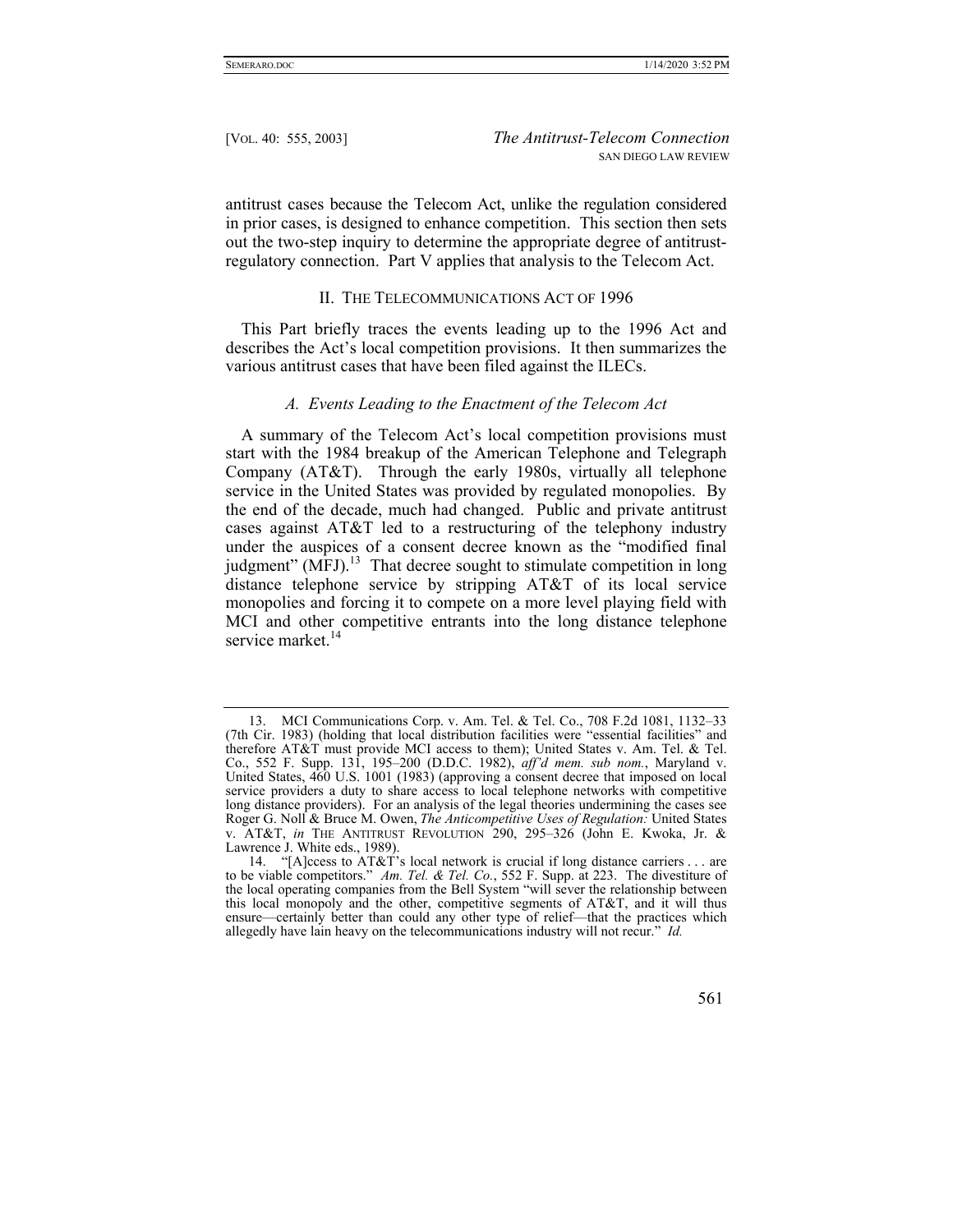antitrust cases because the Telecom Act, unlike the regulation considered in prior cases, is designed to enhance competition. This section then sets out the two-step inquiry to determine the appropriate degree of antitrust-regulatory connection. Part V applies that analysis to the Telecom Act.

## II. The Telecommunications Act of 1996

This Part briefly traces the events leading up to the 1996 Act and describes the Act's local competition provisions. It then summarizes the various antitrust cases that have been filed against the ILECs.

### *A. Events Leading to the Enactment of the Telecom Act*

A summary of the Telecom Act's local competition provisions must start with the 1984 breakup of the American Telephone and Telegraph Company (AT&T). Through the early 1980s, virtually all telephone service in the United States was provided by regulated monopolies. By the end of the decade, much had changed. Public and private antitrust cases against AT&T led to a restructuring of the telephony industry under the auspices of a consent decree known as the "modified final judgment" (MFJ).[13] That decree sought to stimulate competition in long distance telephone service by stripping AT&T of its local service monopolies and forcing it to compete on a more level playing field with MCI and other competitive entrants into the long distance telephone service market.[14]

---

13. MCI Communications Corp. v. Am. Tel. & Tel. Co., 708 F.2d 1081, 1132–33 (7th Cir. 1983) (holding that local distribution facilities were "essential facilities" and therefore AT&T must provide MCI access to them); United States v. Am. Tel. & Tel. Co., 552 F. Supp. 131, 195–200 (D.D.C. 1982), *aff'd mem. sub nom.*, Maryland v. United States, 460 U.S. 1001 (1983) (approving a consent decree that imposed on local service providers a duty to share access to local telephone networks with competitive long distance providers). For an analysis of the legal theories undermining the cases see Roger G. Noll & Bruce M. Owen, *The Anticompetitive Uses of Regulation:* United States v. AT&T, *in* THE ANTITRUST REVOLUTION 290, 295–326 (John E. Kwoka, Jr. & Lawrence J. White eds., 1989).

14. "[A]ccess to AT&T's local network is crucial if long distance carriers . . . are to be viable competitors." *Am. Tel. & Tel. Co.*, 552 F. Supp. at 223. The divestiture of the local operating companies from the Bell System "will sever the relationship between this local monopoly and the other, competitive segments of AT&T, and it will thus ensure—certainly better than could any other type of relief—that the practices which allegedly have lain heavy on the telecommunications industry will not recur." *Id.*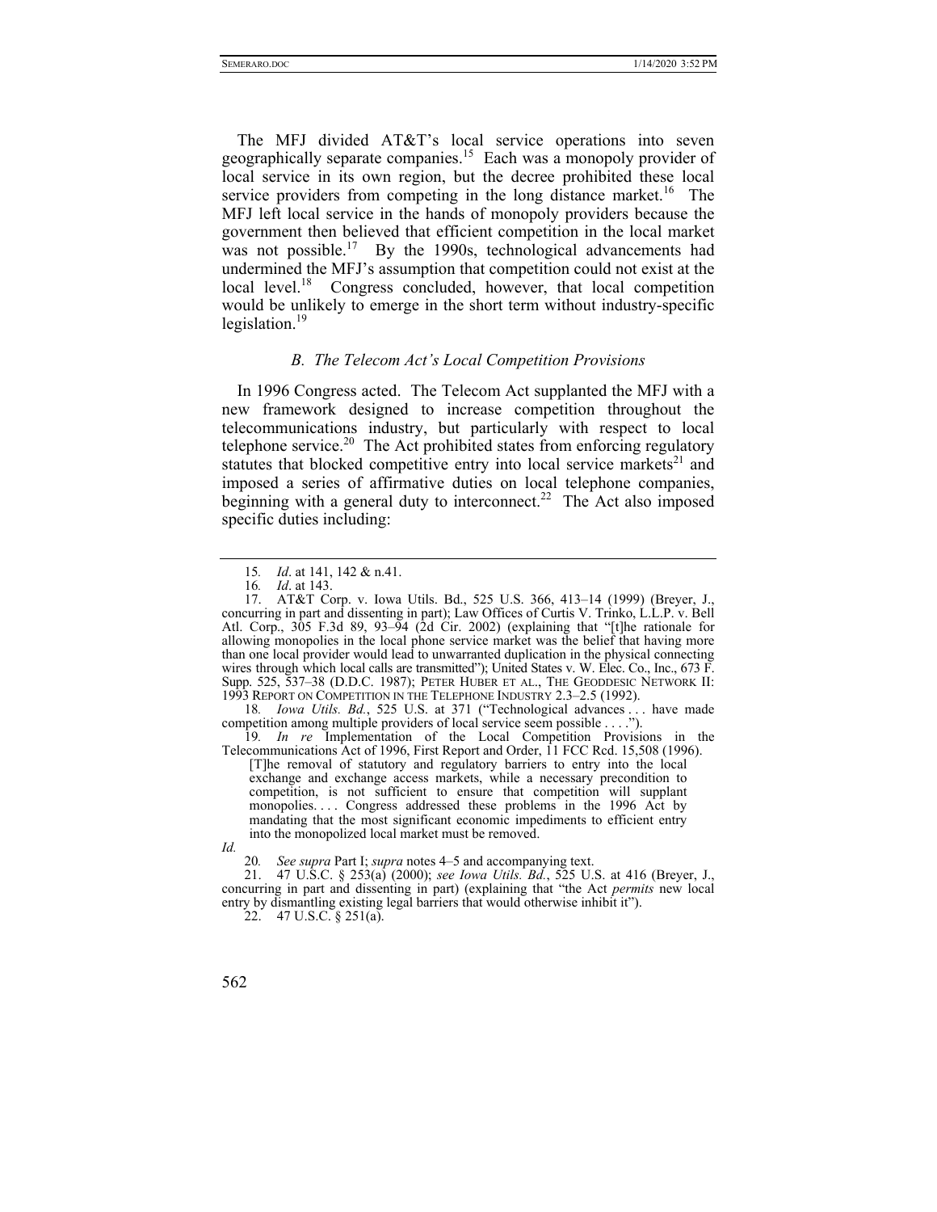The MFJ divided AT&T's local service operations into seven geographically separate companies.[15] Each was a monopoly provider of local service in its own region, but the decree prohibited these local service providers from competing in the long distance market.[16] The MFJ left local service in the hands of monopoly providers because the government then believed that efficient competition in the local market was not possible.[17] By the 1990s, technological advancements had undermined the MFJ's assumption that competition could not exist at the local level.[18] Congress concluded, however, that local competition would be unlikely to emerge in the short term without industry-specific legislation.[19]

### *B. The Telecom Act's Local Competition Provisions*

In 1996 Congress acted. The Telecom Act supplanted the MFJ with a new framework designed to increase competition throughout the telecommunications industry, but particularly with respect to local telephone service.[20] The Act prohibited states from enforcing regulatory statutes that blocked competitive entry into local service markets[21] and imposed a series of affirmative duties on local telephone companies, beginning with a general duty to interconnect.[22] The Act also imposed specific duties including:

---

15. *Id*. at 141, 142 & n.41.

16. *Id*. at 143.

17. AT&T Corp. v. Iowa Utils. Bd., 525 U.S. 366, 413–14 (1999) (Breyer, J., concurring in part and dissenting in part); Law Offices of Curtis V. Trinko, L.L.P. v. Bell Atl. Corp., 305 F.3d 89, 93–94 (2d Cir. 2002) (explaining that "[t]he rationale for allowing monopolies in the local phone service market was the belief that having more than one local provider would lead to unwarranted duplication in the physical connecting wires through which local calls are transmitted"); United States v. W. Elec. Co., Inc., 673 F. Supp. 525, 537–38 (D.D.C. 1987); PETER HUBER ET AL., THE GEODESIC NETWORK II: 1993 REPORT ON COMPETITION IN THE TELEPHONE INDUSTRY 2.3–2.5 (1992).

18. *Iowa Utils. Bd.*, 525 U.S. at 371 ("Technological advances . . . have made competition among multiple providers of local service seem possible . . . .").

19. *In re* Implementation of the Local Competition Provisions in the Telecommunications Act of 1996, First Report and Order, 11 FCC Rcd. 15,508 (1996).

> [T]he removal of statutory and regulatory barriers to entry into the local exchange and exchange access markets, while a necessary precondition to competition, is not sufficient to ensure that competition will supplant monopolies. . . . Congress addressed these problems in the 1996 Act by mandating that the most significant economic impediments to efficient entry into the monopolized local market must be removed.

*Id.*

20. *See supra* Part I; *supra* notes 4–5 and accompanying text.

21. 47 U.S.C. § 253(a) (2000); *see Iowa Utils. Bd.*, 525 U.S. at 416 (Breyer, J., concurring in part and dissenting in part) (explaining that "the Act *permits* new local entry by dismantling existing legal barriers that would otherwise inhibit it").

22. 47 U.S.C. § 251(a).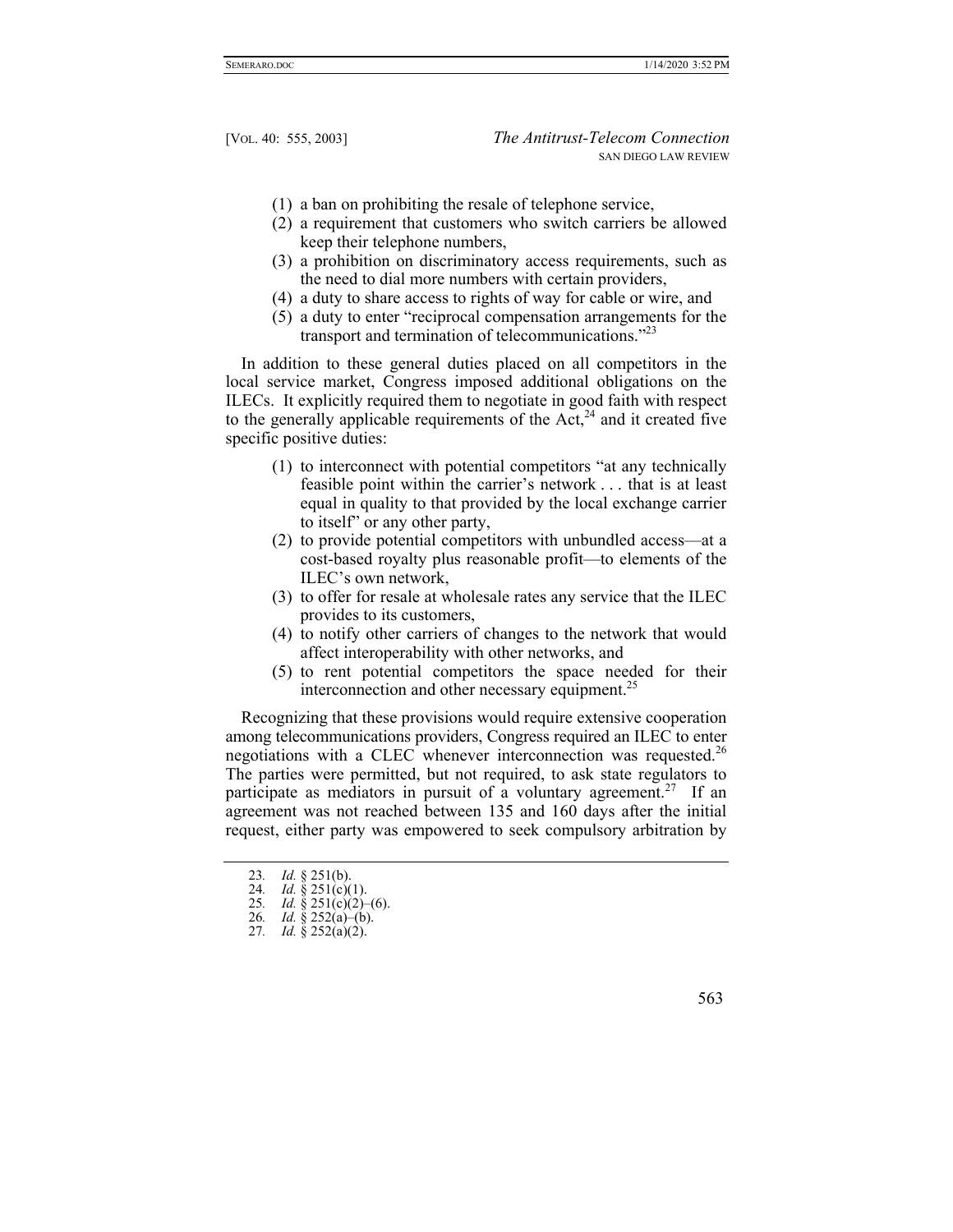(1) a ban on prohibiting the resale of telephone service,

(2) a requirement that customers who switch carriers be allowed keep their telephone numbers,

(3) a prohibition on discriminatory access requirements, such as the need to dial more numbers with certain providers,

(4) a duty to share access to rights of way for cable or wire, and

(5) a duty to enter "reciprocal compensation arrangements for the transport and termination of telecommunications."[23]

In addition to these general duties placed on all competitors in the local service market, Congress imposed additional obligations on the ILECs. It explicitly required them to negotiate in good faith with respect to the generally applicable requirements of the Act,[24] and it created five specific positive duties:

(1) to interconnect with potential competitors "at any technically feasible point within the carrier's network . . . that is at least equal in quality to that provided by the local exchange carrier to itself" or any other party,

(2) to provide potential competitors with unbundled access—at a cost-based royalty plus reasonable profit—to elements of the ILEC's own network,

(3) to offer for resale at wholesale rates any service that the ILEC provides to its customers,

(4) to notify other carriers of changes to the network that would affect interoperability with other networks, and

(5) to rent potential competitors the space needed for their interconnection and other necessary equipment.[25]

Recognizing that these provisions would require extensive cooperation among telecommunications providers, Congress required an ILEC to enter negotiations with a CLEC whenever interconnection was requested.[26] The parties were permitted, but not required, to ask state regulators to participate as mediators in pursuit of a voluntary agreement.[27] If an agreement was not reached between 135 and 160 days after the initial request, either party was empowered to seek compulsory arbitration by

---

23. *Id.* § 251(b).
24. *Id.* § 251(c)(1).
25. *Id.* § 251(c)(2)–(6).
26. *Id.* § 252(a)–(b).
27. *Id.* § 252(a)(2).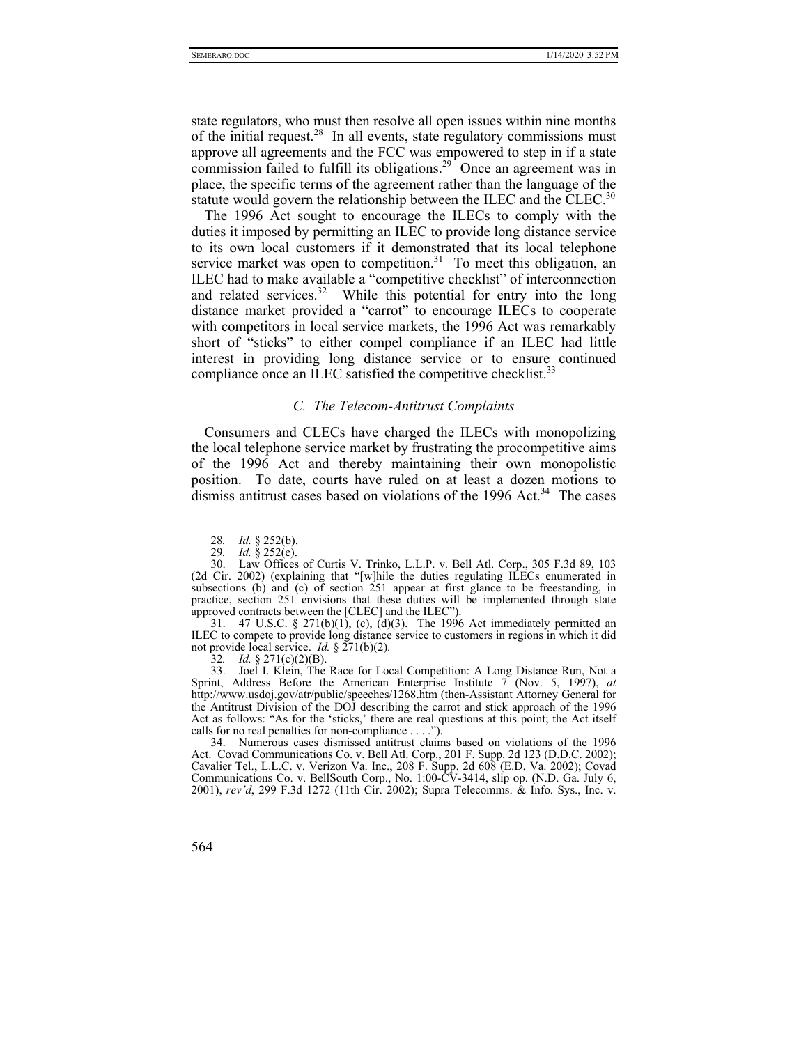state regulators, who must then resolve all open issues within nine months of the initial request.[28] In all events, state regulatory commissions must approve all agreements and the FCC was empowered to step in if a state commission failed to fulfill its obligations.[29] Once an agreement was in place, the specific terms of the agreement rather than the language of the statute would govern the relationship between the ILEC and the CLEC.[30]

The 1996 Act sought to encourage the ILECs to comply with the duties it imposed by permitting an ILEC to provide long distance service to its own local customers if it demonstrated that its local telephone service market was open to competition.[31] To meet this obligation, an ILEC had to make available a "competitive checklist" of interconnection and related services.[32] While this potential for entry into the long distance market provided a "carrot" to encourage ILECs to cooperate with competitors in local service markets, the 1996 Act was remarkably short of "sticks" to either compel compliance if an ILEC had little interest in providing long distance service or to ensure continued compliance once an ILEC satisfied the competitive checklist.[33]

### *C. The Telecom-Antitrust Complaints*

Consumers and CLECs have charged the ILECs with monopolizing the local telephone service market by frustrating the procompetitive aims of the 1996 Act and thereby maintaining their own monopolistic position. To date, courts have ruled on at least a dozen motions to dismiss antitrust cases based on violations of the 1996 Act.[34] The cases

---

28. *Id.* § 252(b).

29. *Id.* § 252(e).

30. Law Offices of Curtis V. Trinko, L.L.P. v. Bell Atl. Corp., 305 F.3d 89, 103 (2d Cir. 2002) (explaining that "[w]hile the duties regulating ILECs enumerated in subsections (b) and (c) of section 251 appear at first glance to be freestanding, in practice, section 251 envisions that these duties will be implemented through state approved contracts between the [CLEC] and the ILEC").

31. 47 U.S.C. § 271(b)(1), (c), (d)(3). The 1996 Act immediately permitted an ILEC to compete to provide long distance service to customers in regions in which it did not provide local service. *Id.* § 271(b)(2).

32. *Id.* § 271(c)(2)(B).

33. Joel I. Klein, The Race for Local Competition: A Long Distance Run, Not a Sprint, Address Before the American Enterprise Institute 7 (Nov. 5, 1997), *at* http://www.usdoj.gov/atr/public/speeches/1268.htm (then-Assistant Attorney General for the Antitrust Division of the DOJ describing the carrot and stick approach of the 1996 Act as follows: "As for the 'sticks,' there are real questions at this point; the Act itself calls for no real penalties for non-compliance . . . .").

34. Numerous cases dismissed antitrust claims based on violations of the 1996 Act. Covad Communications Co. v. Bell Atl. Corp., 201 F. Supp. 2d 123 (D.D.C. 2002); Cavalier Tel., L.L.C. v. Verizon Va. Inc., 208 F. Supp. 2d 608 (E.D. Va. 2002); Covad Communications Co. v. BellSouth Corp., No. 1:00-CV-3414, slip op. (N.D. Ga. July 6, 2001), *rev'd*, 299 F.3d 1272 (11th Cir. 2002); Supra Telecomms. & Info. Sys., Inc. v.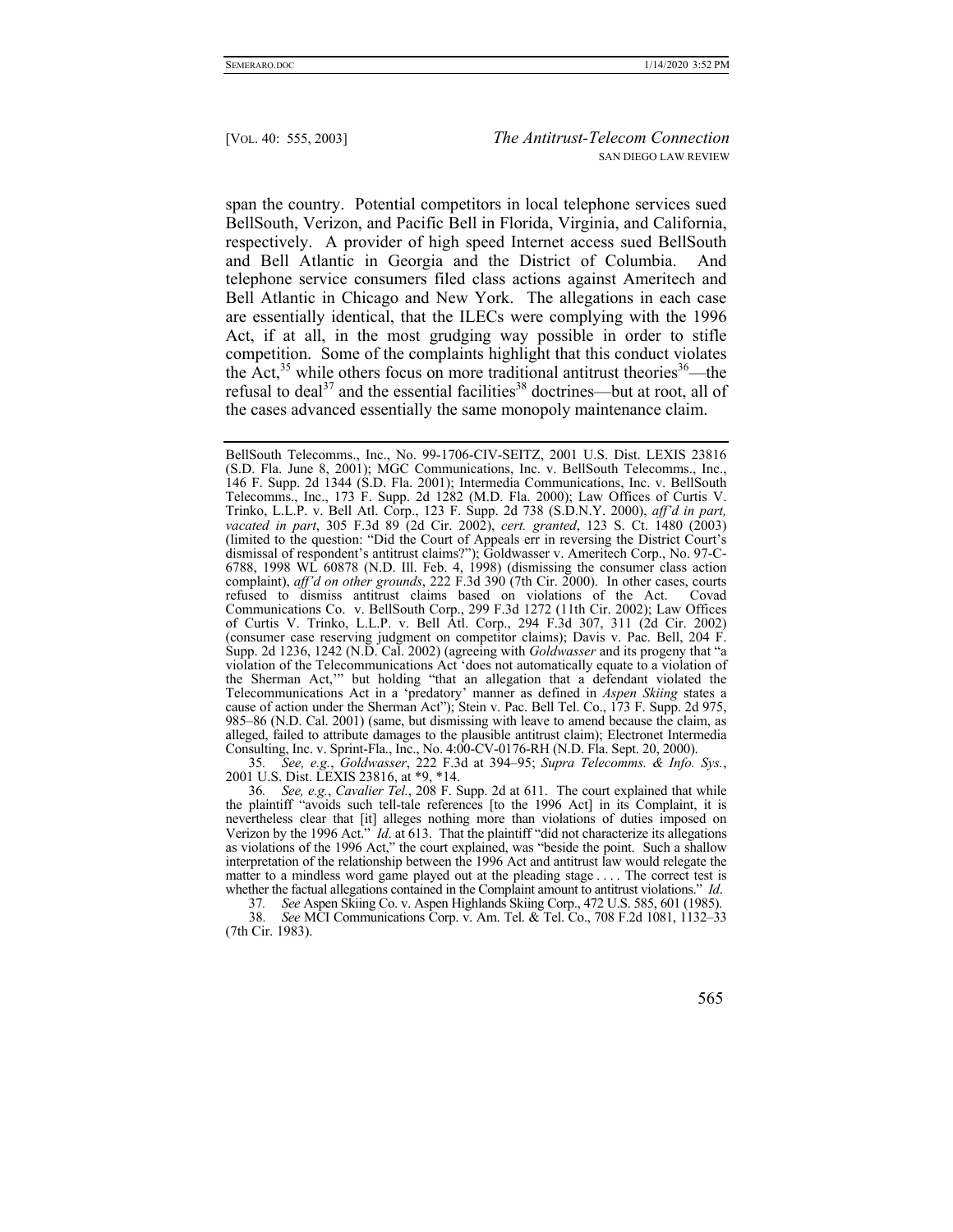span the country. Potential competitors in local telephone services sued BellSouth, Verizon, and Pacific Bell in Florida, Virginia, and California, respectively. A provider of high speed Internet access sued BellSouth and Bell Atlantic in Georgia and the District of Columbia. And telephone service consumers filed class actions against Ameritech and Bell Atlantic in Chicago and New York. The allegations in each case are essentially identical, that the ILECs were complying with the 1996 Act, if at all, in the most grudging way possible in order to stifle competition. Some of the complaints highlight that this conduct violates the Act,[35] while others focus on more traditional antitrust theories[36]—the refusal to deal[37] and the essential facilities[38] doctrines—but at root, all of the cases advanced essentially the same monopoly maintenance claim.

---

BellSouth Telecomms., Inc., No. 99-1706-CIV-SEITZ, 2001 U.S. Dist. LEXIS 23816 (S.D. Fla. June 8, 2001); MGC Communications, Inc. v. BellSouth Telecomms., Inc., 146 F. Supp. 2d 1344 (S.D. Fla. 2001); Intermedia Communications, Inc. v. BellSouth Telecomms., Inc., 173 F. Supp. 2d 1282 (M.D. Fla. 2000); Law Offices of Curtis V. Trinko, L.L.P. v. Bell Atl. Corp., 123 F. Supp. 2d 738 (S.D.N.Y. 2000), *aff'd in part, vacated in part*, 305 F.3d 89 (2d Cir. 2002), *cert. granted*, 123 S. Ct. 1480 (2003) (limited to the question: "Did the Court of Appeals err in reversing the District Court's dismissal of respondent's antitrust claims?"); Goldwasser v. Ameritech Corp., No. 97-C-6788, 1998 WL 60878 (N.D. Ill. Feb. 4, 1998) (dismissing the consumer class action complaint), *aff'd on other grounds*, 222 F.3d 390 (7th Cir. 2000). In other cases, courts refused to dismiss antitrust claims based on violations of the Act. Covad Communications Co. v. BellSouth Corp., 299 F.3d 1272 (11th Cir. 2002); Law Offices of Curtis V. Trinko, L.L.P. v. Bell Atl. Corp., 294 F.3d 307, 311 (2d Cir. 2002) (consumer case reserving judgment on competitor claims); Davis v. Pac. Bell, 204 F. Supp. 2d 1236, 1242 (N.D. Cal. 2002) (agreeing with *Goldwasser* and its progeny that "a violation of the Telecommunications Act 'does not automatically equate to a violation of the Sherman Act,'" but holding "that an allegation that a defendant violated the Telecommunications Act in a 'predatory' manner as defined in *Aspen Skiing* states a cause of action under the Sherman Act"); Stein v. Pac. Bell Tel. Co., 173 F. Supp. 2d 975, 985–86 (N.D. Cal. 2001) (same, but dismissing with leave to amend because the claim, as alleged, failed to attribute damages to the plausible antitrust claim); Electronet Intermedia Consulting, Inc. v. Sprint-Fla., Inc., No. 4:00-CV-0176-RH (N.D. Fla. Sept. 20, 2000).

35. *See, e.g.*, *Goldwasser*, 222 F.3d at 394–95; *Supra Telecomms. & Info. Sys.*, 2001 U.S. Dist. LEXIS 23816, at \*9, \*14.

36. *See, e.g.*, *Cavalier Tel.*, 208 F. Supp. 2d at 611. The court explained that while the plaintiff "avoids such tell-tale references [to the 1996 Act] in its Complaint, it is nevertheless clear that [it] alleges nothing more than violations of duties imposed on Verizon by the 1996 Act." *Id*. at 613. That the plaintiff "did not characterize its allegations as violations of the 1996 Act," the court explained, was "beside the point. Such a shallow interpretation of the relationship between the 1996 Act and antitrust law would relegate the matter to a mindless word game played out at the pleading stage . . . . The correct test is whether the factual allegations contained in the Complaint amount to antitrust violations." *Id*.

37. *See* Aspen Skiing Co. v. Aspen Highlands Skiing Corp., 472 U.S. 585, 601 (1985).

38. *See* MCI Communications Corp. v. Am. Tel. & Tel. Co., 708 F.2d 1081, 1132–33 (7th Cir. 1983).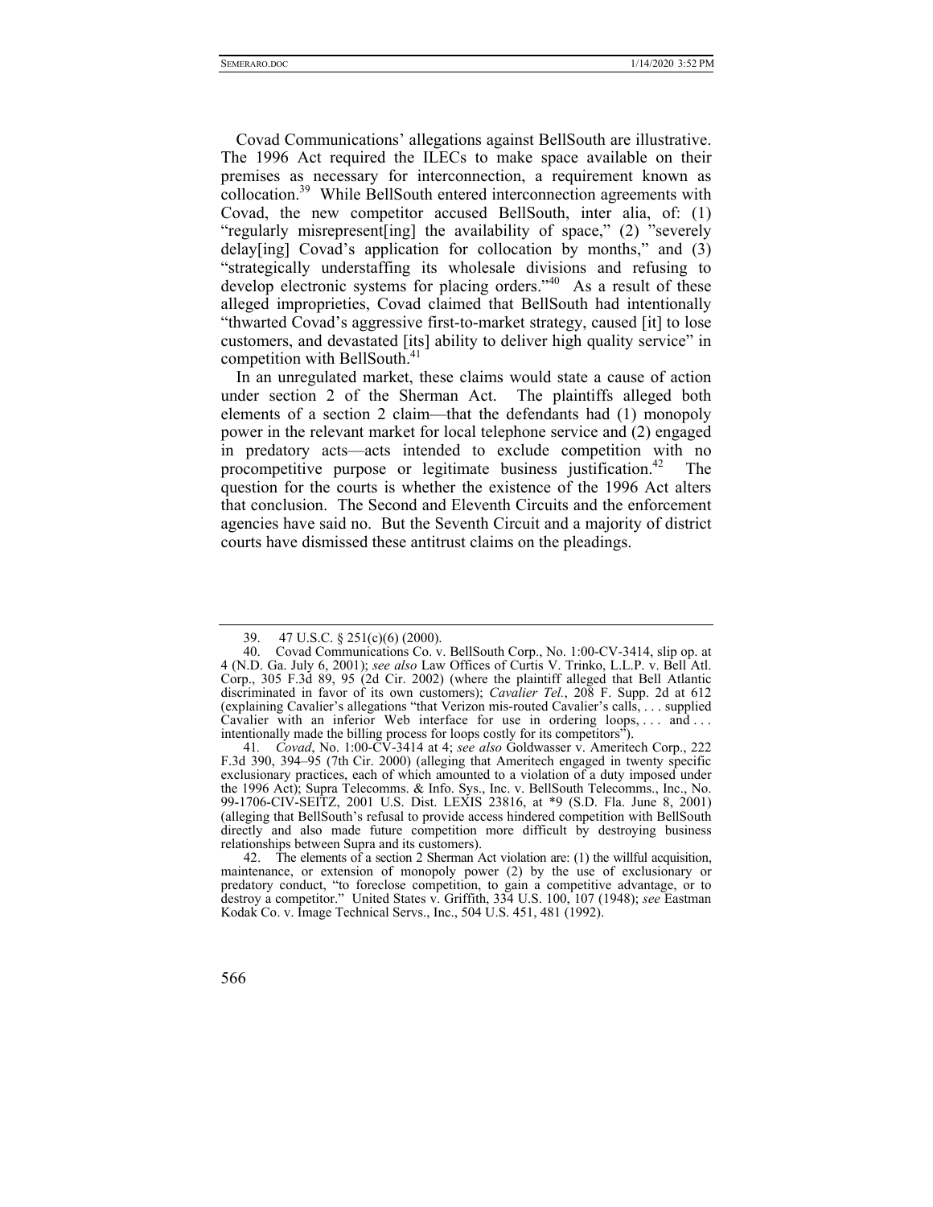Covad Communications' allegations against BellSouth are illustrative. The 1996 Act required the ILECs to make space available on their premises as necessary for interconnection, a requirement known as collocation.[39] While BellSouth entered interconnection agreements with Covad, the new competitor accused BellSouth, inter alia, of: (1) "regularly misrepresent[ing] the availability of space," (2) "severely delay[ing] Covad's application for collocation by months," and (3) "strategically understaffing its wholesale divisions and refusing to develop electronic systems for placing orders."[40] As a result of these alleged improprieties, Covad claimed that BellSouth had intentionally "thwarted Covad's aggressive first-to-market strategy, caused [it] to lose customers, and devastated [its] ability to deliver high quality service" in competition with BellSouth.[41]

In an unregulated market, these claims would state a cause of action under section 2 of the Sherman Act. The plaintiffs alleged both elements of a section 2 claim—that the defendants had (1) monopoly power in the relevant market for local telephone service and (2) engaged in predatory acts—acts intended to exclude competition with no procompetitive purpose or legitimate business justification.[42] The question for the courts is whether the existence of the 1996 Act alters that conclusion. The Second and Eleventh Circuits and the enforcement agencies have said no. But the Seventh Circuit and a majority of district courts have dismissed these antitrust claims on the pleadings.

---

39. 47 U.S.C. § 251(c)(6) (2000).

40. Covad Communications Co. v. BellSouth Corp., No. 1:00-CV-3414, slip op. at 4 (N.D. Ga. July 6, 2001); *see also* Law Offices of Curtis V. Trinko, L.L.P. v. Bell Atl. Corp., 305 F.3d 89, 95 (2d Cir. 2002) (where the plaintiff alleged that Bell Atlantic discriminated in favor of its own customers); *Cavalier Tel.*, 208 F. Supp. 2d at 612 (explaining Cavalier's allegations "that Verizon mis-routed Cavalier's calls, . . . supplied Cavalier with an inferior Web interface for use in ordering loops, . . . and . . . intentionally made the billing process for loops costly for its competitors").

41. *Covad*, No. 1:00-CV-3414 at 4; *see also* Goldwasser v. Ameritech Corp., 222 F.3d 390, 394–95 (7th Cir. 2000) (alleging that Ameritech engaged in twenty specific exclusionary practices, each of which amounted to a violation of a duty imposed under the 1996 Act); Supra Telecomms. & Info. Sys., Inc. v. BellSouth Telecomms., Inc., No. 99-1706-CIV-SEITZ, 2001 U.S. Dist. LEXIS 23816, at *9 (S.D. Fla. June 8, 2001) (alleging that BellSouth's refusal to provide access hindered competition with BellSouth directly and also made future competition more difficult by destroying business relationships between Supra and its customers).

42. The elements of a section 2 Sherman Act violation are: (1) the willful acquisition, maintenance, or extension of monopoly power (2) by the use of exclusionary or predatory conduct, "to foreclose competition, to gain a competitive advantage, or to destroy a competitor." United States v. Griffith, 334 U.S. 100, 107 (1948); *see* Eastman Kodak Co. v. Image Technical Servs., Inc., 504 U.S. 451, 481 (1992).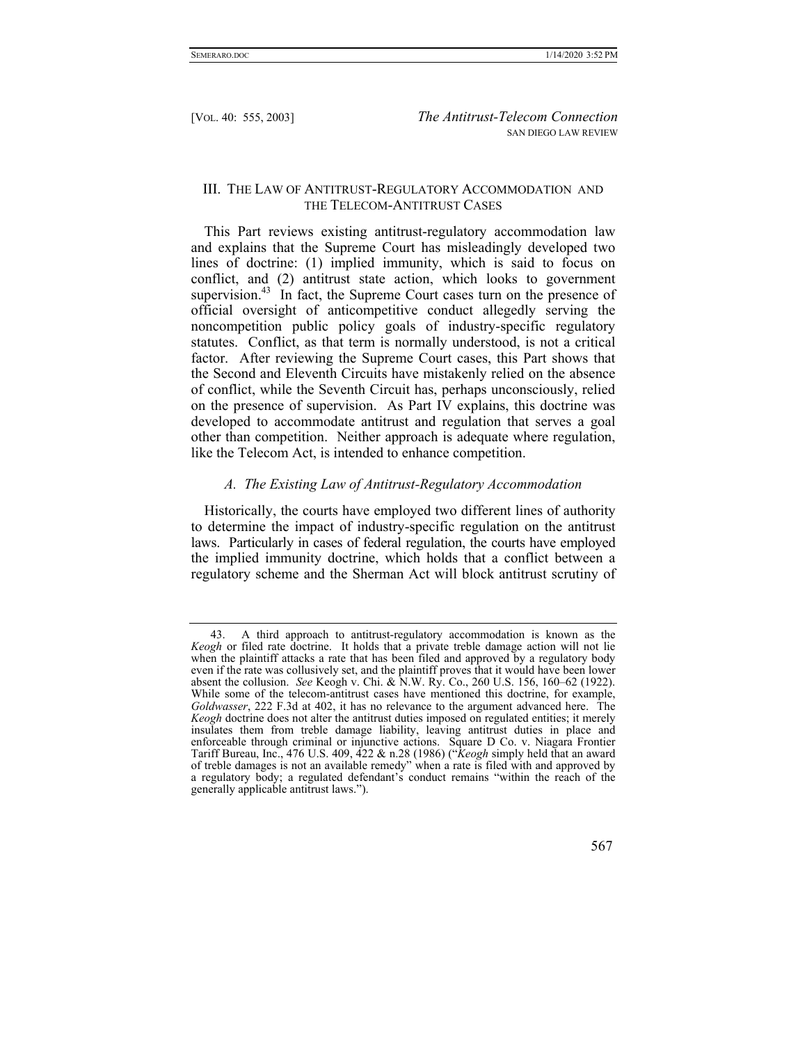## III. THE LAW OF ANTITRUST-REGULATORY ACCOMMODATION AND THE TELECOM-ANTITRUST CASES

This Part reviews existing antitrust-regulatory accommodation law and explains that the Supreme Court has misleadingly developed two lines of doctrine: (1) implied immunity, which is said to focus on conflict, and (2) antitrust state action, which looks to government supervision.[43] In fact, the Supreme Court cases turn on the presence of official oversight of anticompetitive conduct allegedly serving the noncompetition public policy goals of industry-specific regulatory statutes. Conflict, as that term is normally understood, is not a critical factor. After reviewing the Supreme Court cases, this Part shows that the Second and Eleventh Circuits have mistakenly relied on the absence of conflict, while the Seventh Circuit has, perhaps unconsciously, relied on the presence of supervision. As Part IV explains, this doctrine was developed to accommodate antitrust and regulation that serves a goal other than competition. Neither approach is adequate where regulation, like the Telecom Act, is intended to enhance competition.

### *A. The Existing Law of Antitrust-Regulatory Accommodation*

Historically, the courts have employed two different lines of authority to determine the impact of industry-specific regulation on the antitrust laws. Particularly in cases of federal regulation, the courts have employed the implied immunity doctrine, which holds that a conflict between a regulatory scheme and the Sherman Act will block antitrust scrutiny of

---

43. A third approach to antitrust-regulatory accommodation is known as the *Keogh* or filed rate doctrine. It holds that a private treble damage action will not lie when the plaintiff attacks a rate that has been filed and approved by a regulatory body even if the rate was collusively set, and the plaintiff proves that it would have been lower absent the collusion. *See* Keogh v. Chi. & N.W. Ry. Co., 260 U.S. 156, 160–62 (1922). While some of the telecom-antitrust cases have mentioned this doctrine, for example, *Goldwasser*, 222 F.3d at 402, it has no relevance to the argument advanced here. The *Keogh* doctrine does not alter the antitrust duties imposed on regulated entities; it merely insulates them from treble damage liability, leaving antitrust duties in place and enforceable through criminal or injunctive actions. Square D Co. v. Niagara Frontier Tariff Bureau, Inc., 476 U.S. 409, 422 & n.28 (1986) ("*Keogh* simply held that an award of treble damages is not an available remedy" when a rate is filed with and approved by a regulatory body; a regulated defendant's conduct remains "within the reach of the generally applicable antitrust laws.").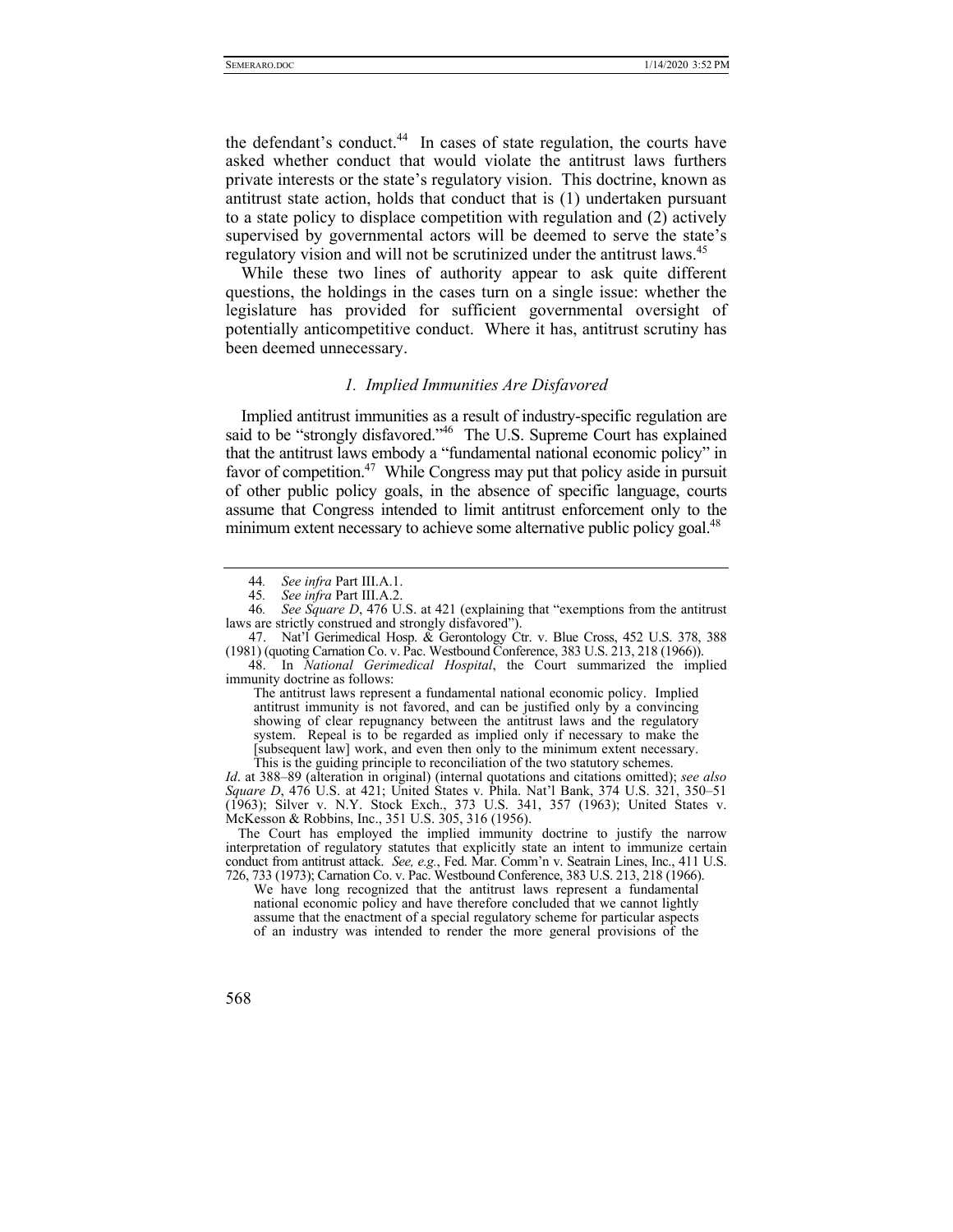the defendant's conduct.[44] In cases of state regulation, the courts have asked whether conduct that would violate the antitrust laws furthers private interests or the state's regulatory vision. This doctrine, known as antitrust state action, holds that conduct that is (1) undertaken pursuant to a state policy to displace competition with regulation and (2) actively supervised by governmental actors will be deemed to serve the state's regulatory vision and will not be scrutinized under the antitrust laws.[45]

While these two lines of authority appear to ask quite different questions, the holdings in the cases turn on a single issue: whether the legislature has provided for sufficient governmental oversight of potentially anticompetitive conduct. Where it has, antitrust scrutiny has been deemed unnecessary.

### *1. Implied Immunities Are Disfavored*

Implied antitrust immunities as a result of industry-specific regulation are said to be "strongly disfavored."[46] The U.S. Supreme Court has explained that the antitrust laws embody a "fundamental national economic policy" in favor of competition.[47] While Congress may put that policy aside in pursuit of other public policy goals, in the absence of specific language, courts assume that Congress intended to limit antitrust enforcement only to the minimum extent necessary to achieve some alternative public policy goal.[48]

---

44. *See infra* Part III.A.1.

45. *See infra* Part III.A.2.

46. *See Square D*, 476 U.S. at 421 (explaining that "exemptions from the antitrust laws are strictly construed and strongly disfavored").

47. Nat'l Gerimedical Hosp. & Gerontology Ctr. v. Blue Cross, 452 U.S. 378, 388 (1981) (quoting Carnation Co. v. Pac. Westbound Conference, 383 U.S. 213, 218 (1966)).

48. In *National Gerimedical Hospital*, the Court summarized the implied immunity doctrine as follows:

> The antitrust laws represent a fundamental national economic policy. Implied antitrust immunity is not favored, and can be justified only by a convincing showing of clear repugnancy between the antitrust laws and the regulatory system. Repeal is to be regarded as implied only if necessary to make the [subsequent law] work, and even then only to the minimum extent necessary. This is the guiding principle to reconciliation of the two statutory schemes.

*Id*. at 388–89 (alteration in original) (internal quotations and citations omitted); *see also Square D*, 476 U.S. at 421; United States v. Phila. Nat'l Bank, 374 U.S. 321, 350–51 (1963); Silver v. N.Y. Stock Exch., 373 U.S. 341, 357 (1963); United States v. McKesson & Robbins, Inc., 351 U.S. 305, 316 (1956).

The Court has employed the implied immunity doctrine to justify the narrow interpretation of regulatory statutes that explicitly state an intent to immunize certain conduct from antitrust attack. *See, e.g.*, Fed. Mar. Comm'n v. Seatrain Lines, Inc., 411 U.S. 726, 733 (1973); Carnation Co. v. Pac. Westbound Conference, 383 U.S. 213, 218 (1966).

> We have long recognized that the antitrust laws represent a fundamental national economic policy and have therefore concluded that we cannot lightly assume that the enactment of a special regulatory scheme for particular aspects of an industry was intended to render the more general provisions of the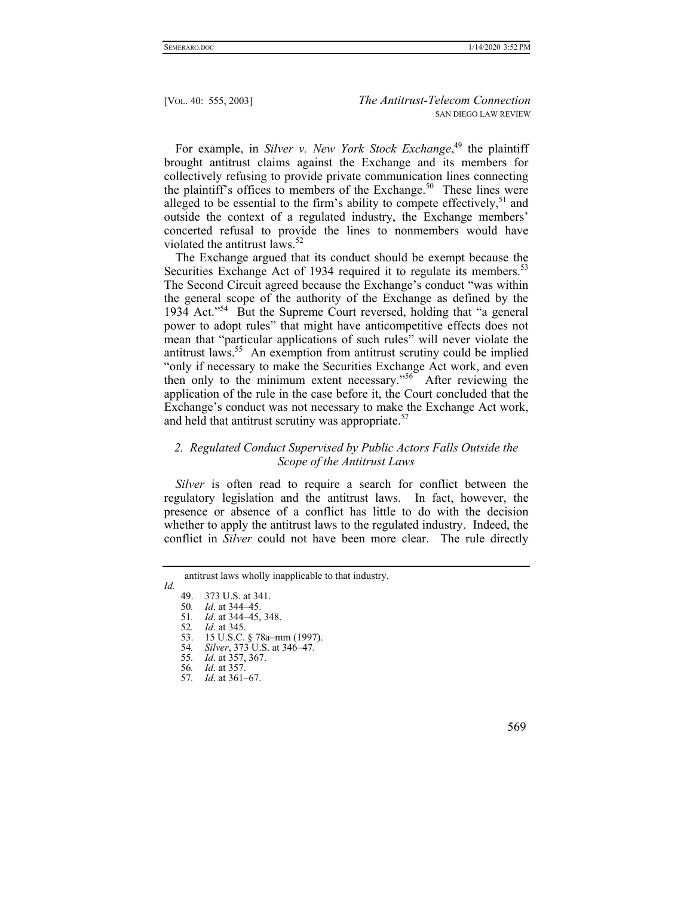For example, in *Silver v. New York Stock Exchange*,[49] the plaintiff brought antitrust claims against the Exchange and its members for collectively refusing to provide private communication lines connecting the plaintiff's offices to members of the Exchange.[50] These lines were alleged to be essential to the firm's ability to compete effectively,[51] and outside the context of a regulated industry, the Exchange members' concerted refusal to provide the lines to nonmembers would have violated the antitrust laws.[52]

The Exchange argued that its conduct should be exempt because the Securities Exchange Act of 1934 required it to regulate its members.[53] The Second Circuit agreed because the Exchange's conduct "was within the general scope of the authority of the Exchange as defined by the 1934 Act."[54] But the Supreme Court reversed, holding that "a general power to adopt rules" that might have anticompetitive effects does not mean that "particular applications of such rules" will never violate the antitrust laws.[55] An exemption from antitrust scrutiny could be implied "only if necessary to make the Securities Exchange Act work, and even then only to the minimum extent necessary."[56] After reviewing the application of the rule in the case before it, the Court concluded that the Exchange's conduct was not necessary to make the Exchange Act work, and held that antitrust scrutiny was appropriate.[57]

### *2. Regulated Conduct Supervised by Public Actors Falls Outside the Scope of the Antitrust Laws*

*Silver* is often read to require a search for conflict between the regulatory legislation and the antitrust laws. In fact, however, the presence or absence of a conflict has little to do with the decision whether to apply the antitrust laws to the regulated industry. Indeed, the conflict in *Silver* could not have been more clear. The rule directly

---

antitrust laws wholly inapplicable to that industry.

*Id.*

49. 373 U.S. at 341.
50. *Id*. at 344–45.
51. *Id*. at 344–45, 348.
52. *Id*. at 345.
53. 15 U.S.C. § 78a–mm (1997).
54. *Silver*, 373 U.S. at 346–47.
55. *Id*. at 357, 367.
56. *Id*. at 357.
57. *Id*. at 361–67.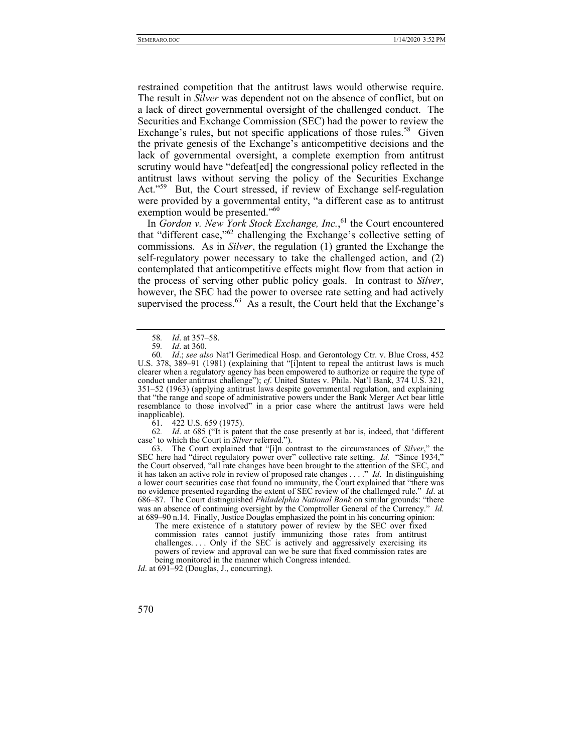restrained competition that the antitrust laws would otherwise require. The result in *Silver* was dependent not on the absence of conflict, but on a lack of direct governmental oversight of the challenged conduct. The Securities and Exchange Commission (SEC) had the power to review the Exchange's rules, but not specific applications of those rules.[58] Given the private genesis of the Exchange's anticompetitive decisions and the lack of governmental oversight, a complete exemption from antitrust scrutiny would have "defeat[ed] the congressional policy reflected in the antitrust laws without serving the policy of the Securities Exchange Act."[59] But, the Court stressed, if review of Exchange self-regulation were provided by a governmental entity, "a different case as to antitrust exemption would be presented."[60]

In *Gordon v. New York Stock Exchange, Inc.*,[61] the Court encountered that "different case,"[62] challenging the Exchange's collective setting of commissions. As in *Silver*, the regulation (1) granted the Exchange the self-regulatory power necessary to take the challenged action, and (2) contemplated that anticompetitive effects might flow from that action in the process of serving other public policy goals. In contrast to *Silver*, however, the SEC had the power to oversee rate setting and had actively supervised the process.[63] As a result, the Court held that the Exchange's

---

58. *Id*. at 357–58.

59. *Id*. at 360.

60. *Id*.; *see also* Nat'l Gerimedical Hosp. and Gerontology Ctr. v. Blue Cross, 452 U.S. 378, 389–91 (1981) (explaining that "[i]ntent to repeal the antitrust laws is much clearer when a regulatory agency has been empowered to authorize or require the type of conduct under antitrust challenge"); *cf*. United States v. Phila. Nat'l Bank, 374 U.S. 321, 351–52 (1963) (applying antitrust laws despite governmental regulation, and explaining that "the range and scope of administrative powers under the Bank Merger Act bear little resemblance to those involved" in a prior case where the antitrust laws were held inapplicable).

61. 422 U.S. 659 (1975).

62. *Id*. at 685 ("It is patent that the case presently at bar is, indeed, that 'different case' to which the Court in *Silver* referred.").

63. The Court explained that "[i]n contrast to the circumstances of *Silver*," the SEC here had "direct regulatory power over" collective rate setting. *Id.* "Since 1934," the Court observed, "all rate changes have been brought to the attention of the SEC, and it has taken an active role in review of proposed rate changes . . . ." *Id*. In distinguishing a lower court securities case that found no immunity, the Court explained that "there was no evidence presented regarding the extent of SEC review of the challenged rule." *Id*. at 686–87. The Court distinguished *Philadelphia National Bank* on similar grounds: "there was an absence of continuing oversight by the Comptroller General of the Currency." *Id*. at 689–90 n.14. Finally, Justice Douglas emphasized the point in his concurring opinion:

> The mere existence of a statutory power of review by the SEC over fixed commission rates cannot justify immunizing those rates from antitrust challenges. . . . Only if the SEC is actively and aggressively exercising its powers of review and approval can we be sure that fixed commission rates are being monitored in the manner which Congress intended.

*Id*. at 691–92 (Douglas, J., concurring).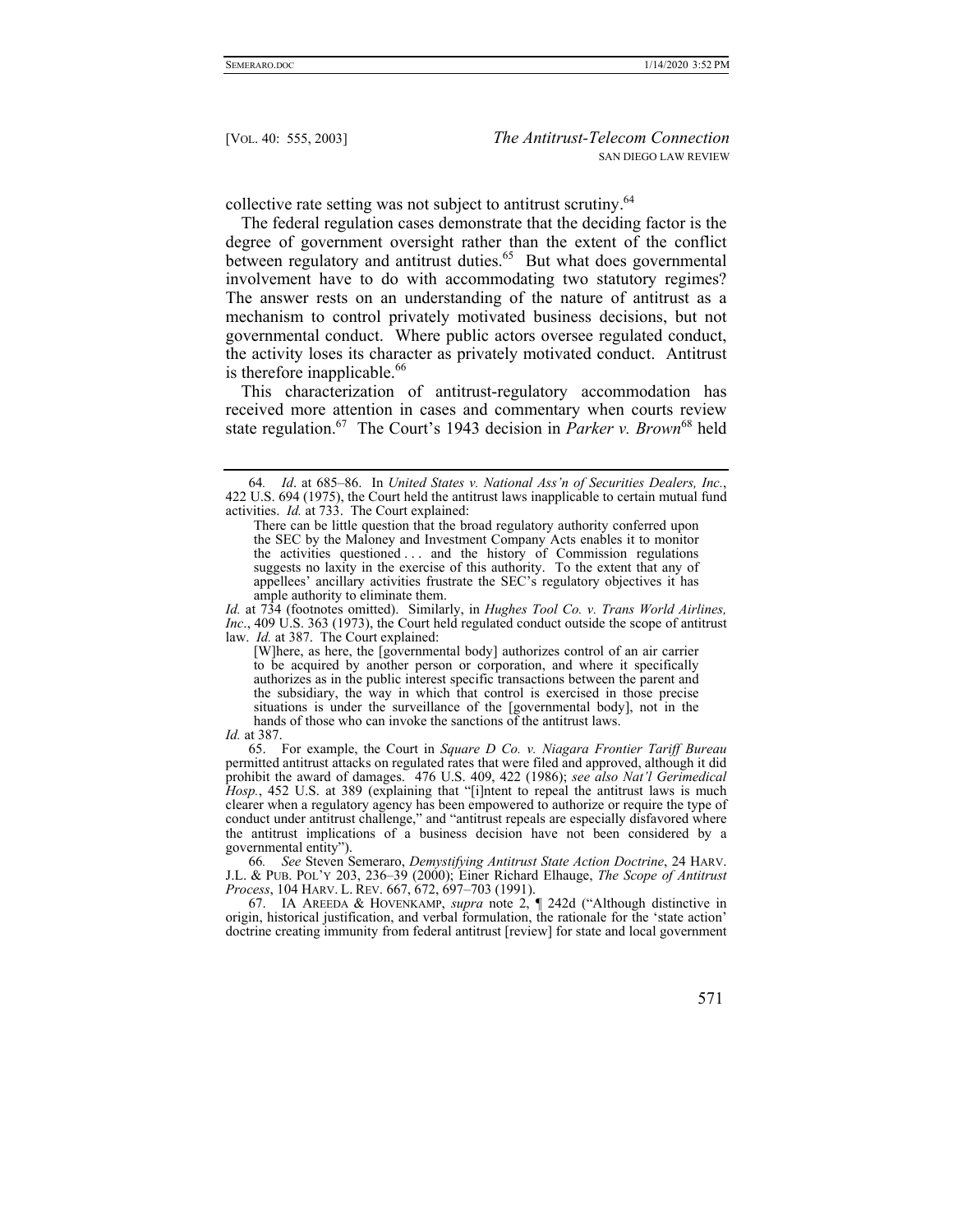collective rate setting was not subject to antitrust scrutiny.[64]

The federal regulation cases demonstrate that the deciding factor is the degree of government oversight rather than the extent of the conflict between regulatory and antitrust duties.[65] But what does governmental involvement have to do with accommodating two statutory regimes? The answer rests on an understanding of the nature of antitrust as a mechanism to control privately motivated business decisions, but not governmental conduct. Where public actors oversee regulated conduct, the activity loses its character as privately motivated conduct. Antitrust is therefore inapplicable.[66]

This characterization of antitrust-regulatory accommodation has received more attention in cases and commentary when courts review state regulation.[67] The Court's 1943 decision in *Parker v. Brown*[68] held

---

64. *Id*. at 685–86. In *United States v. National Ass'n of Securities Dealers, Inc.*, 422 U.S. 694 (1975), the Court held the antitrust laws inapplicable to certain mutual fund activities. *Id.* at 733. The Court explained:

> There can be little question that the broad regulatory authority conferred upon the SEC by the Maloney and Investment Company Acts enables it to monitor the activities questioned . . . and the history of Commission regulations suggests no laxity in the exercise of this authority. To the extent that any of appellees' ancillary activities frustrate the SEC's regulatory objectives it has ample authority to eliminate them.

*Id.* at 734 (footnotes omitted). Similarly, in *Hughes Tool Co. v. Trans World Airlines, Inc*., 409 U.S. 363 (1973), the Court held regulated conduct outside the scope of antitrust law. *Id.* at 387. The Court explained:

> [W]here, as here, the [governmental body] authorizes control of an air carrier to be acquired by another person or corporation, and where it specifically authorizes as in the public interest specific transactions between the parent and the subsidiary, the way in which that control is exercised in those precise situations is under the surveillance of the [governmental body], not in the hands of those who can invoke the sanctions of the antitrust laws.

*Id.* at 387.

65. For example, the Court in *Square D Co. v. Niagara Frontier Tariff Bureau* permitted antitrust attacks on regulated rates that were filed and approved, although it did prohibit the award of damages. 476 U.S. 409, 422 (1986); *see also Nat'l Gerimedical Hosp.*, 452 U.S. at 389 (explaining that "[i]ntent to repeal the antitrust laws is much clearer when a regulatory agency has been empowered to authorize or require the type of conduct under antitrust challenge," and "antitrust repeals are especially disfavored where the antitrust implications of a business decision have not been considered by a governmental entity").

66. *See* Steven Semeraro, *Demystifying Antitrust State Action Doctrine*, 24 HARV. J.L. & PUB. POL'Y 203, 236–39 (2000); Einer Richard Elhauge, *The Scope of Antitrust Process*, 104 HARV. L. REV. 667, 672, 697–703 (1991).

67. IA AREEDA & HOVENKAMP, *supra* note 2, ¶ 242d ("Although distinctive in origin, historical justification, and verbal formulation, the rationale for the 'state action' doctrine creating immunity from federal antitrust [review] for state and local government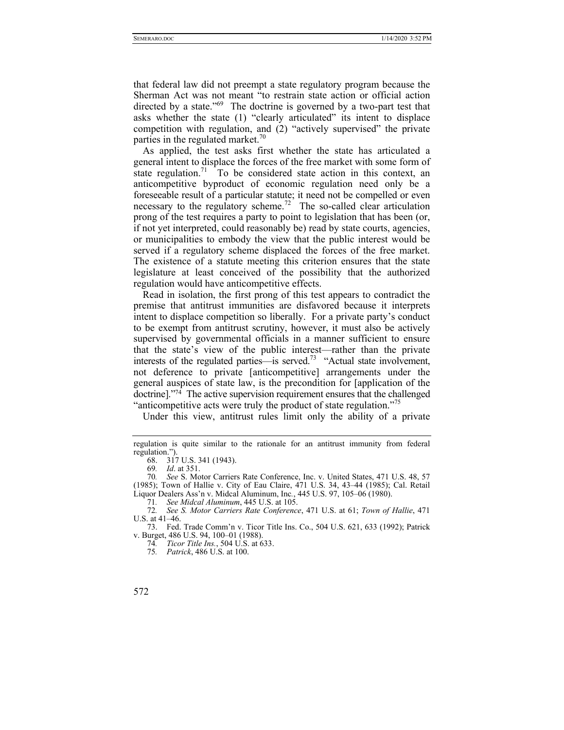that federal law did not preempt a state regulatory program because the Sherman Act was not meant "to restrain state action or official action directed by a state."[69] The doctrine is governed by a two-part test that asks whether the state (1) "clearly articulated" its intent to displace competition with regulation, and (2) "actively supervised" the private parties in the regulated market.[70]

As applied, the test asks first whether the state has articulated a general intent to displace the forces of the free market with some form of state regulation.[71] To be considered state action in this context, an anticompetitive byproduct of economic regulation need only be a foreseeable result of a particular statute; it need not be compelled or even necessary to the regulatory scheme.[72] The so-called clear articulation prong of the test requires a party to point to legislation that has been (or, if not yet interpreted, could reasonably be) read by state courts, agencies, or municipalities to embody the view that the public interest would be served if a regulatory scheme displaced the forces of the free market. The existence of a statute meeting this criterion ensures that the state legislature at least conceived of the possibility that the authorized regulation would have anticompetitive effects.

Read in isolation, the first prong of this test appears to contradict the premise that antitrust immunities are disfavored because it interprets intent to displace competition so liberally. For a private party's conduct to be exempt from antitrust scrutiny, however, it must also be actively supervised by governmental officials in a manner sufficient to ensure that the state's view of the public interest—rather than the private interests of the regulated parties—is served.[73] "Actual state involvement, not deference to private [anticompetitive] arrangements under the general auspices of state law, is the precondition for [application of the doctrine]."[74] The active supervision requirement ensures that the challenged "anticompetitive acts were truly the product of state regulation."[75]

Under this view, antitrust rules limit only the ability of a private

---

regulation is quite similar to the rationale for an antitrust immunity from federal regulation.").

68. 317 U.S. 341 (1943).

69. *Id*. at 351.

70. *See* S. Motor Carriers Rate Conference, Inc. v. United States, 471 U.S. 48, 57 (1985); Town of Hallie v. City of Eau Claire, 471 U.S. 34, 43–44 (1985); Cal. Retail Liquor Dealers Ass'n v. Midcal Aluminum, Inc., 445 U.S. 97, 105–06 (1980).

71. *See Midcal Aluminum*, 445 U.S. at 105.

72. *See S. Motor Carriers Rate Conference*, 471 U.S. at 61; *Town of Hallie*, 471 U.S. at 41–46.

73. Fed. Trade Comm'n v. Ticor Title Ins. Co., 504 U.S. 621, 633 (1992); Patrick v. Burget, 486 U.S. 94, 100–01 (1988).

74. *Ticor Title Ins.*, 504 U.S. at 633.

75. *Patrick*, 486 U.S. at 100.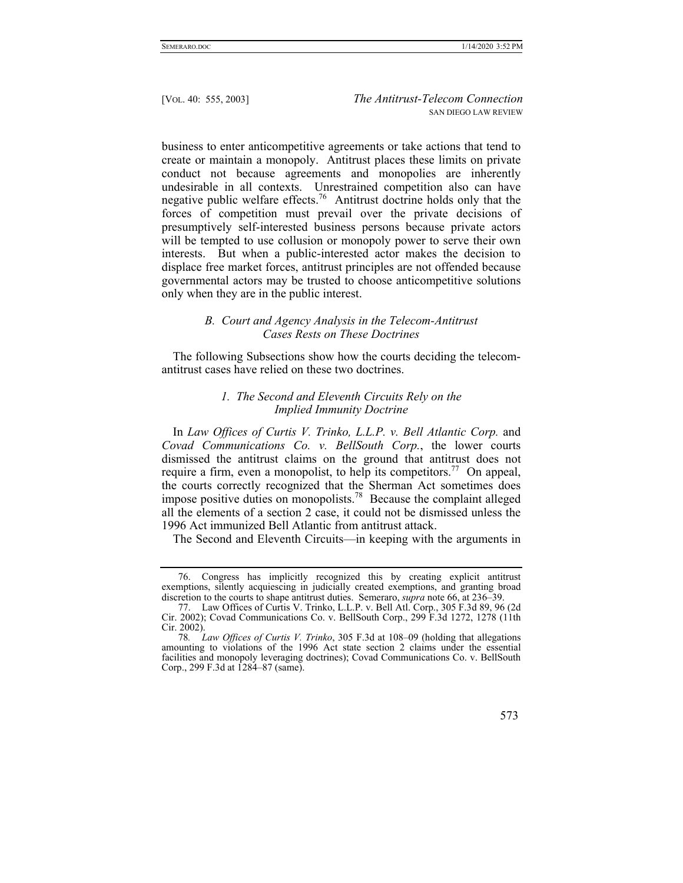business to enter anticompetitive agreements or take actions that tend to create or maintain a monopoly. Antitrust places these limits on private conduct not because agreements and monopolies are inherently undesirable in all contexts. Unrestrained competition also can have negative public welfare effects.[76] Antitrust doctrine holds only that the forces of competition must prevail over the private decisions of presumptively self-interested business persons because private actors will be tempted to use collusion or monopoly power to serve their own interests. But when a public-interested actor makes the decision to displace free market forces, antitrust principles are not offended because governmental actors may be trusted to choose anticompetitive solutions only when they are in the public interest.

### *B. Court and Agency Analysis in the Telecom-Antitrust Cases Rests on These Doctrines*

The following Subsections show how the courts deciding the telecom-antitrust cases have relied on these two doctrines.

#### *1. The Second and Eleventh Circuits Rely on the Implied Immunity Doctrine*

In *Law Offices of Curtis V. Trinko, L.L.P. v. Bell Atlantic Corp.* and *Covad Communications Co. v. BellSouth Corp.*, the lower courts dismissed the antitrust claims on the ground that antitrust does not require a firm, even a monopolist, to help its competitors.[77] On appeal, the courts correctly recognized that the Sherman Act sometimes does impose positive duties on monopolists.[78] Because the complaint alleged all the elements of a section 2 case, it could not be dismissed unless the 1996 Act immunized Bell Atlantic from antitrust attack.

The Second and Eleventh Circuits—in keeping with the arguments in

---

76. Congress has implicitly recognized this by creating explicit antitrust exemptions, silently acquiescing in judicially created exemptions, and granting broad discretion to the courts to shape antitrust duties. Semeraro, *supra* note 66, at 236–39.

77. Law Offices of Curtis V. Trinko, L.L.P. v. Bell Atl. Corp., 305 F.3d 89, 96 (2d Cir. 2002); Covad Communications Co. v. BellSouth Corp., 299 F.3d 1272, 1278 (11th Cir. 2002).

78. *Law Offices of Curtis V. Trinko*, 305 F.3d at 108–09 (holding that allegations amounting to violations of the 1996 Act state section 2 claims under the essential facilities and monopoly leveraging doctrines); Covad Communications Co. v. BellSouth Corp., 299 F.3d at 1284–87 (same).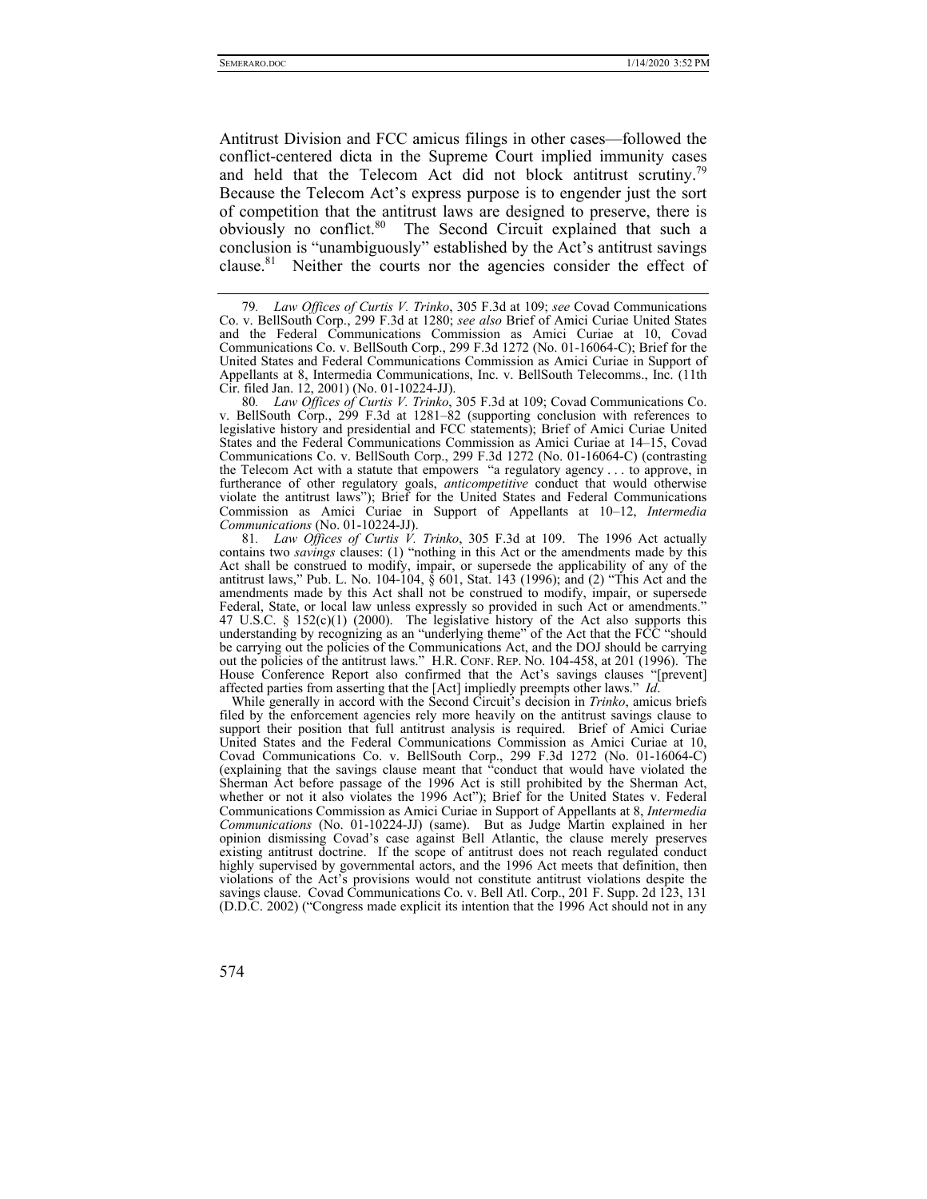Antitrust Division and FCC amicus filings in other cases—followed the conflict-centered dicta in the Supreme Court implied immunity cases and held that the Telecom Act did not block antitrust scrutiny.[79] Because the Telecom Act's express purpose is to engender just the sort of competition that the antitrust laws are designed to preserve, there is obviously no conflict.[80] The Second Circuit explained that such a conclusion is "unambiguously" established by the Act's antitrust savings clause.[81] Neither the courts nor the agencies consider the effect of

---

79. *Law Offices of Curtis V. Trinko*, 305 F.3d at 109; *see* Covad Communications Co. v. BellSouth Corp., 299 F.3d at 1280; *see also* Brief of Amici Curiae United States and the Federal Communications Commission as Amici Curiae at 10, Covad Communications Co. v. BellSouth Corp., 299 F.3d 1272 (No. 01-16064-C); Brief for the United States and Federal Communications Commission as Amici Curiae in Support of Appellants at 8, Intermedia Communications, Inc. v. BellSouth Telecomms., Inc. (11th Cir. filed Jan. 12, 2001) (No. 01-10224-JJ).

80. *Law Offices of Curtis V. Trinko*, 305 F.3d at 109; Covad Communications Co. v. BellSouth Corp., 299 F.3d at 1281–82 (supporting conclusion with references to legislative history and presidential and FCC statements); Brief of Amici Curiae United States and the Federal Communications Commission as Amici Curiae at 14–15, Covad Communications Co. v. BellSouth Corp., 299 F.3d 1272 (No. 01-16064-C) (contrasting the Telecom Act with a statute that empowers "a regulatory agency . . . to approve, in furtherance of other regulatory goals, *anticompetitive* conduct that would otherwise violate the antitrust laws"); Brief for the United States and Federal Communications Commission as Amici Curiae in Support of Appellants at 10–12, *Intermedia Communications* (No. 01-10224-JJ).

81. *Law Offices of Curtis V. Trinko*, 305 F.3d at 109. The 1996 Act actually contains two *savings* clauses: (1) "nothing in this Act or the amendments made by this Act shall be construed to modify, impair, or supersede the applicability of any of the antitrust laws," Pub. L. No. 104-104, § 601, Stat. 143 (1996); and (2) "This Act and the amendments made by this Act shall not be construed to modify, impair, or supersede Federal, State, or local law unless expressly so provided in such Act or amendments." 47 U.S.C. § 152(c)(1) (2000). The legislative history of the Act also supports this understanding by recognizing as an "underlying theme" of the Act that the FCC "should be carrying out the policies of the Communications Act, and the DOJ should be carrying out the policies of the antitrust laws." H.R. CONF. REP. NO. 104-458, at 201 (1996). The House Conference Report also confirmed that the Act's savings clauses "[prevent] affected parties from asserting that the [Act] impliedly preempts other laws." *Id*.

While generally in accord with the Second Circuit's decision in *Trinko*, amicus briefs filed by the enforcement agencies rely more heavily on the antitrust savings clause to support their position that full antitrust analysis is required. Brief of Amici Curiae United States and the Federal Communications Commission as Amici Curiae at 10, Covad Communications Co. v. BellSouth Corp., 299 F.3d 1272 (No. 01-16064-C) (explaining that the savings clause meant that "conduct that would have violated the Sherman Act before passage of the 1996 Act is still prohibited by the Sherman Act, whether or not it also violates the 1996 Act"); Brief for the United States v. Federal Communications Commission as Amici Curiae in Support of Appellants at 8, *Intermedia Communications* (No. 01-10224-JJ) (same). But as Judge Martin explained in her opinion dismissing Covad's case against Bell Atlantic, the clause merely preserves existing antitrust doctrine. If the scope of antitrust does not reach regulated conduct highly supervised by governmental actors, and the 1996 Act meets that definition, then violations of the Act's provisions would not constitute antitrust violations despite the savings clause. Covad Communications Co. v. Bell Atl. Corp., 201 F. Supp. 2d 123, 131 (D.D.C. 2002) ("Congress made explicit its intention that the 1996 Act should not in any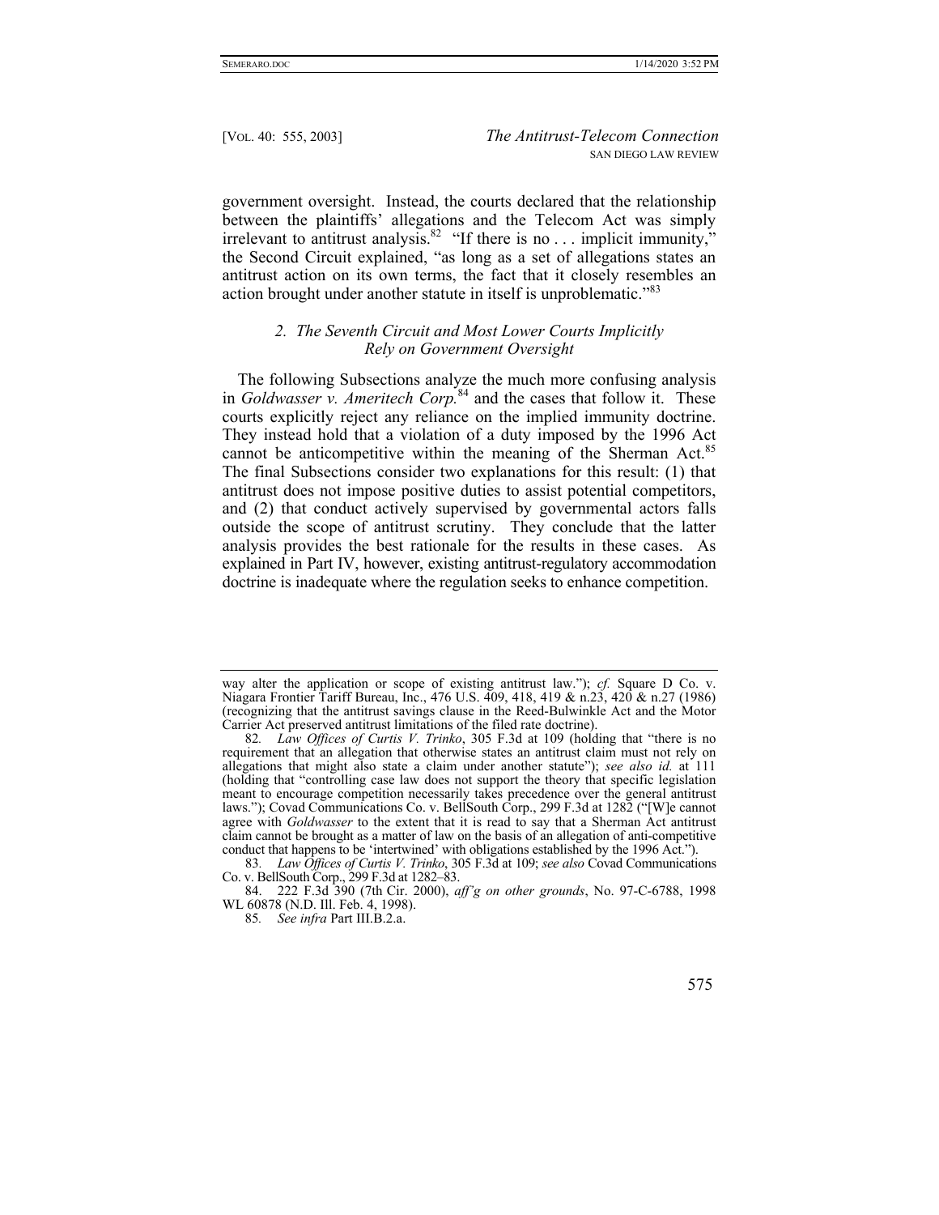government oversight. Instead, the courts declared that the relationship between the plaintiffs' allegations and the Telecom Act was simply irrelevant to antitrust analysis.[82] "If there is no . . . implicit immunity," the Second Circuit explained, "as long as a set of allegations states an antitrust action on its own terms, the fact that it closely resembles an action brought under another statute in itself is unproblematic."[83]

### *2. The Seventh Circuit and Most Lower Courts Implicitly Rely on Government Oversight*

The following Subsections analyze the much more confusing analysis in *Goldwasser v. Ameritech Corp.*[84] and the cases that follow it. These courts explicitly reject any reliance on the implied immunity doctrine. They instead hold that a violation of a duty imposed by the 1996 Act cannot be anticompetitive within the meaning of the Sherman Act.[85] The final Subsections consider two explanations for this result: (1) that antitrust does not impose positive duties to assist potential competitors, and (2) that conduct actively supervised by governmental actors falls outside the scope of antitrust scrutiny. They conclude that the latter analysis provides the best rationale for the results in these cases. As explained in Part IV, however, existing antitrust-regulatory accommodation doctrine is inadequate where the regulation seeks to enhance competition.

---

way alter the application or scope of existing antitrust law."); *cf.* Square D Co. v. Niagara Frontier Tariff Bureau, Inc., 476 U.S. 409, 418, 419 & n.23, 420 & n.27 (1986) (recognizing that the antitrust savings clause in the Reed-Bulwinkle Act and the Motor Carrier Act preserved antitrust limitations of the filed rate doctrine).

82. *Law Offices of Curtis V. Trinko*, 305 F.3d at 109 (holding that "there is no requirement that an allegation that otherwise states an antitrust claim must not rely on allegations that might also state a claim under another statute"); *see also id.* at 111 (holding that "controlling case law does not support the theory that specific legislation meant to encourage competition necessarily takes precedence over the general antitrust laws."); Covad Communications Co. v. BellSouth Corp., 299 F.3d at 1282 ("[W]e cannot agree with *Goldwasser* to the extent that it is read to say that a Sherman Act antitrust claim cannot be brought as a matter of law on the basis of an allegation of anti-competitive conduct that happens to be 'intertwined' with obligations established by the 1996 Act.").

83. *Law Offices of Curtis V. Trinko*, 305 F.3d at 109; *see also* Covad Communications Co. v. BellSouth Corp., 299 F.3d at 1282–83.

84. 222 F.3d 390 (7th Cir. 2000), *aff'g on other grounds*, No. 97-C-6788, 1998 WL 60878 (N.D. Ill. Feb. 4, 1998).

85. *See infra* Part III.B.2.a.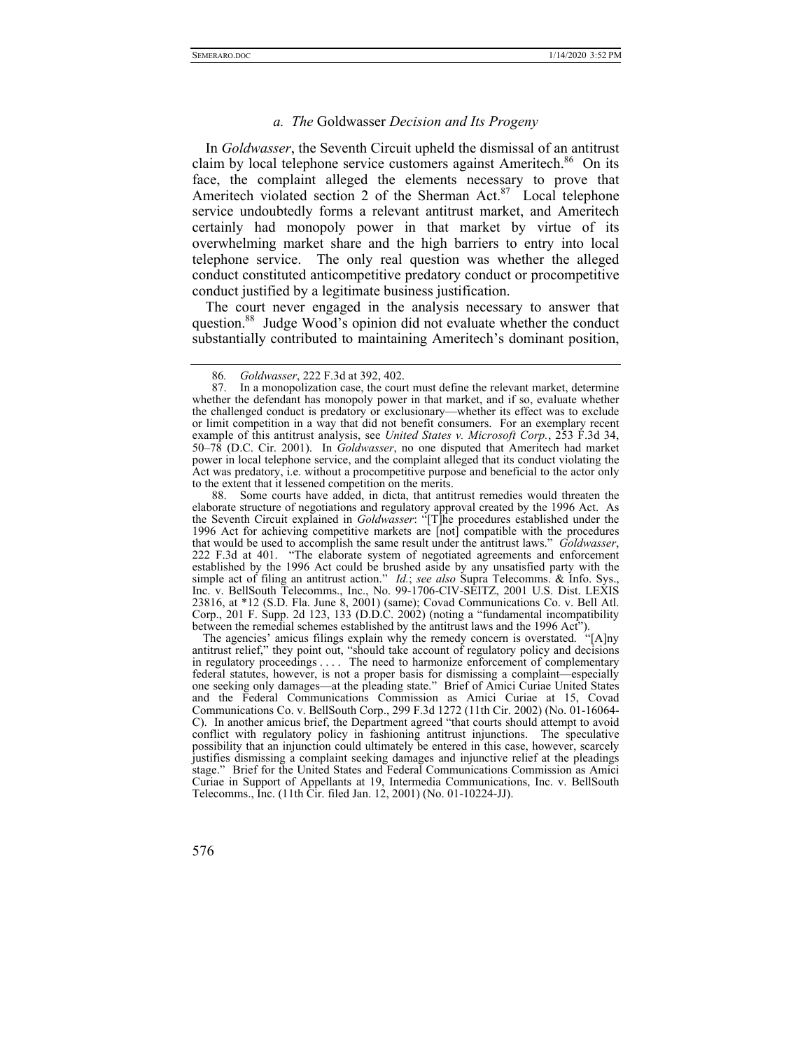### *a. The* Goldwasser *Decision and Its Progeny*

In *Goldwasser*, the Seventh Circuit upheld the dismissal of an antitrust claim by local telephone service customers against Ameritech.[86] On its face, the complaint alleged the elements necessary to prove that Ameritech violated section 2 of the Sherman Act.[87] Local telephone service undoubtedly forms a relevant antitrust market, and Ameritech certainly had monopoly power in that market by virtue of its overwhelming market share and the high barriers to entry into local telephone service. The only real question was whether the alleged conduct constituted anticompetitive predatory conduct or procompetitive conduct justified by a legitimate business justification.

The court never engaged in the analysis necessary to answer that question.[88] Judge Wood's opinion did not evaluate whether the conduct substantially contributed to maintaining Ameritech's dominant position,

---

86. *Goldwasser*, 222 F.3d at 392, 402.

87. In a monopolization case, the court must define the relevant market, determine whether the defendant has monopoly power in that market, and if so, evaluate whether the challenged conduct is predatory or exclusionary—whether its effect was to exclude or limit competition in a way that did not benefit consumers. For an exemplary recent example of this antitrust analysis, see *United States v. Microsoft Corp.*, 253 F.3d 34, 50–78 (D.C. Cir. 2001). In *Goldwasser*, no one disputed that Ameritech had market power in local telephone service, and the complaint alleged that its conduct violating the Act was predatory, i.e. without a procompetitive purpose and beneficial to the actor only to the extent that it lessened competition on the merits.

88. Some courts have added, in dicta, that antitrust remedies would threaten the elaborate structure of negotiations and regulatory approval created by the 1996 Act. As the Seventh Circuit explained in *Goldwasser*: "[T]he procedures established under the 1996 Act for achieving competitive markets are [not] compatible with the procedures that would be used to accomplish the same result under the antitrust laws." *Goldwasser*, 222 F.3d at 401. "The elaborate system of negotiated agreements and enforcement established by the 1996 Act could be brushed aside by any unsatisfied party with the simple act of filing an antitrust action." *Id.*; *see also* Supra Telecomms. & Info. Sys., Inc. v. BellSouth Telecomms., Inc., No. 99-1706-CIV-SEITZ, 2001 U.S. Dist. LEXIS 23816, at *12 (S.D. Fla. June 8, 2001) (same); Covad Communications Co. v. Bell Atl. Corp., 201 F. Supp. 2d 123, 133 (D.D.C. 2002) (noting a "fundamental incompatibility between the remedial schemes established by the antitrust laws and the 1996 Act").

The agencies' amicus filings explain why the remedy concern is overstated. "[A]ny antitrust relief," they point out, "should take account of regulatory policy and decisions in regulatory proceedings . . . . The need to harmonize enforcement of complementary federal statutes, however, is not a proper basis for dismissing a complaint—especially one seeking only damages—at the pleading state." Brief of Amici Curiae United States and the Federal Communications Commission as Amici Curiae at 15, Covad Communications Co. v. BellSouth Corp., 299 F.3d 1272 (11th Cir. 2002) (No. 01-16064-C). In another amicus brief, the Department agreed "that courts should attempt to avoid conflict with regulatory policy in fashioning antitrust injunctions. The speculative possibility that an injunction could ultimately be entered in this case, however, scarcely justifies dismissing a complaint seeking damages and injunctive relief at the pleadings stage." Brief for the United States and Federal Communications Commission as Amici Curiae in Support of Appellants at 19, Intermedia Communications, Inc. v. BellSouth Telecomms., Inc. (11th Cir. filed Jan. 12, 2001) (No. 01-10224-JJ).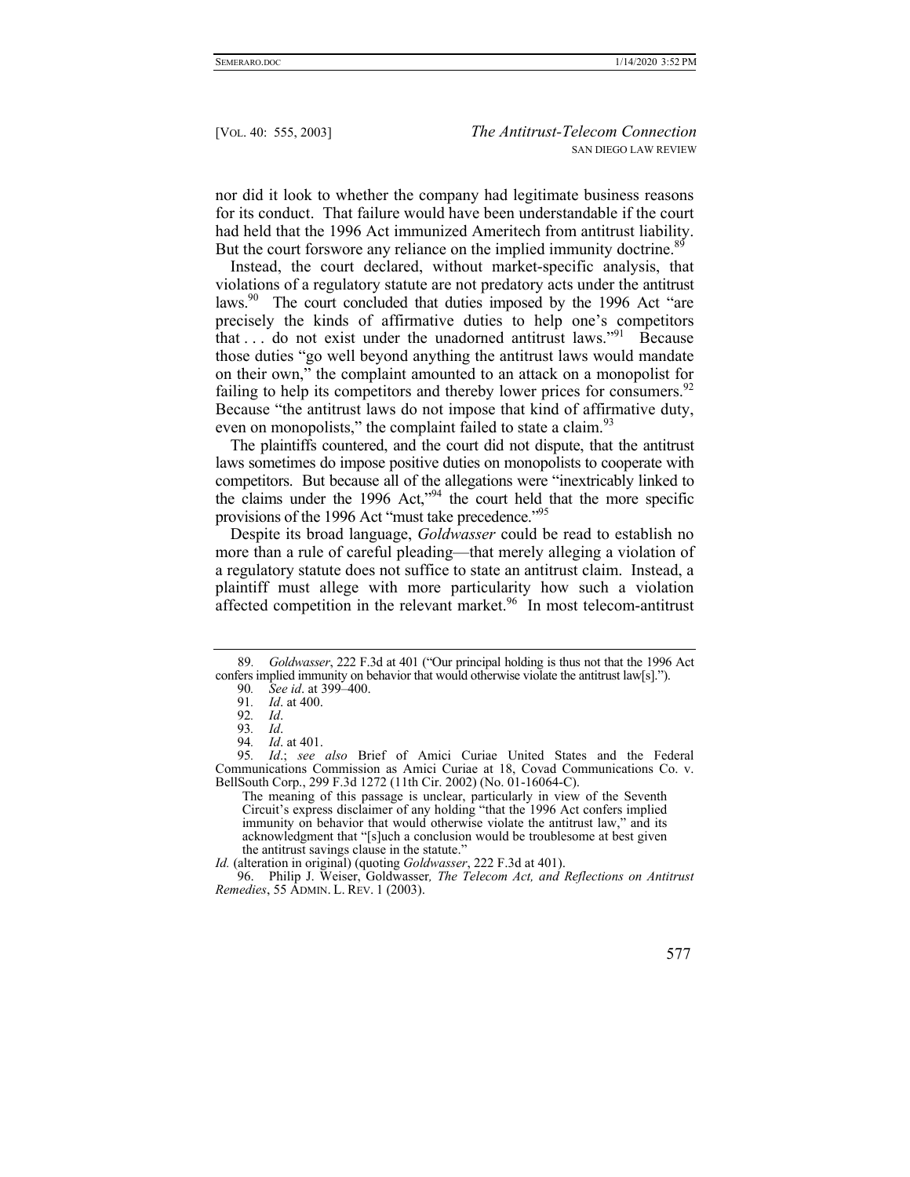nor did it look to whether the company had legitimate business reasons for its conduct. That failure would have been understandable if the court had held that the 1996 Act immunized Ameritech from antitrust liability. But the court forswore any reliance on the implied immunity doctrine.[89]

Instead, the court declared, without market-specific analysis, that violations of a regulatory statute are not predatory acts under the antitrust laws.[90] The court concluded that duties imposed by the 1996 Act "are precisely the kinds of affirmative duties to help one's competitors that . . . do not exist under the unadorned antitrust laws."[91] Because those duties "go well beyond anything the antitrust laws would mandate on their own," the complaint amounted to an attack on a monopolist for failing to help its competitors and thereby lower prices for consumers.[92] Because "the antitrust laws do not impose that kind of affirmative duty, even on monopolists," the complaint failed to state a claim.[93]

The plaintiffs countered, and the court did not dispute, that the antitrust laws sometimes do impose positive duties on monopolists to cooperate with competitors. But because all of the allegations were "inextricably linked to the claims under the 1996 Act,"[94] the court held that the more specific provisions of the 1996 Act "must take precedence."[95]

Despite its broad language, *Goldwasser* could be read to establish no more than a rule of careful pleading—that merely alleging a violation of a regulatory statute does not suffice to state an antitrust claim. Instead, a plaintiff must allege with more particularity how such a violation affected competition in the relevant market.[96] In most telecom-antitrust

---

89. *Goldwasser*, 222 F.3d at 401 ("Our principal holding is thus not that the 1996 Act confers implied immunity on behavior that would otherwise violate the antitrust law[s].").

90. *See id*. at 399–400.

91. *Id*. at 400.

92. *Id*.

93. *Id*.

94. *Id*. at 401.

95. *Id*.; *see also* Brief of Amici Curiae United States and the Federal Communications Commission as Amici Curiae at 18, Covad Communications Co. v. BellSouth Corp., 299 F.3d 1272 (11th Cir. 2002) (No. 01-16064-C).

> The meaning of this passage is unclear, particularly in view of the Seventh Circuit's express disclaimer of any holding "that the 1996 Act confers implied immunity on behavior that would otherwise violate the antitrust law," and its acknowledgment that "[s]uch a conclusion would be troublesome at best given the antitrust savings clause in the statute."

*Id.* (alteration in original) (quoting *Goldwasser*, 222 F.3d at 401).

96. Philip J. Weiser, Goldwasser*, The Telecom Act, and Reflections on Antitrust Remedies*, 55 ADMIN. L. REV. 1 (2003).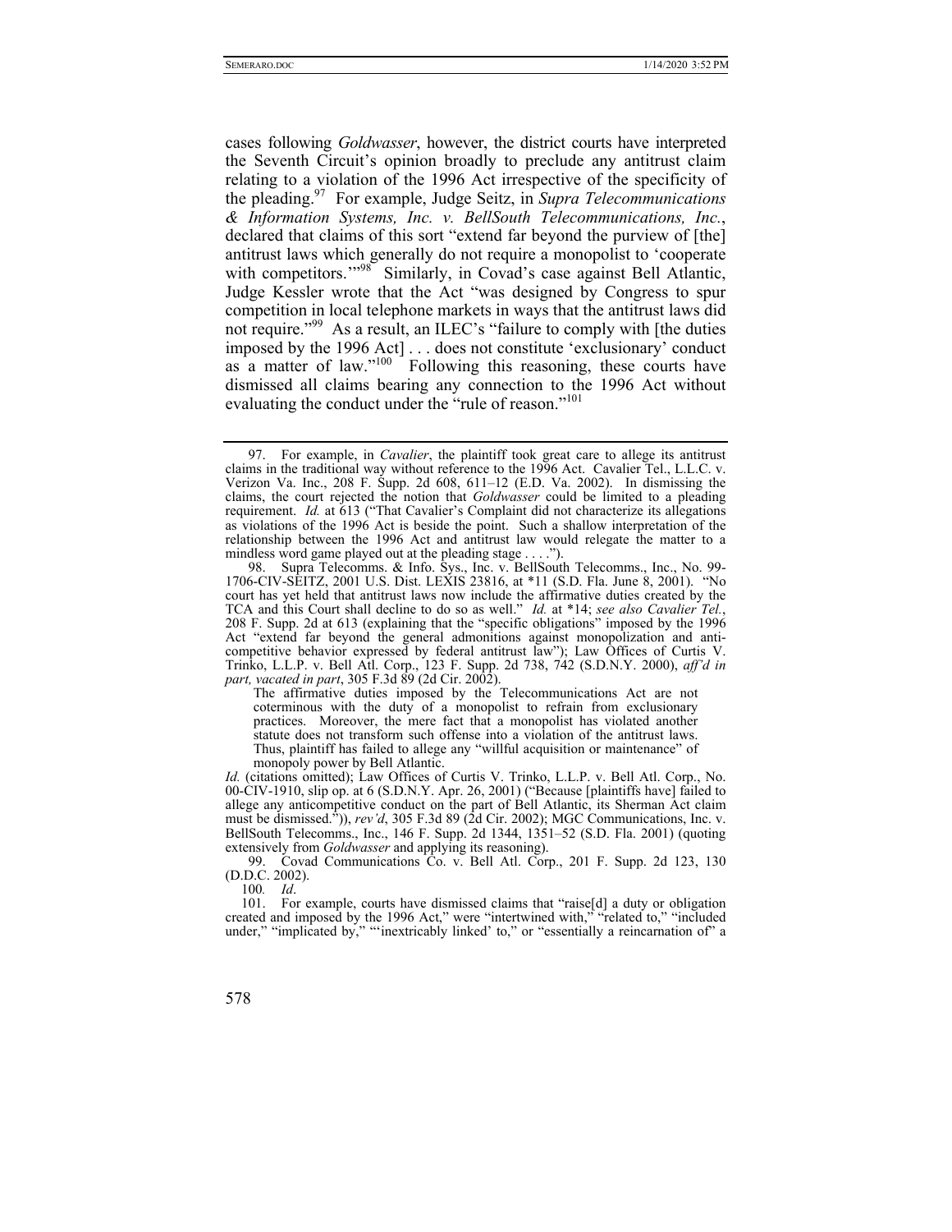cases following *Goldwasser*, however, the district courts have interpreted the Seventh Circuit's opinion broadly to preclude any antitrust claim relating to a violation of the 1996 Act irrespective of the specificity of the pleading.[97] For example, Judge Seitz, in *Supra Telecommunications & Information Systems, Inc. v. BellSouth Telecommunications, Inc.*, declared that claims of this sort "extend far beyond the purview of [the] antitrust laws which generally do not require a monopolist to 'cooperate with competitors.'"[98] Similarly, in Covad's case against Bell Atlantic, Judge Kessler wrote that the Act "was designed by Congress to spur competition in local telephone markets in ways that the antitrust laws did not require."[99] As a result, an ILEC's "failure to comply with [the duties imposed by the 1996 Act] . . . does not constitute 'exclusionary' conduct as a matter of law."[100] Following this reasoning, these courts have dismissed all claims bearing any connection to the 1996 Act without evaluating the conduct under the "rule of reason."[101]

---

97. For example, in *Cavalier*, the plaintiff took great care to allege its antitrust claims in the traditional way without reference to the 1996 Act. Cavalier Tel., L.L.C. v. Verizon Va. Inc., 208 F. Supp. 2d 608, 611–12 (E.D. Va. 2002). In dismissing the claims, the court rejected the notion that *Goldwasser* could be limited to a pleading requirement. *Id.* at 613 ("That Cavalier's Complaint did not characterize its allegations as violations of the 1996 Act is beside the point. Such a shallow interpretation of the relationship between the 1996 Act and antitrust law would relegate the matter to a mindless word game played out at the pleading stage . . . .").

98. Supra Telecomms. & Info. Sys., Inc. v. BellSouth Telecomms., Inc., No. 99-1706-CIV-SEITZ, 2001 U.S. Dist. LEXIS 23816, at *11 (S.D. Fla. June 8, 2001). "No court has yet held that antitrust laws now include the affirmative duties created by the TCA and this Court shall decline to do so as well." *Id.* at *14; *see also Cavalier Tel.*, 208 F. Supp. 2d at 613 (explaining that the "specific obligations" imposed by the 1996 Act "extend far beyond the general admonitions against monopolization and anti-competitive behavior expressed by federal antitrust law"); Law Offices of Curtis V. Trinko, L.L.P. v. Bell Atl. Corp., 123 F. Supp. 2d 738, 742 (S.D.N.Y. 2000), *aff'd in part, vacated in part*, 305 F.3d 89 (2d Cir. 2002).

> The affirmative duties imposed by the Telecommunications Act are not coterminous with the duty of a monopolist to refrain from exclusionary practices. Moreover, the mere fact that a monopolist has violated another statute does not transform such offense into a violation of the antitrust laws. Thus, plaintiff has failed to allege any "willful acquisition or maintenance" of monopoly power by Bell Atlantic.

*Id.* (citations omitted); Law Offices of Curtis V. Trinko, L.L.P. v. Bell Atl. Corp., No. 00-CIV-1910, slip op. at 6 (S.D.N.Y. Apr. 26, 2001) ("Because [plaintiffs have] failed to allege any anticompetitive conduct on the part of Bell Atlantic, its Sherman Act claim must be dismissed.")), *rev'd*, 305 F.3d 89 (2d Cir. 2002); MGC Communications, Inc. v. BellSouth Telecomms., Inc., 146 F. Supp. 2d 1344, 1351–52 (S.D. Fla. 2001) (quoting extensively from *Goldwasser* and applying its reasoning).

99. Covad Communications Co. v. Bell Atl. Corp., 201 F. Supp. 2d 123, 130 (D.D.C. 2002).

100. *Id*.

101. For example, courts have dismissed claims that "raise[d] a duty or obligation created and imposed by the 1996 Act," were "intertwined with," "related to," "included under," "implicated by," "'inextricably linked' to," or "essentially a reincarnation of" a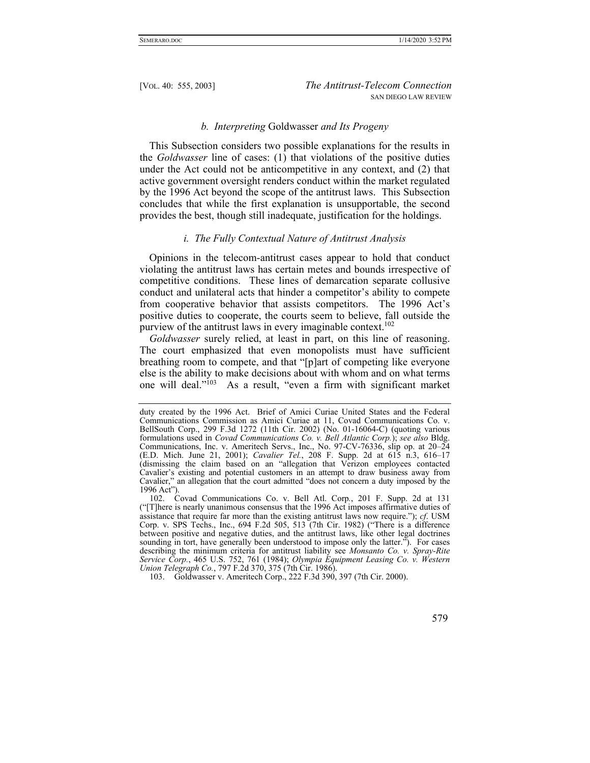### *b. Interpreting* Goldwasser *and Its Progeny*

This Subsection considers two possible explanations for the results in the *Goldwasser* line of cases: (1) that violations of the positive duties under the Act could not be anticompetitive in any context, and (2) that active government oversight renders conduct within the market regulated by the 1996 Act beyond the scope of the antitrust laws. This Subsection concludes that while the first explanation is unsupportable, the second provides the best, though still inadequate, justification for the holdings.

#### *i. The Fully Contextual Nature of Antitrust Analysis*

Opinions in the telecom-antitrust cases appear to hold that conduct violating the antitrust laws has certain metes and bounds irrespective of competitive conditions. These lines of demarcation separate collusive conduct and unilateral acts that hinder a competitor's ability to compete from cooperative behavior that assists competitors. The 1996 Act's positive duties to cooperate, the courts seem to believe, fall outside the purview of the antitrust laws in every imaginable context.[102]

*Goldwasser* surely relied, at least in part, on this line of reasoning. The court emphasized that even monopolists must have sufficient breathing room to compete, and that "[p]art of competing like everyone else is the ability to make decisions about with whom and on what terms one will deal."[103] As a result, "even a firm with significant market

---

duty created by the 1996 Act. Brief of Amici Curiae United States and the Federal Communications Commission as Amici Curiae at 11, Covad Communications Co. v. BellSouth Corp., 299 F.3d 1272 (11th Cir. 2002) (No. 01-16064-C) (quoting various formulations used in *Covad Communications Co. v. Bell Atlantic Corp.*); *see also* Bldg. Communications, Inc. v. Ameritech Servs., Inc., No. 97-CV-76336, slip op. at 20–24 (E.D. Mich. June 21, 2001); *Cavalier Tel.*, 208 F. Supp. 2d at 615 n.3, 616–17 (dismissing the claim based on an "allegation that Verizon employees contacted Cavalier's existing and potential customers in an attempt to draw business away from Cavalier," an allegation that the court admitted "does not concern a duty imposed by the 1996 Act").

102. Covad Communications Co. v. Bell Atl. Corp., 201 F. Supp. 2d at 131 ("[T]here is nearly unanimous consensus that the 1996 Act imposes affirmative duties of assistance that require far more than the existing antitrust laws now require."); *cf*. USM Corp. v. SPS Techs., Inc., 694 F.2d 505, 513 (7th Cir. 1982) ("There is a difference between positive and negative duties, and the antitrust laws, like other legal doctrines sounding in tort, have generally been understood to impose only the latter."). For cases describing the minimum criteria for antitrust liability see *Monsanto Co. v. Spray-Rite Service Corp.*, 465 U.S. 752, 761 (1984); *Olympia Equipment Leasing Co. v. Western Union Telegraph Co.*, 797 F.2d 370, 375 (7th Cir. 1986).

103. Goldwasser v. Ameritech Corp., 222 F.3d 390, 397 (7th Cir. 2000).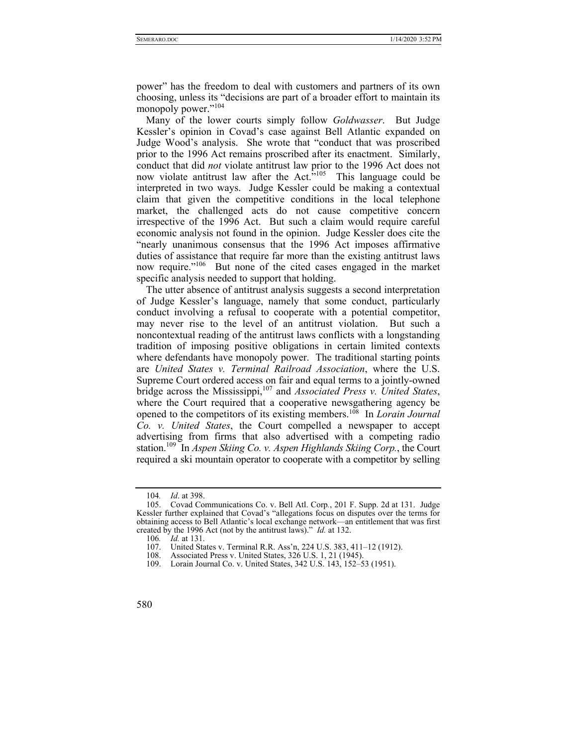power" has the freedom to deal with customers and partners of its own choosing, unless its "decisions are part of a broader effort to maintain its monopoly power."[104]

Many of the lower courts simply follow *Goldwasser*. But Judge Kessler's opinion in Covad's case against Bell Atlantic expanded on Judge Wood's analysis. She wrote that "conduct that was proscribed prior to the 1996 Act remains proscribed after its enactment. Similarly, conduct that did *not* violate antitrust law prior to the 1996 Act does not now violate antitrust law after the Act."[105] This language could be interpreted in two ways. Judge Kessler could be making a contextual claim that given the competitive conditions in the local telephone market, the challenged acts do not cause competitive concern irrespective of the 1996 Act. But such a claim would require careful economic analysis not found in the opinion. Judge Kessler does cite the "nearly unanimous consensus that the 1996 Act imposes affirmative duties of assistance that require far more than the existing antitrust laws now require."[106] But none of the cited cases engaged in the market specific analysis needed to support that holding.

The utter absence of antitrust analysis suggests a second interpretation of Judge Kessler's language, namely that some conduct, particularly conduct involving a refusal to cooperate with a potential competitor, may never rise to the level of an antitrust violation. But such a noncontextual reading of the antitrust laws conflicts with a longstanding tradition of imposing positive obligations in certain limited contexts where defendants have monopoly power. The traditional starting points are *United States v. Terminal Railroad Association*, where the U.S. Supreme Court ordered access on fair and equal terms to a jointly-owned bridge across the Mississippi,[107] and *Associated Press v. United States*, where the Court required that a cooperative newsgathering agency be opened to the competitors of its existing members.[108] In *Lorain Journal Co. v. United States*, the Court compelled a newspaper to accept advertising from firms that also advertised with a competing radio station.[109] In *Aspen Skiing Co. v. Aspen Highlands Skiing Corp.*, the Court required a ski mountain operator to cooperate with a competitor by selling

---

104. *Id*. at 398.

105. Covad Communications Co. v. Bell Atl. Corp., 201 F. Supp. 2d at 131. Judge Kessler further explained that Covad's "allegations focus on disputes over the terms for obtaining access to Bell Atlantic's local exchange network—an entitlement that was first created by the 1996 Act (not by the antitrust laws)." *Id.* at 132.

106. *Id.* at 131.

107. United States v. Terminal R.R. Ass'n, 224 U.S. 383, 411–12 (1912).

108. Associated Press v. United States, 326 U.S. 1, 21 (1945).

109. Lorain Journal Co. v. United States, 342 U.S. 143, 152–53 (1951).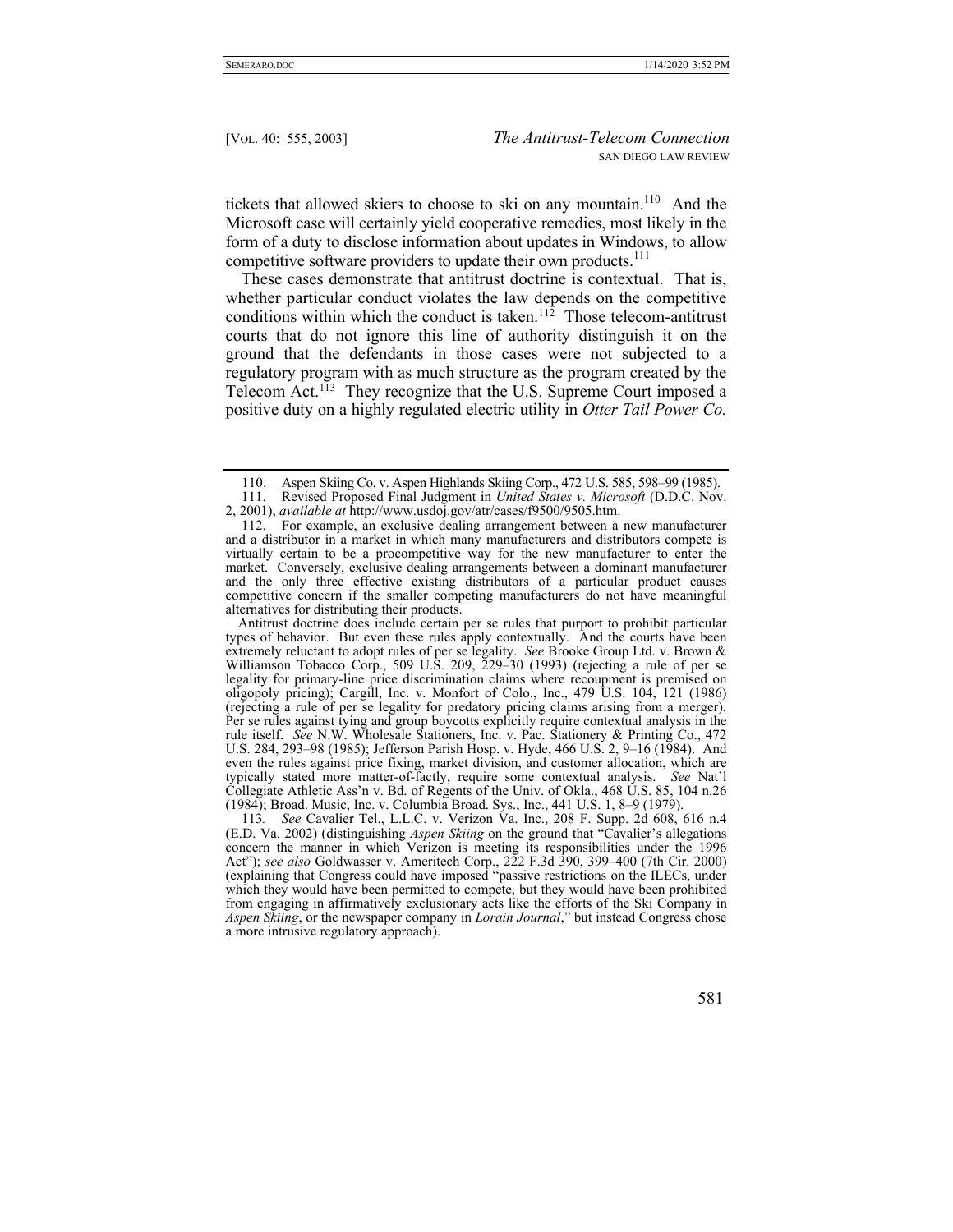tickets that allowed skiers to choose to ski on any mountain.[110] And the Microsoft case will certainly yield cooperative remedies, most likely in the form of a duty to disclose information about updates in Windows, to allow competitive software providers to update their own products.[111]

These cases demonstrate that antitrust doctrine is contextual. That is, whether particular conduct violates the law depends on the competitive conditions within which the conduct is taken.[112] Those telecom-antitrust courts that do not ignore this line of authority distinguish it on the ground that the defendants in those cases were not subjected to a regulatory program with as much structure as the program created by the Telecom Act.[113] They recognize that the U.S. Supreme Court imposed a positive duty on a highly regulated electric utility in *Otter Tail Power Co.*

---

110. Aspen Skiing Co. v. Aspen Highlands Skiing Corp., 472 U.S. 585, 598–99 (1985).

111. Revised Proposed Final Judgment in *United States v. Microsoft* (D.D.C. Nov. 2, 2001), *available at* http://www.usdoj.gov/atr/cases/f9500/9505.htm.

112. For example, an exclusive dealing arrangement between a new manufacturer and a distributor in a market in which many manufacturers and distributors compete is virtually certain to be a procompetitive way for the new manufacturer to enter the market. Conversely, exclusive dealing arrangements between a dominant manufacturer and the only three effective existing distributors of a particular product causes competitive concern if the smaller competing manufacturers do not have meaningful alternatives for distributing their products.

Antitrust doctrine does include certain per se rules that purport to prohibit particular types of behavior. But even these rules apply contextually. And the courts have been extremely reluctant to adopt rules of per se legality. *See* Brooke Group Ltd. v. Brown & Williamson Tobacco Corp., 509 U.S. 209, 229–30 (1993) (rejecting a rule of per se legality for primary-line price discrimination claims where recoupment is premised on oligopoly pricing); Cargill, Inc. v. Monfort of Colo., Inc., 479 U.S. 104, 121 (1986) (rejecting a rule of per se legality for predatory pricing claims arising from a merger). Per se rules against tying and group boycotts explicitly require contextual analysis in the rule itself. *See* N.W. Wholesale Stationers, Inc. v. Pac. Stationery & Printing Co., 472 U.S. 284, 293–98 (1985); Jefferson Parish Hosp. v. Hyde, 466 U.S. 2, 9–16 (1984). And even the rules against price fixing, market division, and customer allocation, which are typically stated more matter-of-factly, require some contextual analysis. *See* Nat'l Collegiate Athletic Ass'n v. Bd. of Regents of the Univ. of Okla., 468 U.S. 85, 104 n.26 (1984); Broad. Music, Inc. v. Columbia Broad. Sys., Inc., 441 U.S. 1, 8–9 (1979).

113. *See* Cavalier Tel., L.L.C. v. Verizon Va. Inc., 208 F. Supp. 2d 608, 616 n.4 (E.D. Va. 2002) (distinguishing *Aspen Skiing* on the ground that "Cavalier's allegations concern the manner in which Verizon is meeting its responsibilities under the 1996 Act"); *see also* Goldwasser v. Ameritech Corp., 222 F.3d 390, 399–400 (7th Cir. 2000) (explaining that Congress could have imposed "passive restrictions on the ILECs, under which they would have been permitted to compete, but they would have been prohibited from engaging in affirmatively exclusionary acts like the efforts of the Ski Company in *Aspen Skiing*, or the newspaper company in *Lorain Journal*," but instead Congress chose a more intrusive regulatory approach).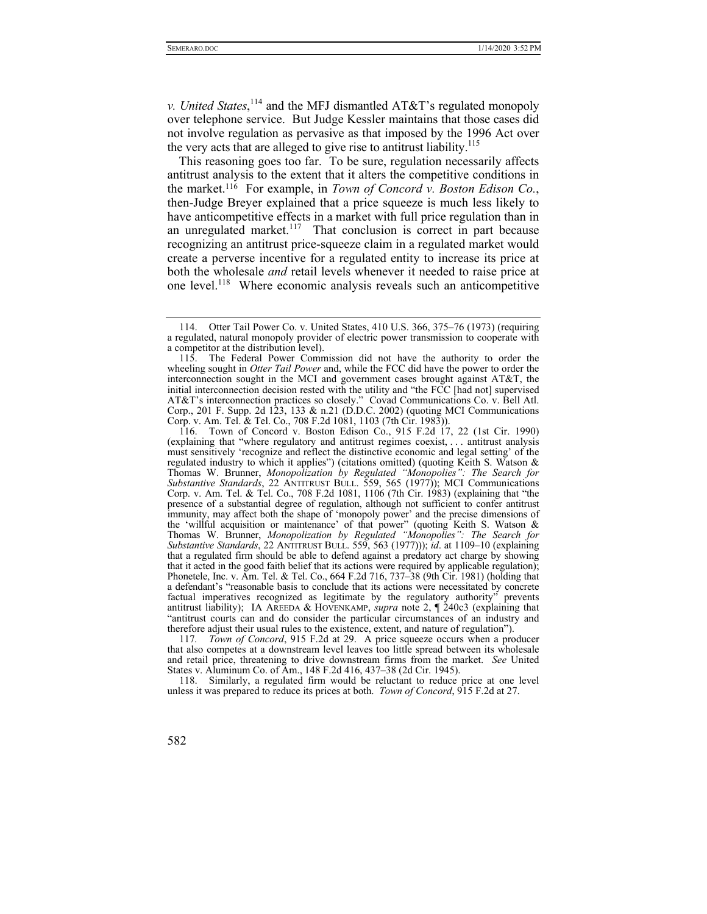*v. United States*,[114] and the MFJ dismantled AT&T's regulated monopoly over telephone service. But Judge Kessler maintains that those cases did not involve regulation as pervasive as that imposed by the 1996 Act over the very acts that are alleged to give rise to antitrust liability.[115]

This reasoning goes too far. To be sure, regulation necessarily affects antitrust analysis to the extent that it alters the competitive conditions in the market.[116] For example, in *Town of Concord v. Boston Edison Co.*, then-Judge Breyer explained that a price squeeze is much less likely to have anticompetitive effects in a market with full price regulation than in an unregulated market.[117] That conclusion is correct in part because recognizing an antitrust price-squeeze claim in a regulated market would create a perverse incentive for a regulated entity to increase its price at both the wholesale *and* retail levels whenever it needed to raise price at one level.[118] Where economic analysis reveals such an anticompetitive

---

114. Otter Tail Power Co. v. United States, 410 U.S. 366, 375–76 (1973) (requiring a regulated, natural monopoly provider of electric power transmission to cooperate with a competitor at the distribution level).

115. The Federal Power Commission did not have the authority to order the wheeling sought in *Otter Tail Power* and, while the FCC did have the power to order the interconnection sought in the MCI and government cases brought against AT&T, the initial interconnection decision rested with the utility and "the FCC [had not] supervised AT&T's interconnection practices so closely." Covad Communications Co. v. Bell Atl. Corp., 201 F. Supp. 2d 123, 133 & n.21 (D.D.C. 2002) (quoting MCI Communications Corp. v. Am. Tel. & Tel. Co., 708 F.2d 1081, 1103 (7th Cir. 1983)).

116. Town of Concord v. Boston Edison Co., 915 F.2d 17, 22 (1st Cir. 1990) (explaining that "where regulatory and antitrust regimes coexist, . . . antitrust analysis must sensitively 'recognize and reflect the distinctive economic and legal setting' of the regulated industry to which it applies") (citations omitted) (quoting Keith S. Watson & Thomas W. Brunner, *Monopolization by Regulated "Monopolies": The Search for Substantive Standards*, 22 ANTITRUST BULL. 559, 565 (1977)); MCI Communications Corp. v. Am. Tel. & Tel. Co., 708 F.2d 1081, 1106 (7th Cir. 1983) (explaining that "the presence of a substantial degree of regulation, although not sufficient to confer antitrust immunity, may affect both the shape of 'monopoly power' and the precise dimensions of the 'willful acquisition or maintenance' of that power" (quoting Keith S. Watson & Thomas W. Brunner, *Monopolization by Regulated "Monopolies": The Search for Substantive Standards*, 22 ANTITRUST BULL. 559, 563 (1977))); *id*. at 1109–10 (explaining that a regulated firm should be able to defend against a predatory act charge by showing that it acted in the good faith belief that its actions were required by applicable regulation); Phonetele, Inc. v. Am. Tel. & Tel. Co., 664 F.2d 716, 737–38 (9th Cir. 1981) (holding that a defendant's "reasonable basis to conclude that its actions were necessitated by concrete factual imperatives recognized as legitimate by the regulatory authority" prevents antitrust liability); IA AREEDA & HOVENKAMP, *supra* note 2, ¶ 240c3 (explaining that "antitrust courts can and do consider the particular circumstances of an industry and therefore adjust their usual rules to the existence, extent, and nature of regulation").

117. *Town of Concord*, 915 F.2d at 29. A price squeeze occurs when a producer that also competes at a downstream level leaves too little spread between its wholesale and retail price, threatening to drive downstream firms from the market. *See* United States v. Aluminum Co. of Am., 148 F.2d 416, 437–38 (2d Cir. 1945).

118. Similarly, a regulated firm would be reluctant to reduce price at one level unless it was prepared to reduce its prices at both. *Town of Concord*, 915 F.2d at 27.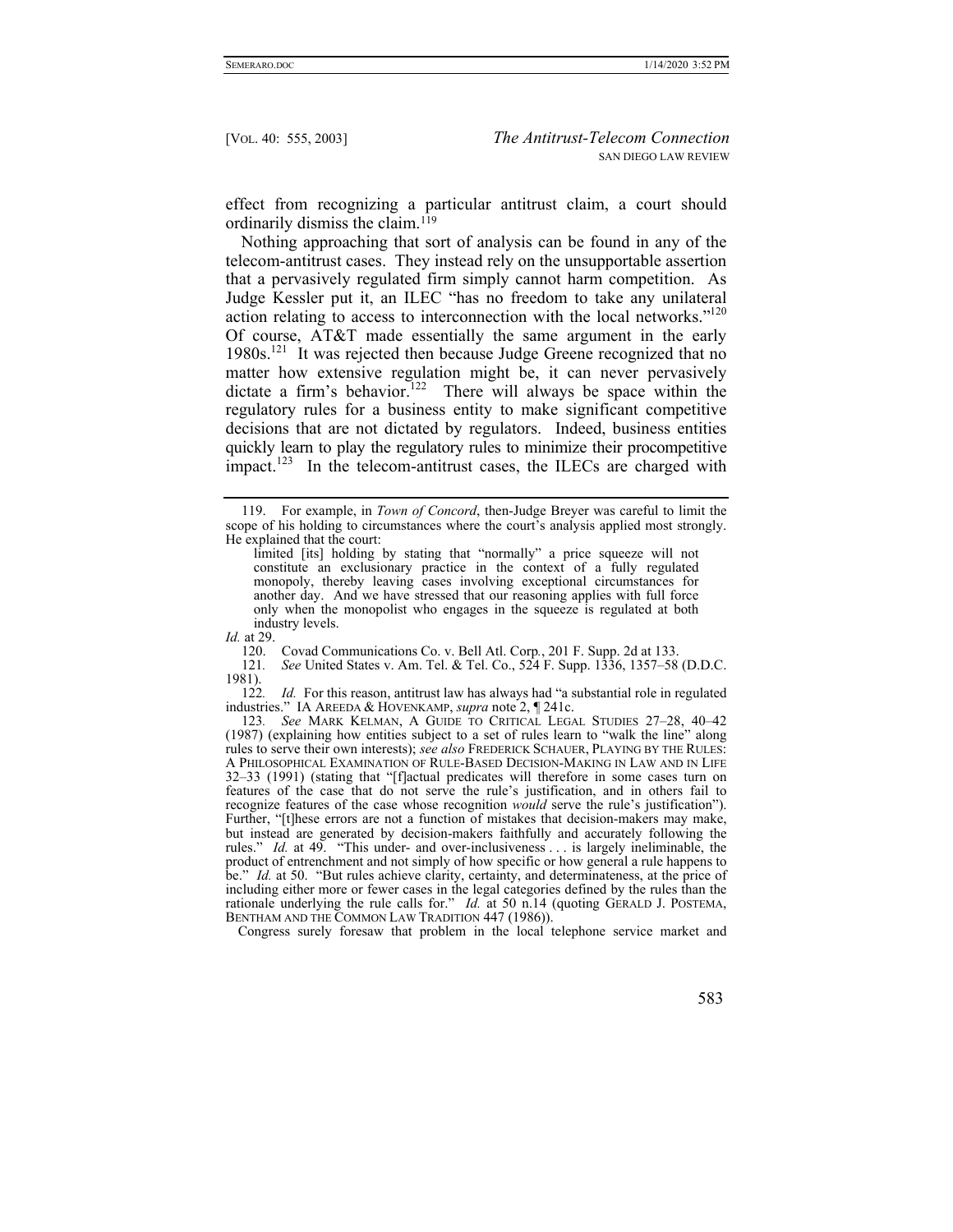effect from recognizing a particular antitrust claim, a court should ordinarily dismiss the claim.[119]

Nothing approaching that sort of analysis can be found in any of the telecom-antitrust cases. They instead rely on the unsupportable assertion that a pervasively regulated firm simply cannot harm competition. As Judge Kessler put it, an ILEC "has no freedom to take any unilateral action relating to access to interconnection with the local networks."[120] Of course, AT&T made essentially the same argument in the early 1980s.[121] It was rejected then because Judge Greene recognized that no matter how extensive regulation might be, it can never pervasively dictate a firm's behavior.[122] There will always be space within the regulatory rules for a business entity to make significant competitive decisions that are not dictated by regulators. Indeed, business entities quickly learn to play the regulatory rules to minimize their procompetitive impact.[123] In the telecom-antitrust cases, the ILECs are charged with

---

119. For example, in *Town of Concord*, then-Judge Breyer was careful to limit the scope of his holding to circumstances where the court's analysis applied most strongly. He explained that the court:

> limited [its] holding by stating that "normally" a price squeeze will not constitute an exclusionary practice in the context of a fully regulated monopoly, thereby leaving cases involving exceptional circumstances for another day. And we have stressed that our reasoning applies with full force only when the monopolist who engages in the squeeze is regulated at both industry levels.

*Id.* at 29.

120. Covad Communications Co. v. Bell Atl. Corp., 201 F. Supp. 2d at 133.

121. *See* United States v. Am. Tel. & Tel. Co., 524 F. Supp. 1336, 1357–58 (D.D.C. 1981).

122. *Id.* For this reason, antitrust law has always had "a substantial role in regulated industries." IA AREEDA & HOVENKAMP, *supra* note 2, ¶ 241c.

123. *See* MARK KELMAN, A GUIDE TO CRITICAL LEGAL STUDIES 27–28, 40–42 (1987) (explaining how entities subject to a set of rules learn to "walk the line" along rules to serve their own interests); *see also* FREDERICK SCHAUER, PLAYING BY THE RULES: A PHILOSOPHICAL EXAMINATION OF RULE-BASED DECISION-MAKING IN LAW AND IN LIFE 32–33 (1991) (stating that "[f]actual predicates will therefore in some cases turn on features of the case that do not serve the rule's justification, and in others fail to recognize features of the case whose recognition *would* serve the rule's justification"). Further, "[t]hese errors are not a function of mistakes that decision-makers may make, but instead are generated by decision-makers faithfully and accurately following the rules." *Id.* at 49. "This under- and over-inclusiveness . . . is largely ineliminable, the product of entrenchment and not simply of how specific or how general a rule happens to be." *Id.* at 50. "But rules achieve clarity, certainty, and determinateness, at the price of including either more or fewer cases in the legal categories defined by the rules than the rationale underlying the rule calls for." *Id.* at 50 n.14 (quoting GERALD J. POSTEMA, BENTHAM AND THE COMMON LAW TRADITION 447 (1986)).

Congress surely foresaw that problem in the local telephone service market and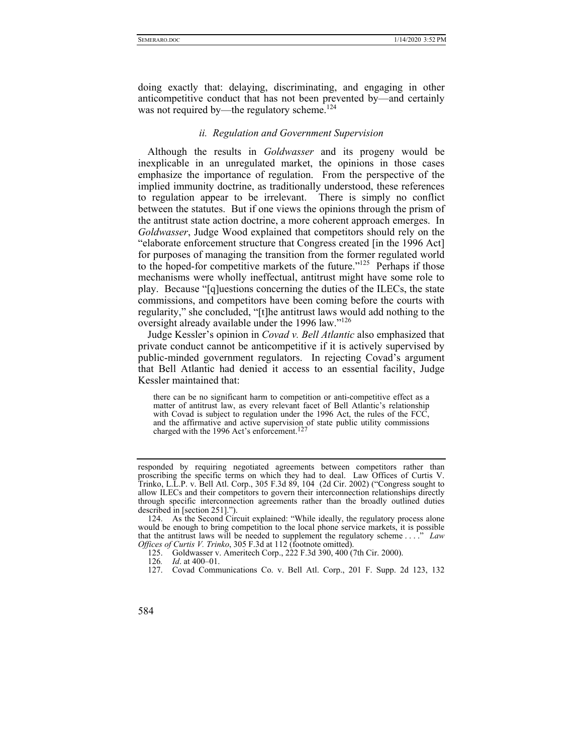doing exactly that: delaying, discriminating, and engaging in other anticompetitive conduct that has not been prevented by—and certainly was not required by—the regulatory scheme.[124]

### *ii. Regulation and Government Supervision*

Although the results in *Goldwasser* and its progeny would be inexplicable in an unregulated market, the opinions in those cases emphasize the importance of regulation. From the perspective of the implied immunity doctrine, as traditionally understood, these references to regulation appear to be irrelevant. There is simply no conflict between the statutes. But if one views the opinions through the prism of the antitrust state action doctrine, a more coherent approach emerges. In *Goldwasser*, Judge Wood explained that competitors should rely on the "elaborate enforcement structure that Congress created [in the 1996 Act] for purposes of managing the transition from the former regulated world to the hoped-for competitive markets of the future."[125] Perhaps if those mechanisms were wholly ineffectual, antitrust might have some role to play. Because "[q]uestions concerning the duties of the ILECs, the state commissions, and competitors have been coming before the courts with regularity," she concluded, "[t]he antitrust laws would add nothing to the oversight already available under the 1996 law."[126]

Judge Kessler's opinion in *Covad v. Bell Atlantic* also emphasized that private conduct cannot be anticompetitive if it is actively supervised by public-minded government regulators. In rejecting Covad's argument that Bell Atlantic had denied it access to an essential facility, Judge Kessler maintained that:

> there can be no significant harm to competition or anti-competitive effect as a matter of antitrust law, as every relevant facet of Bell Atlantic's relationship with Covad is subject to regulation under the 1996 Act, the rules of the FCC, and the affirmative and active supervision of state public utility commissions charged with the 1996 Act's enforcement.[127]

---

responded by requiring negotiated agreements between competitors rather than proscribing the specific terms on which they had to deal. Law Offices of Curtis V. Trinko, L.L.P. v. Bell Atl. Corp., 305 F.3d 89, 104 (2d Cir. 2002) ("Congress sought to allow ILECs and their competitors to govern their interconnection relationships directly through specific interconnection agreements rather than the broadly outlined duties described in [section 251].").

124. As the Second Circuit explained: "While ideally, the regulatory process alone would be enough to bring competition to the local phone service markets, it is possible that the antitrust laws will be needed to supplement the regulatory scheme . . . ." *Law Offices of Curtis V. Trinko*, 305 F.3d at 112 (footnote omitted).

125. Goldwasser v. Ameritech Corp., 222 F.3d 390, 400 (7th Cir. 2000).

126. *Id*. at 400–01.

127. Covad Communications Co. v. Bell Atl. Corp., 201 F. Supp. 2d 123, 132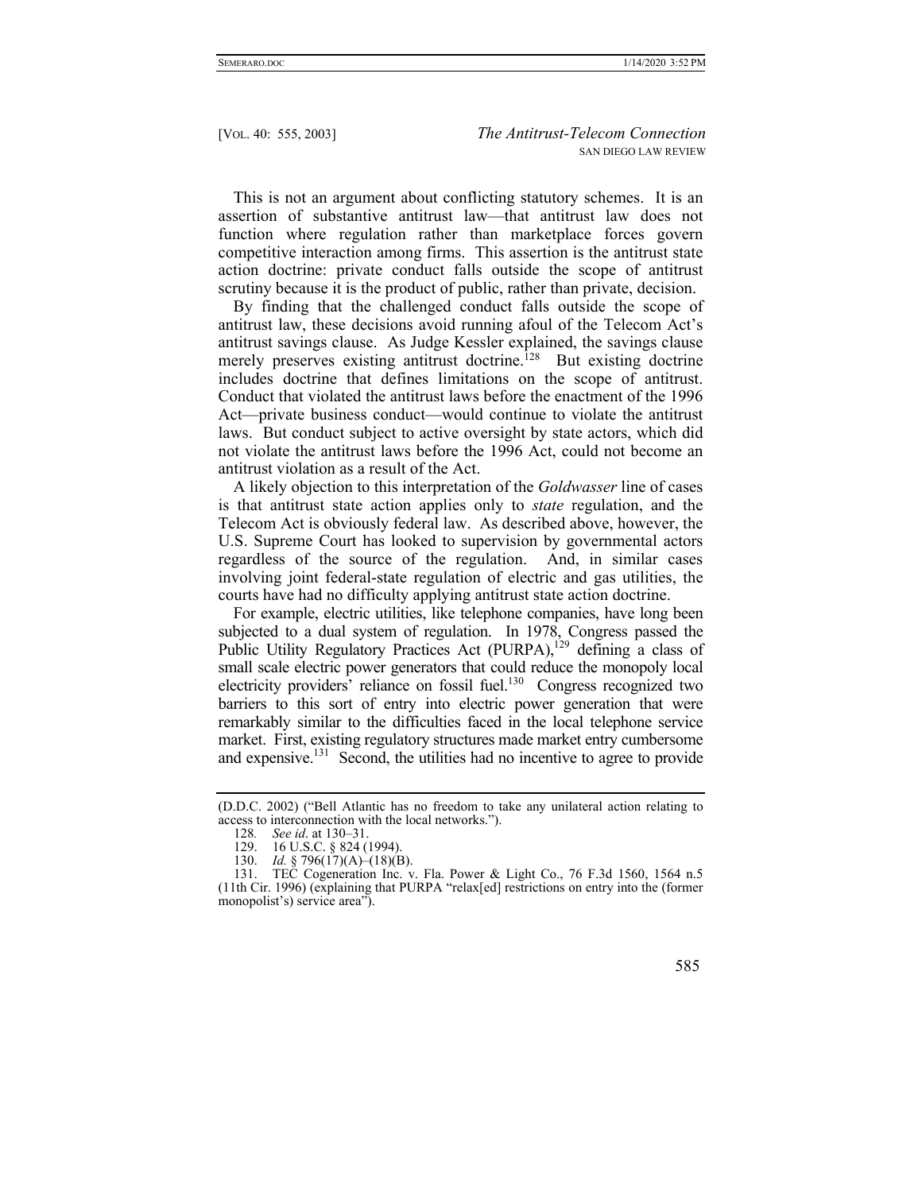This is not an argument about conflicting statutory schemes. It is an assertion of substantive antitrust law—that antitrust law does not function where regulation rather than marketplace forces govern competitive interaction among firms. This assertion is the antitrust state action doctrine: private conduct falls outside the scope of antitrust scrutiny because it is the product of public, rather than private, decision.

By finding that the challenged conduct falls outside the scope of antitrust law, these decisions avoid running afoul of the Telecom Act's antitrust savings clause. As Judge Kessler explained, the savings clause merely preserves existing antitrust doctrine.[128] But existing doctrine includes doctrine that defines limitations on the scope of antitrust. Conduct that violated the antitrust laws before the enactment of the 1996 Act—private business conduct—would continue to violate the antitrust laws. But conduct subject to active oversight by state actors, which did not violate the antitrust laws before the 1996 Act, could not become an antitrust violation as a result of the Act.

A likely objection to this interpretation of the *Goldwasser* line of cases is that antitrust state action applies only to *state* regulation, and the Telecom Act is obviously federal law. As described above, however, the U.S. Supreme Court has looked to supervision by governmental actors regardless of the source of the regulation. And, in similar cases involving joint federal-state regulation of electric and gas utilities, the courts have had no difficulty applying antitrust state action doctrine.

For example, electric utilities, like telephone companies, have long been subjected to a dual system of regulation. In 1978, Congress passed the Public Utility Regulatory Practices Act (PURPA),[129] defining a class of small scale electric power generators that could reduce the monopoly local electricity providers' reliance on fossil fuel.[130] Congress recognized two barriers to this sort of entry into electric power generation that were remarkably similar to the difficulties faced in the local telephone service market. First, existing regulatory structures made market entry cumbersome and expensive.[131] Second, the utilities had no incentive to agree to provide

---

(D.D.C. 2002) ("Bell Atlantic has no freedom to take any unilateral action relating to access to interconnection with the local networks.").

128. *See id*. at 130–31.

129. 16 U.S.C. § 824 (1994).

130. *Id.* § 796(17)(A)–(18)(B).

131. TEC Cogeneration Inc. v. Fla. Power & Light Co., 76 F.3d 1560, 1564 n.5 (11th Cir. 1996) (explaining that PURPA "relax[ed] restrictions on entry into the (former monopolist's) service area").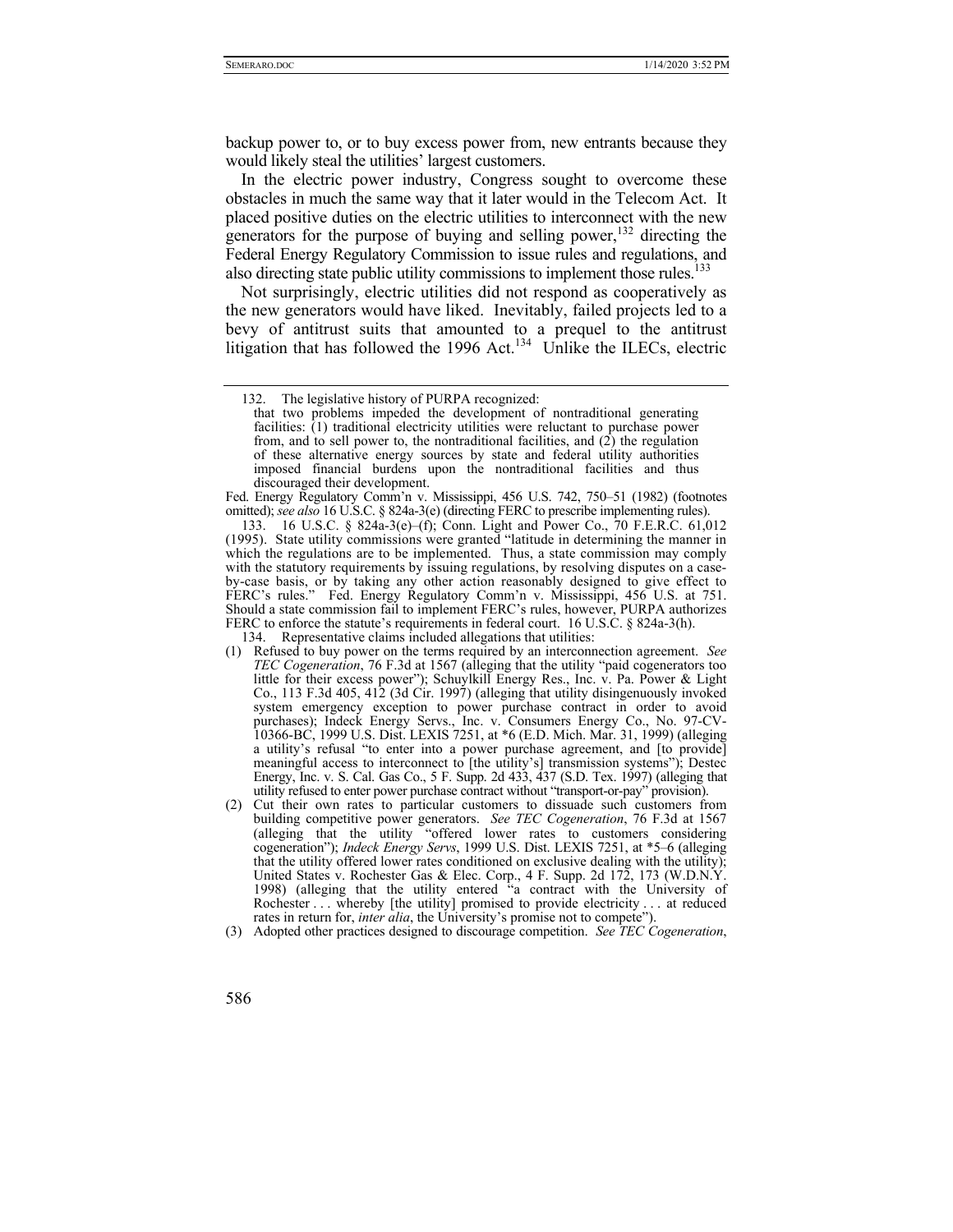backup power to, or to buy excess power from, new entrants because they would likely steal the utilities' largest customers.

In the electric power industry, Congress sought to overcome these obstacles in much the same way that it later would in the Telecom Act. It placed positive duties on the electric utilities to interconnect with the new generators for the purpose of buying and selling power,[132] directing the Federal Energy Regulatory Commission to issue rules and regulations, and also directing state public utility commissions to implement those rules.[133]

Not surprisingly, electric utilities did not respond as cooperatively as the new generators would have liked. Inevitably, failed projects led to a bevy of antitrust suits that amounted to a prequel to the antitrust litigation that has followed the 1996 Act.[134] Unlike the ILECs, electric

---

132. The legislative history of PURPA recognized:

> that two problems impeded the development of nontraditional generating facilities: (1) traditional electricity utilities were reluctant to purchase power from, and to sell power to, the nontraditional facilities, and (2) the regulation of these alternative energy sources by state and federal utility authorities imposed financial burdens upon the nontraditional facilities and thus discouraged their development.

Fed. Energy Regulatory Comm'n v. Mississippi, 456 U.S. 742, 750–51 (1982) (footnotes omitted); *see also* 16 U.S.C. § 824a-3(e) (directing FERC to prescribe implementing rules).

133. 16 U.S.C. § 824a-3(e)–(f); Conn. Light and Power Co., 70 F.E.R.C. 61,012 (1995). State utility commissions were granted "latitude in determining the manner in which the regulations are to be implemented. Thus, a state commission may comply with the statutory requirements by issuing regulations, by resolving disputes on a case-by-case basis, or by taking any other action reasonably designed to give effect to FERC's rules." Fed. Energy Regulatory Comm'n v. Mississippi, 456 U.S. at 751. Should a state commission fail to implement FERC's rules, however, PURPA authorizes FERC to enforce the statute's requirements in federal court. 16 U.S.C. § 824a-3(h).

134. Representative claims included allegations that utilities:

(1) Refused to buy power on the terms required by an interconnection agreement. *See TEC Cogeneration*, 76 F.3d at 1567 (alleging that the utility "paid cogenerators too little for their excess power"); Schuylkill Energy Res., Inc. v. Pa. Power & Light Co., 113 F.3d 405, 412 (3d Cir. 1997) (alleging that utility disingenuously invoked system emergency exception to power purchase contract in order to avoid purchases); Indeck Energy Servs., Inc. v. Consumers Energy Co., No. 97-CV-10366-BC, 1999 U.S. Dist. LEXIS 7251, at *6 (E.D. Mich. Mar. 31, 1999) (alleging a utility's refusal "to enter into a power purchase agreement, and [to provide] meaningful access to interconnect to [the utility's] transmission systems"); Destec Energy, Inc. v. S. Cal. Gas Co., 5 F. Supp. 2d 433, 437 (S.D. Tex. 1997) (alleging that utility refused to enter power purchase contract without "transport-or-pay" provision).

(2) Cut their own rates to particular customers to dissuade such customers from building competitive power generators. *See TEC Cogeneration*, 76 F.3d at 1567 (alleging that the utility "offered lower rates to customers considering cogeneration"); *Indeck Energy Servs*, 1999 U.S. Dist. LEXIS 7251, at *5–6 (alleging that the utility offered lower rates conditioned on exclusive dealing with the utility); United States v. Rochester Gas & Elec. Corp., 4 F. Supp. 2d 172, 173 (W.D.N.Y. 1998) (alleging that the utility entered "a contract with the University of Rochester . . . whereby [the utility] promised to provide electricity . . . at reduced rates in return for, *inter alia*, the University's promise not to compete").

(3) Adopted other practices designed to discourage competition. *See TEC Cogeneration*,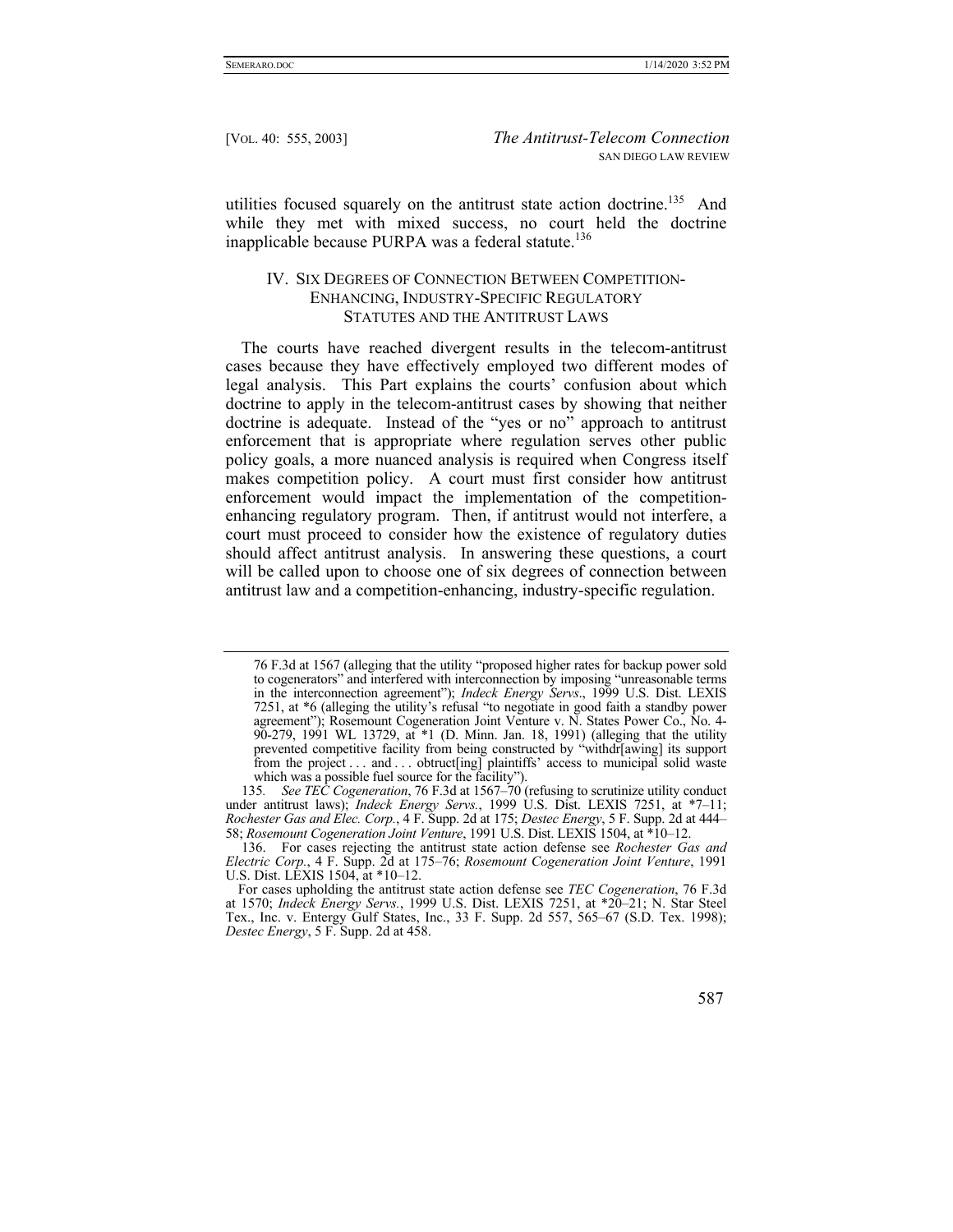utilities focused squarely on the antitrust state action doctrine.[135] And while they met with mixed success, no court held the doctrine inapplicable because PURPA was a federal statute.[136]

## IV. SIX DEGREES OF CONNECTION BETWEEN COMPETITION-ENHANCING, INDUSTRY-SPECIFIC REGULATORY STATUTES AND THE ANTITRUST LAWS

The courts have reached divergent results in the telecom-antitrust cases because they have effectively employed two different modes of legal analysis. This Part explains the courts' confusion about which doctrine to apply in the telecom-antitrust cases by showing that neither doctrine is adequate. Instead of the "yes or no" approach to antitrust enforcement that is appropriate where regulation serves other public policy goals, a more nuanced analysis is required when Congress itself makes competition policy. A court must first consider how antitrust enforcement would impact the implementation of the competition-enhancing regulatory program. Then, if antitrust would not interfere, a court must proceed to consider how the existence of regulatory duties should affect antitrust analysis. In answering these questions, a court will be called upon to choose one of six degrees of connection between antitrust law and a competition-enhancing, industry-specific regulation.

---

76 F.3d at 1567 (alleging that the utility "proposed higher rates for backup power sold to cogenerators" and interfered with interconnection by imposing "unreasonable terms in the interconnection agreement"); *Indeck Energy Servs*., 1999 U.S. Dist. LEXIS 7251, at *6 (alleging the utility's refusal "to negotiate in good faith a standby power agreement"); Rosemount Cogeneration Joint Venture v. N. States Power Co., No. 4-90-279, 1991 WL 13729, at *1 (D. Minn. Jan. 18, 1991) (alleging that the utility prevented competitive facility from being constructed by "withdr[awing] its support from the project . . . and . . . obstruct[ing] plaintiffs' access to municipal solid waste which was a possible fuel source for the facility").

135. *See TEC Cogeneration*, 76 F.3d at 1567–70 (refusing to scrutinize utility conduct under antitrust laws); *Indeck Energy Servs.*, 1999 U.S. Dist. LEXIS 7251, at *7–11; *Rochester Gas and Elec. Corp.*, 4 F. Supp. 2d at 175; *Destec Energy*, 5 F. Supp. 2d at 444–58; *Rosemount Cogeneration Joint Venture*, 1991 U.S. Dist. LEXIS 1504, at *10–12.

136. For cases rejecting the antitrust state action defense see *Rochester Gas and Electric Corp.*, 4 F. Supp. 2d at 175–76; *Rosemount Cogeneration Joint Venture*, 1991 U.S. Dist. LEXIS 1504, at *10–12.

For cases upholding the antitrust state action defense see *TEC Cogeneration*, 76 F.3d at 1570; *Indeck Energy Servs.*, 1999 U.S. Dist. LEXIS 7251, at *20–21; N. Star Steel Tex., Inc. v. Entergy Gulf States, Inc., 33 F. Supp. 2d 557, 565–67 (S.D. Tex. 1998); *Destec Energy*, 5 F. Supp. 2d at 458.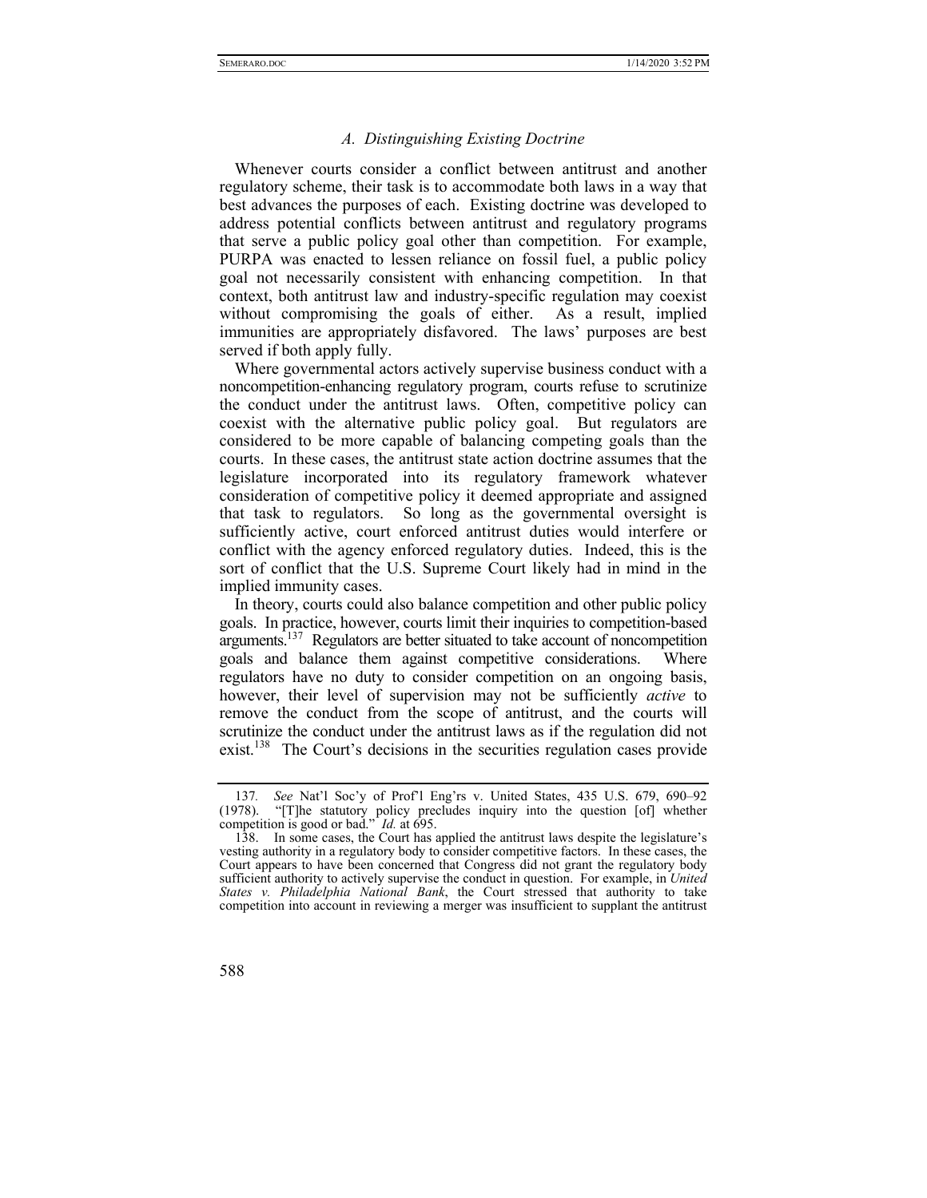### *A. Distinguishing Existing Doctrine*

Whenever courts consider a conflict between antitrust and another regulatory scheme, their task is to accommodate both laws in a way that best advances the purposes of each. Existing doctrine was developed to address potential conflicts between antitrust and regulatory programs that serve a public policy goal other than competition. For example, PURPA was enacted to lessen reliance on fossil fuel, a public policy goal not necessarily consistent with enhancing competition. In that context, both antitrust law and industry-specific regulation may coexist without compromising the goals of either. As a result, implied immunities are appropriately disfavored. The laws' purposes are best served if both apply fully.

Where governmental actors actively supervise business conduct with a noncompetition-enhancing regulatory program, courts refuse to scrutinize the conduct under the antitrust laws. Often, competitive policy can coexist with the alternative public policy goal. But regulators are considered to be more capable of balancing competing goals than the courts. In these cases, the antitrust state action doctrine assumes that the legislature incorporated into its regulatory framework whatever consideration of competitive policy it deemed appropriate and assigned that task to regulators. So long as the governmental oversight is sufficiently active, court enforced antitrust duties would interfere or conflict with the agency enforced regulatory duties. Indeed, this is the sort of conflict that the U.S. Supreme Court likely had in mind in the implied immunity cases.

In theory, courts could also balance competition and other public policy goals. In practice, however, courts limit their inquiries to competition-based arguments.[137] Regulators are better situated to take account of noncompetition goals and balance them against competitive considerations. Where regulators have no duty to consider competition on an ongoing basis, however, their level of supervision may not be sufficiently *active* to remove the conduct from the scope of antitrust, and the courts will scrutinize the conduct under the antitrust laws as if the regulation did not exist.[138] The Court's decisions in the securities regulation cases provide

---

137. *See* Nat'l Soc'y of Prof'l Eng'rs v. United States, 435 U.S. 679, 690–92 (1978). "[T]he statutory policy precludes inquiry into the question [of] whether competition is good or bad." *Id.* at 695.

138. In some cases, the Court has applied the antitrust laws despite the legislature's vesting authority in a regulatory body to consider competitive factors. In these cases, the Court appears to have been concerned that Congress did not grant the regulatory body sufficient authority to actively supervise the conduct in question. For example, in *United States v. Philadelphia National Bank*, the Court stressed that authority to take competition into account in reviewing a merger was insufficient to supplant the antitrust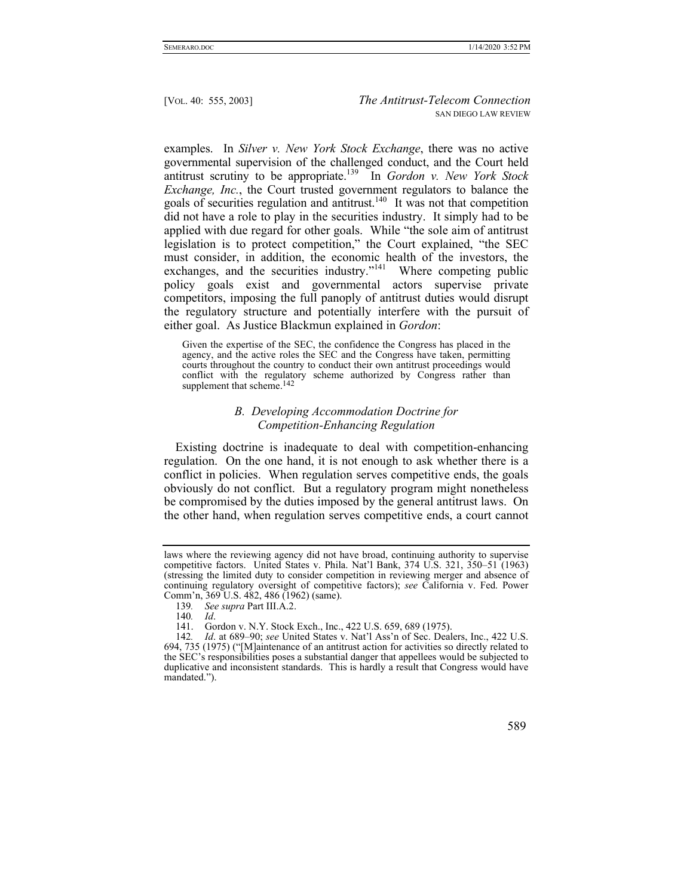examples. In *Silver v. New York Stock Exchange*, there was no active governmental supervision of the challenged conduct, and the Court held antitrust scrutiny to be appropriate.[139] In *Gordon v. New York Stock Exchange, Inc.*, the Court trusted government regulators to balance the goals of securities regulation and antitrust.[140] It was not that competition did not have a role to play in the securities industry. It simply had to be applied with due regard for other goals. While "the sole aim of antitrust legislation is to protect competition," the Court explained, "the SEC must consider, in addition, the economic health of the investors, the exchanges, and the securities industry."[141] Where competing public policy goals exist and governmental actors supervise private competitors, imposing the full panoply of antitrust duties would disrupt the regulatory structure and potentially interfere with the pursuit of either goal. As Justice Blackmun explained in *Gordon*:

> Given the expertise of the SEC, the confidence the Congress has placed in the agency, and the active roles the SEC and the Congress have taken, permitting courts throughout the country to conduct their own antitrust proceedings would conflict with the regulatory scheme authorized by Congress rather than supplement that scheme.[142]

### *B. Developing Accommodation Doctrine for Competition-Enhancing Regulation*

Existing doctrine is inadequate to deal with competition-enhancing regulation. On the one hand, it is not enough to ask whether there is a conflict in policies. When regulation serves competitive ends, the goals obviously do not conflict. But a regulatory program might nonetheless be compromised by the duties imposed by the general antitrust laws. On the other hand, when regulation serves competitive ends, a court cannot

---

laws where the reviewing agency did not have broad, continuing authority to supervise competitive factors. United States v. Phila. Nat'l Bank, 374 U.S. 321, 350–51 (1963) (stressing the limited duty to consider competition in reviewing merger and absence of continuing regulatory oversight of competitive factors); *see* California v. Fed. Power Comm'n, 369 U.S. 482, 486 (1962) (same).

139. *See supra* Part III.A.2.

140. *Id*.

141. Gordon v. N.Y. Stock Exch., Inc., 422 U.S. 659, 689 (1975).

142. *Id*. at 689–90; *see* United States v. Nat'l Ass'n of Sec. Dealers, Inc., 422 U.S. 694, 735 (1975) ("[M]aintenance of an antitrust action for activities so directly related to the SEC's responsibilities poses a substantial danger that appellees would be subjected to duplicative and inconsistent standards. This is hardly a result that Congress would have mandated.").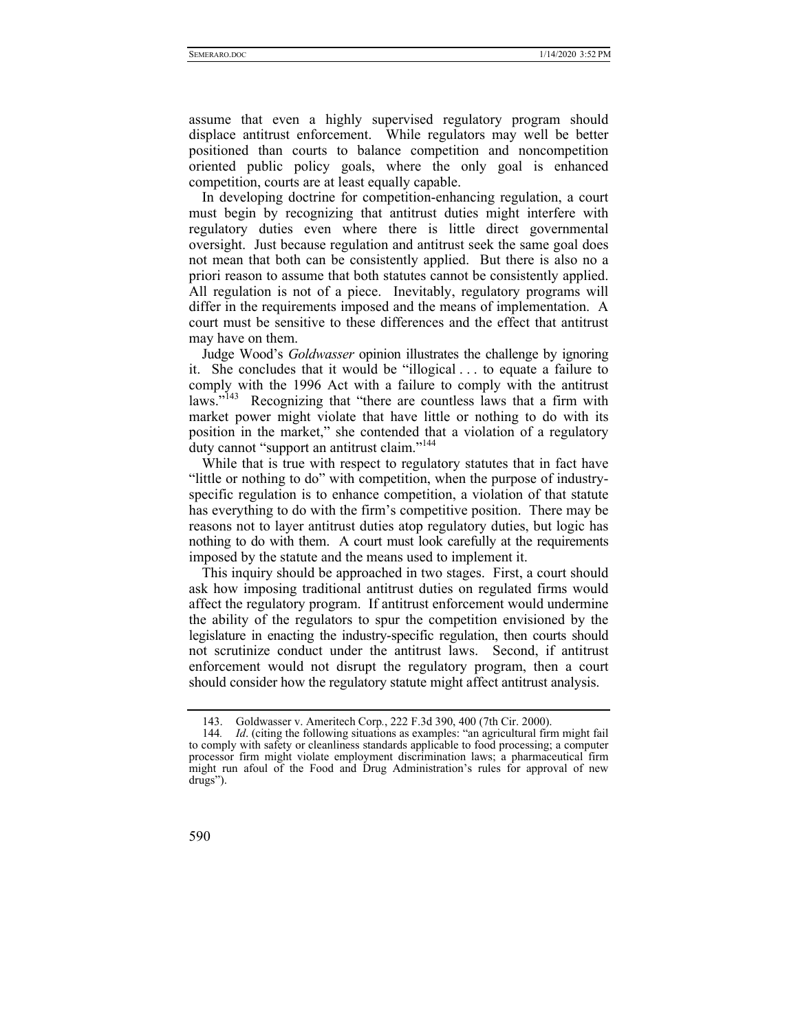assume that even a highly supervised regulatory program should displace antitrust enforcement. While regulators may well be better positioned than courts to balance competition and noncompetition oriented public policy goals, where the only goal is enhanced competition, courts are at least equally capable.

In developing doctrine for competition-enhancing regulation, a court must begin by recognizing that antitrust duties might interfere with regulatory duties even where there is little direct governmental oversight. Just because regulation and antitrust seek the same goal does not mean that both can be consistently applied. But there is also no a priori reason to assume that both statutes cannot be consistently applied. All regulation is not of a piece. Inevitably, regulatory programs will differ in the requirements imposed and the means of implementation. A court must be sensitive to these differences and the effect that antitrust may have on them.

Judge Wood's *Goldwasser* opinion illustrates the challenge by ignoring it. She concludes that it would be "illogical . . . to equate a failure to comply with the 1996 Act with a failure to comply with the antitrust laws."[143] Recognizing that "there are countless laws that a firm with market power might violate that have little or nothing to do with its position in the market," she contended that a violation of a regulatory duty cannot "support an antitrust claim."[144]

While that is true with respect to regulatory statutes that in fact have "little or nothing to do" with competition, when the purpose of industry-specific regulation is to enhance competition, a violation of that statute has everything to do with the firm's competitive position. There may be reasons not to layer antitrust duties atop regulatory duties, but logic has nothing to do with them. A court must look carefully at the requirements imposed by the statute and the means used to implement it.

This inquiry should be approached in two stages. First, a court should ask how imposing traditional antitrust duties on regulated firms would affect the regulatory program. If antitrust enforcement would undermine the ability of the regulators to spur the competition envisioned by the legislature in enacting the industry-specific regulation, then courts should not scrutinize conduct under the antitrust laws. Second, if antitrust enforcement would not disrupt the regulatory program, then a court should consider how the regulatory statute might affect antitrust analysis.

---

143. Goldwasser v. Ameritech Corp., 222 F.3d 390, 400 (7th Cir. 2000).

144. *Id*. (citing the following situations as examples: "an agricultural firm might fail to comply with safety or cleanliness standards applicable to food processing; a computer processor firm might violate employment discrimination laws; a pharmaceutical firm might run afoul of the Food and Drug Administration's rules for approval of new drugs").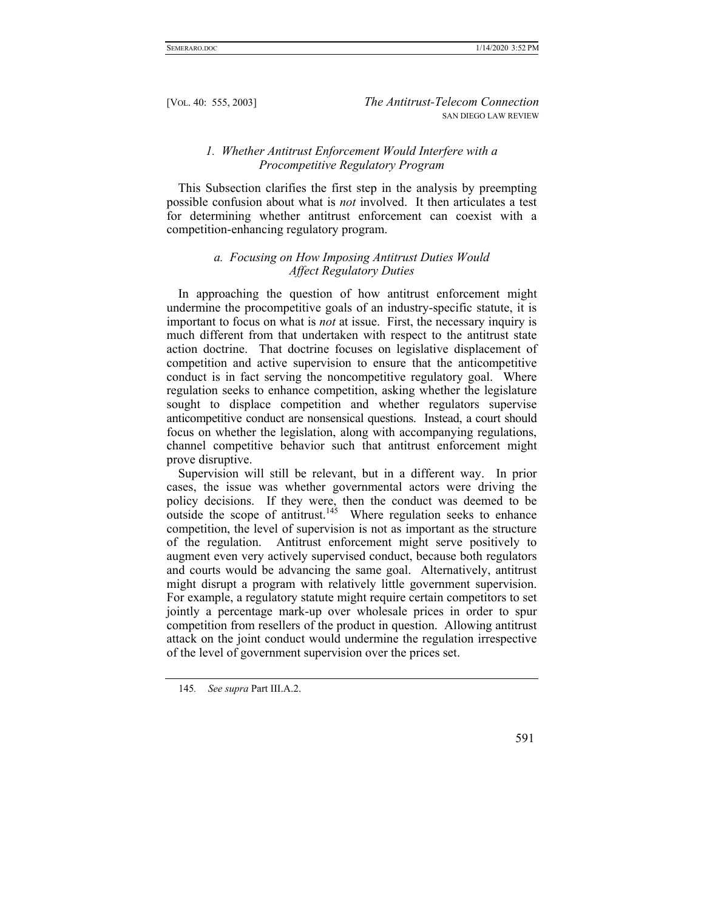### *1. Whether Antitrust Enforcement Would Interfere with a Procompetitive Regulatory Program*

This Subsection clarifies the first step in the analysis by preempting possible confusion about what is *not* involved. It then articulates a test for determining whether antitrust enforcement can coexist with a competition-enhancing regulatory program.

#### *a. Focusing on How Imposing Antitrust Duties Would Affect Regulatory Duties*

In approaching the question of how antitrust enforcement might undermine the procompetitive goals of an industry-specific statute, it is important to focus on what is *not* at issue. First, the necessary inquiry is much different from that undertaken with respect to the antitrust state action doctrine. That doctrine focuses on legislative displacement of competition and active supervision to ensure that the anticompetitive conduct is in fact serving the noncompetitive regulatory goal. Where regulation seeks to enhance competition, asking whether the legislature sought to displace competition and whether regulators supervise anticompetitive conduct are nonsensical questions. Instead, a court should focus on whether the legislation, along with accompanying regulations, channel competitive behavior such that antitrust enforcement might prove disruptive.

Supervision will still be relevant, but in a different way. In prior cases, the issue was whether governmental actors were driving the policy decisions. If they were, then the conduct was deemed to be outside the scope of antitrust.[145] Where regulation seeks to enhance competition, the level of supervision is not as important as the structure of the regulation. Antitrust enforcement might serve positively to augment even very actively supervised conduct, because both regulators and courts would be advancing the same goal. Alternatively, antitrust might disrupt a program with relatively little government supervision. For example, a regulatory statute might require certain competitors to set jointly a percentage mark-up over wholesale prices in order to spur competition from resellers of the product in question. Allowing antitrust attack on the joint conduct would undermine the regulation irrespective of the level of government supervision over the prices set.

---

145. *See supra* Part III.A.2.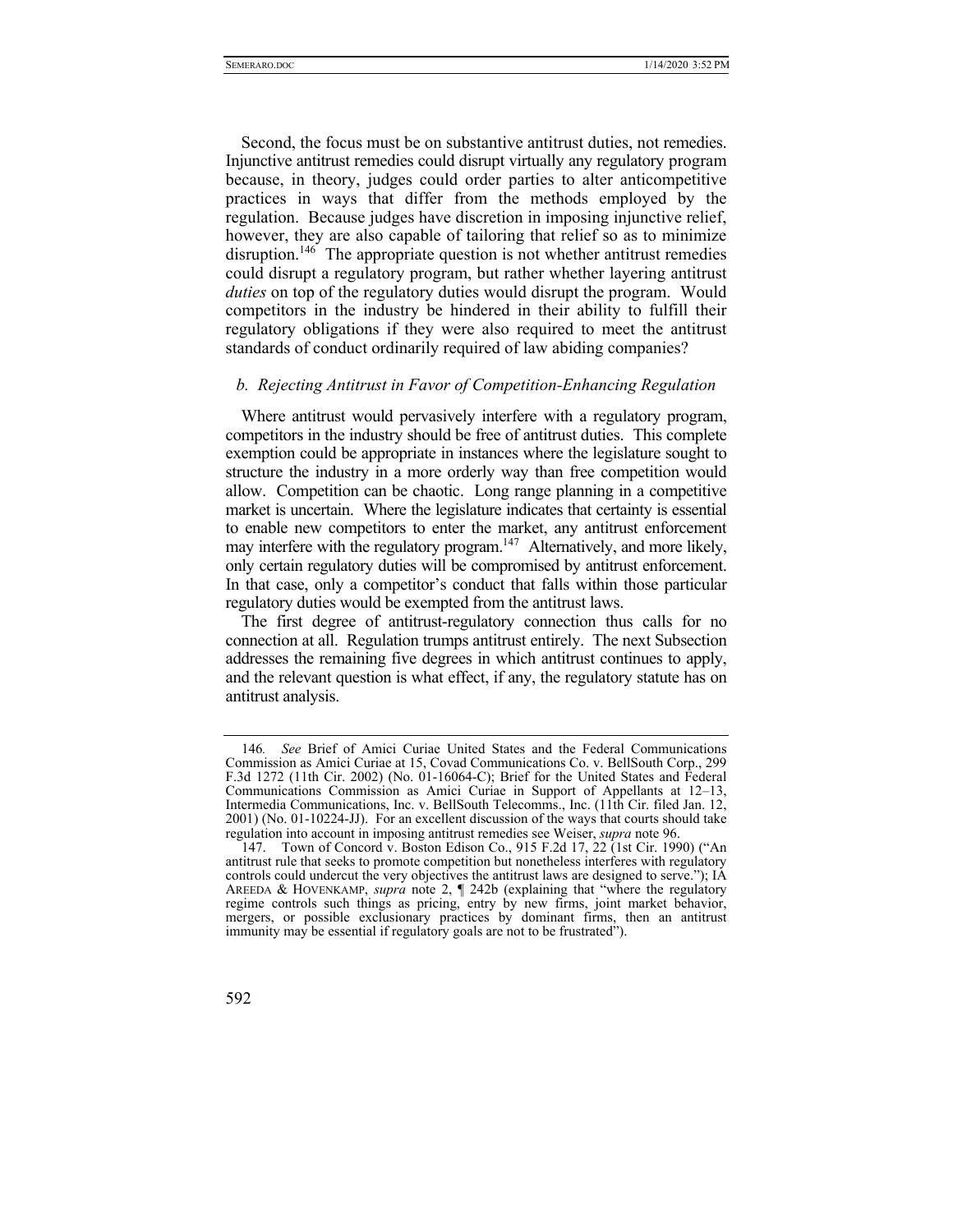Second, the focus must be on substantive antitrust duties, not remedies. Injunctive antitrust remedies could disrupt virtually any regulatory program because, in theory, judges could order parties to alter anticompetitive practices in ways that differ from the methods employed by the regulation. Because judges have discretion in imposing injunctive relief, however, they are also capable of tailoring that relief so as to minimize disruption.[146] The appropriate question is not whether antitrust remedies could disrupt a regulatory program, but rather whether layering antitrust *duties* on top of the regulatory duties would disrupt the program. Would competitors in the industry be hindered in their ability to fulfill their regulatory obligations if they were also required to meet the antitrust standards of conduct ordinarily required of law abiding companies?

### *b. Rejecting Antitrust in Favor of Competition-Enhancing Regulation*

Where antitrust would pervasively interfere with a regulatory program, competitors in the industry should be free of antitrust duties. This complete exemption could be appropriate in instances where the legislature sought to structure the industry in a more orderly way than free competition would allow. Competition can be chaotic. Long range planning in a competitive market is uncertain. Where the legislature indicates that certainty is essential to enable new competitors to enter the market, any antitrust enforcement may interfere with the regulatory program.[147] Alternatively, and more likely, only certain regulatory duties will be compromised by antitrust enforcement. In that case, only a competitor's conduct that falls within those particular regulatory duties would be exempted from the antitrust laws.

The first degree of antitrust-regulatory connection thus calls for no connection at all. Regulation trumps antitrust entirely. The next Subsection addresses the remaining five degrees in which antitrust continues to apply, and the relevant question is what effect, if any, the regulatory statute has on antitrust analysis.

---

146. *See* Brief of Amici Curiae United States and the Federal Communications Commission as Amici Curiae at 15, Covad Communications Co. v. BellSouth Corp., 299 F.3d 1272 (11th Cir. 2002) (No. 01-16064-C); Brief for the United States and Federal Communications Commission as Amici Curiae in Support of Appellants at 12–13, Intermedia Communications, Inc. v. BellSouth Telecomms., Inc. (11th Cir. filed Jan. 12, 2001) (No. 01-10224-JJ). For an excellent discussion of the ways that courts should take regulation into account in imposing antitrust remedies see Weiser, *supra* note 96.

147. Town of Concord v. Boston Edison Co., 915 F.2d 17, 22 (1st Cir. 1990) ("An antitrust rule that seeks to promote competition but nonetheless interferes with regulatory controls could undercut the very objectives the antitrust laws are designed to serve."); IA AREEDA & HOVENKAMP, *supra* note 2, ¶ 242b (explaining that "where the regulatory regime controls such things as pricing, entry by new firms, joint market behavior, mergers, or possible exclusionary practices by dominant firms, then an antitrust immunity may be essential if regulatory goals are not to be frustrated").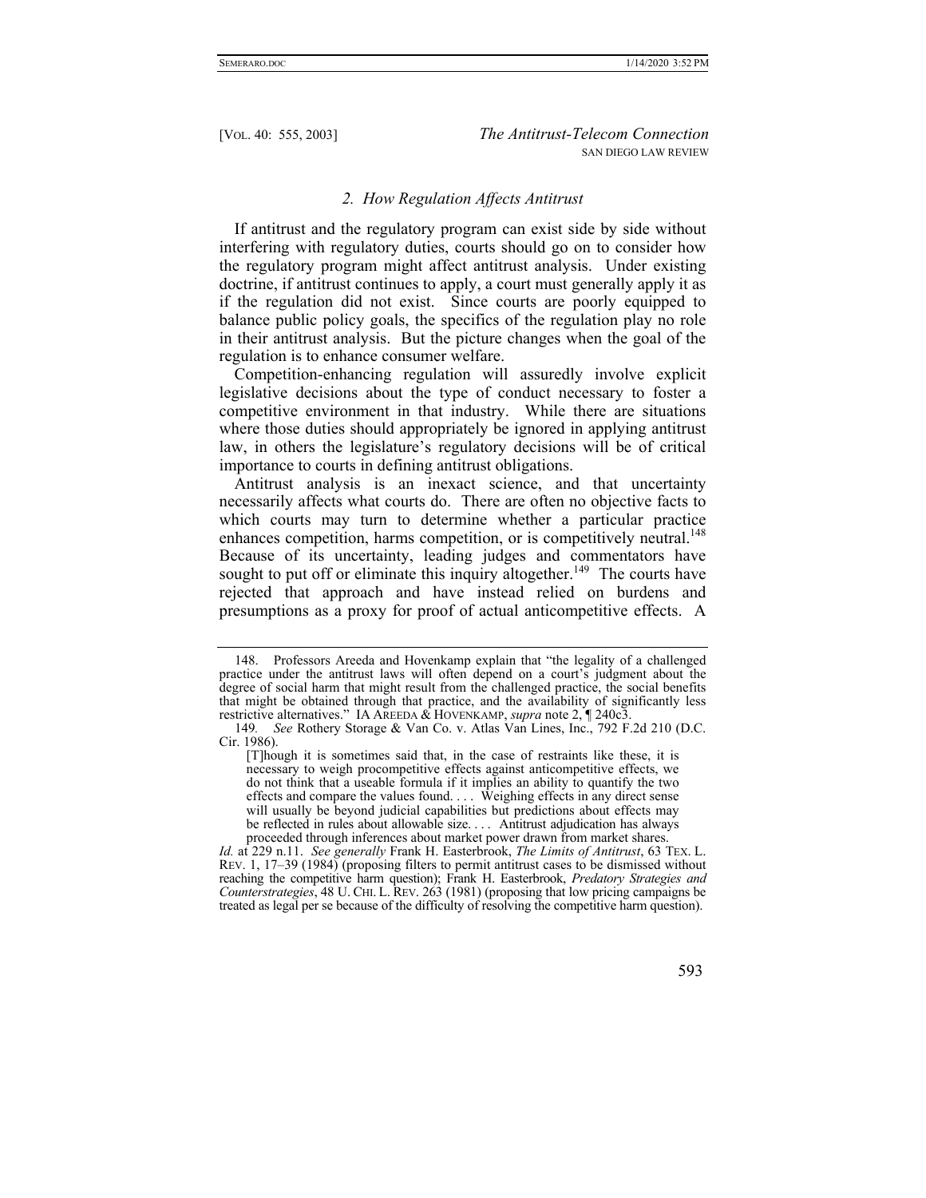### *2. How Regulation Affects Antitrust*

If antitrust and the regulatory program can exist side by side without interfering with regulatory duties, courts should go on to consider how the regulatory program might affect antitrust analysis. Under existing doctrine, if antitrust continues to apply, a court must generally apply it as if the regulation did not exist. Since courts are poorly equipped to balance public policy goals, the specifics of the regulation play no role in their antitrust analysis. But the picture changes when the goal of the regulation is to enhance consumer welfare.

Competition-enhancing regulation will assuredly involve explicit legislative decisions about the type of conduct necessary to foster a competitive environment in that industry. While there are situations where those duties should appropriately be ignored in applying antitrust law, in others the legislature's regulatory decisions will be of critical importance to courts in defining antitrust obligations.

Antitrust analysis is an inexact science, and that uncertainty necessarily affects what courts do. There are often no objective facts to which courts may turn to determine whether a particular practice enhances competition, harms competition, or is competitively neutral.[148] Because of its uncertainty, leading judges and commentators have sought to put off or eliminate this inquiry altogether.[149] The courts have rejected that approach and have instead relied on burdens and presumptions as a proxy for proof of actual anticompetitive effects. A

---

148. Professors Areeda and Hovenkamp explain that "the legality of a challenged practice under the antitrust laws will often depend on a court's judgment about the degree of social harm that might result from the challenged practice, the social benefits that might be obtained through that practice, and the availability of significantly less restrictive alternatives." IA AREEDA & HOVENKAMP, *supra* note 2, ¶ 240c3.

149. *See* Rothery Storage & Van Co. v. Atlas Van Lines, Inc., 792 F.2d 210 (D.C. Cir. 1986).

> [T]hough it is sometimes said that, in the case of restraints like these, it is necessary to weigh procompetitive effects against anticompetitive effects, we do not think that a useable formula if it implies an ability to quantify the two effects and compare the values found. . . . Weighing effects in any direct sense will usually be beyond judicial capabilities but predictions about effects may be reflected in rules about allowable size. . . . Antitrust adjudication has always proceeded through inferences about market power drawn from market shares.

*Id.* at 229 n.11. *See generally* Frank H. Easterbrook, *The Limits of Antitrust*, 63 TEX. L. REV. 1, 17–39 (1984) (proposing filters to permit antitrust cases to be dismissed without reaching the competitive harm question); Frank H. Easterbrook, *Predatory Strategies and Counterstrategies*, 48 U. CHI. L. REV. 263 (1981) (proposing that low pricing campaigns be treated as legal per se because of the difficulty of resolving the competitive harm question).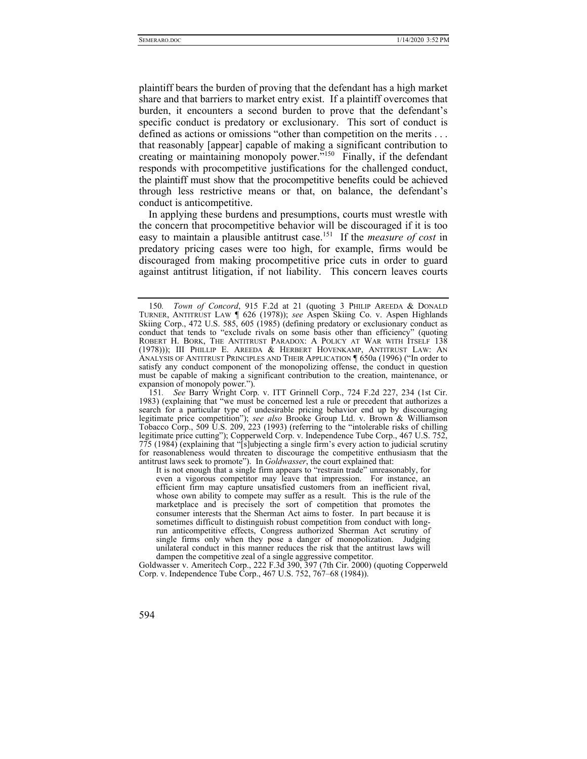plaintiff bears the burden of proving that the defendant has a high market share and that barriers to market entry exist. If a plaintiff overcomes that burden, it encounters a second burden to prove that the defendant's specific conduct is predatory or exclusionary. This sort of conduct is defined as actions or omissions "other than competition on the merits . . . that reasonably [appear] capable of making a significant contribution to creating or maintaining monopoly power."[150] Finally, if the defendant responds with procompetitive justifications for the challenged conduct, the plaintiff must show that the procompetitive benefits could be achieved through less restrictive means or that, on balance, the defendant's conduct is anticompetitive.

In applying these burdens and presumptions, courts must wrestle with the concern that procompetitive behavior will be discouraged if it is too easy to maintain a plausible antitrust case.[151] If the *measure of cost* in predatory pricing cases were too high, for example, firms would be discouraged from making procompetitive price cuts in order to guard against antitrust litigation, if not liability. This concern leaves courts

---

150. *Town of Concord*, 915 F.2d at 21 (quoting 3 PHILIP AREEDA & DONALD TURNER, ANTITRUST LAW ¶ 626 (1978)); *see* Aspen Skiing Co. v. Aspen Highlands Skiing Corp., 472 U.S. 585, 605 (1985) (defining predatory or exclusionary conduct as conduct that tends to "exclude rivals on some basis other than efficiency" (quoting ROBERT H. BORK, THE ANTITRUST PARADOX: A POLICY AT WAR WITH ITSELF 138 (1978))); III PHILLIP E. AREEDA & HERBERT HOVENKAMP, ANTITRUST LAW: AN ANALYSIS OF ANTITRUST PRINCIPLES AND THEIR APPLICATION ¶ 650a (1996) ("In order to satisfy any conduct component of the monopolizing offense, the conduct in question must be capable of making a significant contribution to the creation, maintenance, or expansion of monopoly power.").

151. *See* Barry Wright Corp. v. ITT Grinnell Corp., 724 F.2d 227, 234 (1st Cir. 1983) (explaining that "we must be concerned lest a rule or precedent that authorizes a search for a particular type of undesirable pricing behavior end up by discouraging legitimate price competition"); *see also* Brooke Group Ltd. v. Brown & Williamson Tobacco Corp., 509 U.S. 209, 223 (1993) (referring to the "intolerable risks of chilling legitimate price cutting"); Copperweld Corp. v. Independence Tube Corp., 467 U.S. 752, 775 (1984) (explaining that "[s]ubjecting a single firm's every action to judicial scrutiny for reasonableness would threaten to discourage the competitive enthusiasm that the antitrust laws seek to promote"). In *Goldwasser*, the court explained that:

> It is not enough that a single firm appears to "restrain trade" unreasonably, for even a vigorous competitor may leave that impression. For instance, an efficient firm may capture unsatisfied customers from an inefficient rival, whose own ability to compete may suffer as a result. This is the rule of the marketplace and is precisely the sort of competition that promotes the consumer interests that the Sherman Act aims to foster. In part because it is sometimes difficult to distinguish robust competition from conduct with long-run anticompetitive effects, Congress authorized Sherman Act scrutiny of single firms only when they pose a danger of monopolization. Judging unilateral conduct in this manner reduces the risk that the antitrust laws will dampen the competitive zeal of a single aggressive competitor.

Goldwasser v. Ameritech Corp., 222 F.3d 390, 397 (7th Cir. 2000) (quoting Copperweld Corp. v. Independence Tube Corp., 467 U.S. 752, 767–68 (1984)).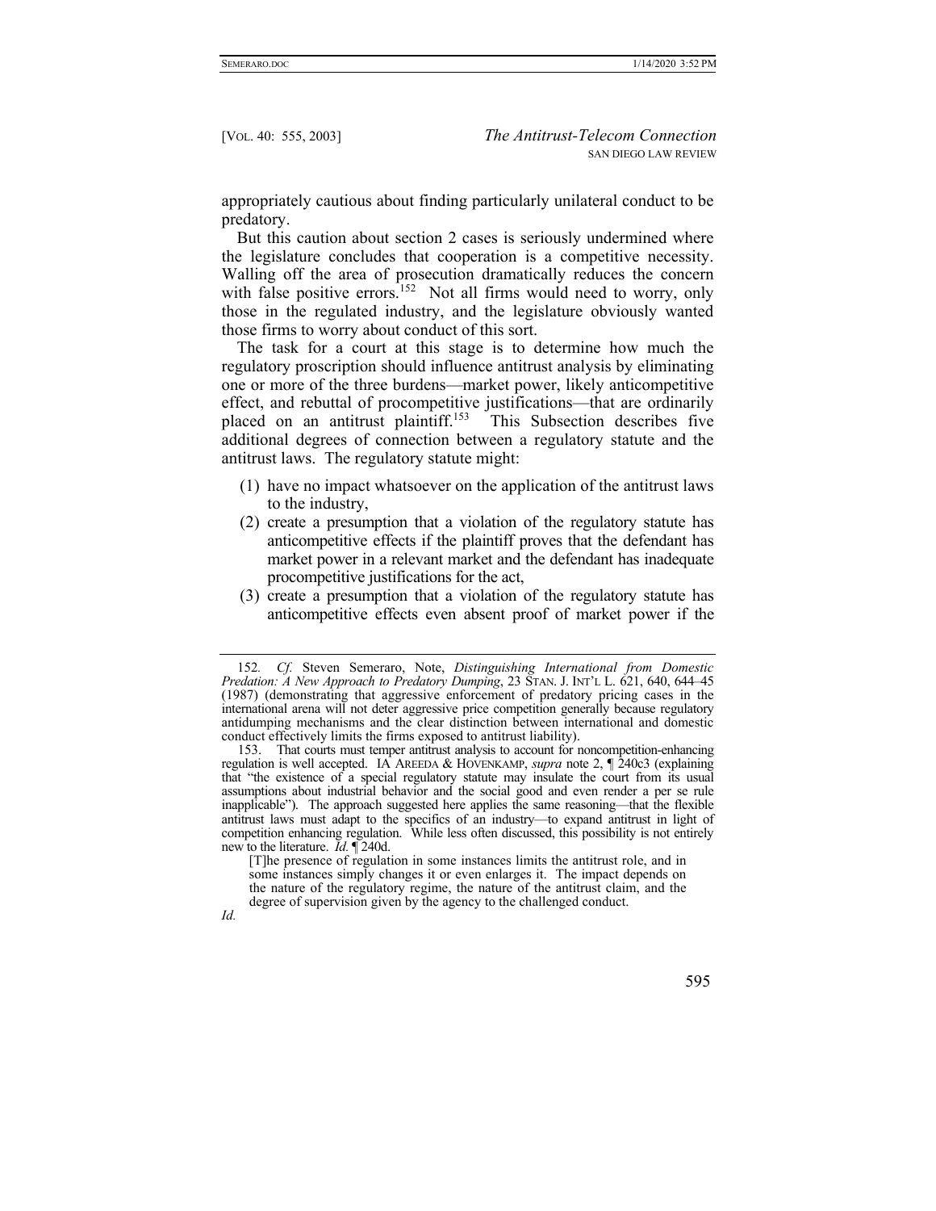appropriately cautious about finding particularly unilateral conduct to be predatory.

But this caution about section 2 cases is seriously undermined where the legislature concludes that cooperation is a competitive necessity. Walling off the area of prosecution dramatically reduces the concern with false positive errors.[152] Not all firms would need to worry, only those in the regulated industry, and the legislature obviously wanted those firms to worry about conduct of this sort.

The task for a court at this stage is to determine how much the regulatory proscription should influence antitrust analysis by eliminating one or more of the three burdens—market power, likely anticompetitive effect, and rebuttal of procompetitive justifications—that are ordinarily placed on an antitrust plaintiff.[153] This Subsection describes five additional degrees of connection between a regulatory statute and the antitrust laws. The regulatory statute might:

(1) have no impact whatsoever on the application of the antitrust laws to the industry,

(2) create a presumption that a violation of the regulatory statute has anticompetitive effects if the plaintiff proves that the defendant has market power in a relevant market and the defendant has inadequate procompetitive justifications for the act,

(3) create a presumption that a violation of the regulatory statute has anticompetitive effects even absent proof of market power if the

---

152. *Cf.* Steven Semeraro, Note, *Distinguishing International from Domestic Predation: A New Approach to Predatory Dumping*, 23 STAN. J. INT'L L. 621, 640, 644–45 (1987) (demonstrating that aggressive enforcement of predatory pricing cases in the international arena will not deter aggressive price competition generally because regulatory antidumping mechanisms and the clear distinction between international and domestic conduct effectively limits the firms exposed to antitrust liability).

153. That courts must temper antitrust analysis to account for noncompetition-enhancing regulation is well accepted. IA AREEDA & HOVENKAMP, *supra* note 2, ¶ 240c3 (explaining that "the existence of a special regulatory statute may insulate the court from its usual assumptions about industrial behavior and the social good and even render a per se rule inapplicable"). The approach suggested here applies the same reasoning—that the flexible antitrust laws must adapt to the specifics of an industry—to expand antitrust in light of competition enhancing regulation. While less often discussed, this possibility is not entirely new to the literature. *Id.* ¶ 240d.

> [T]he presence of regulation in some instances limits the antitrust role, and in some instances simply changes it or even enlarges it. The impact depends on the nature of the regulatory regime, the nature of the antitrust claim, and the degree of supervision given by the agency to the challenged conduct.

*Id.*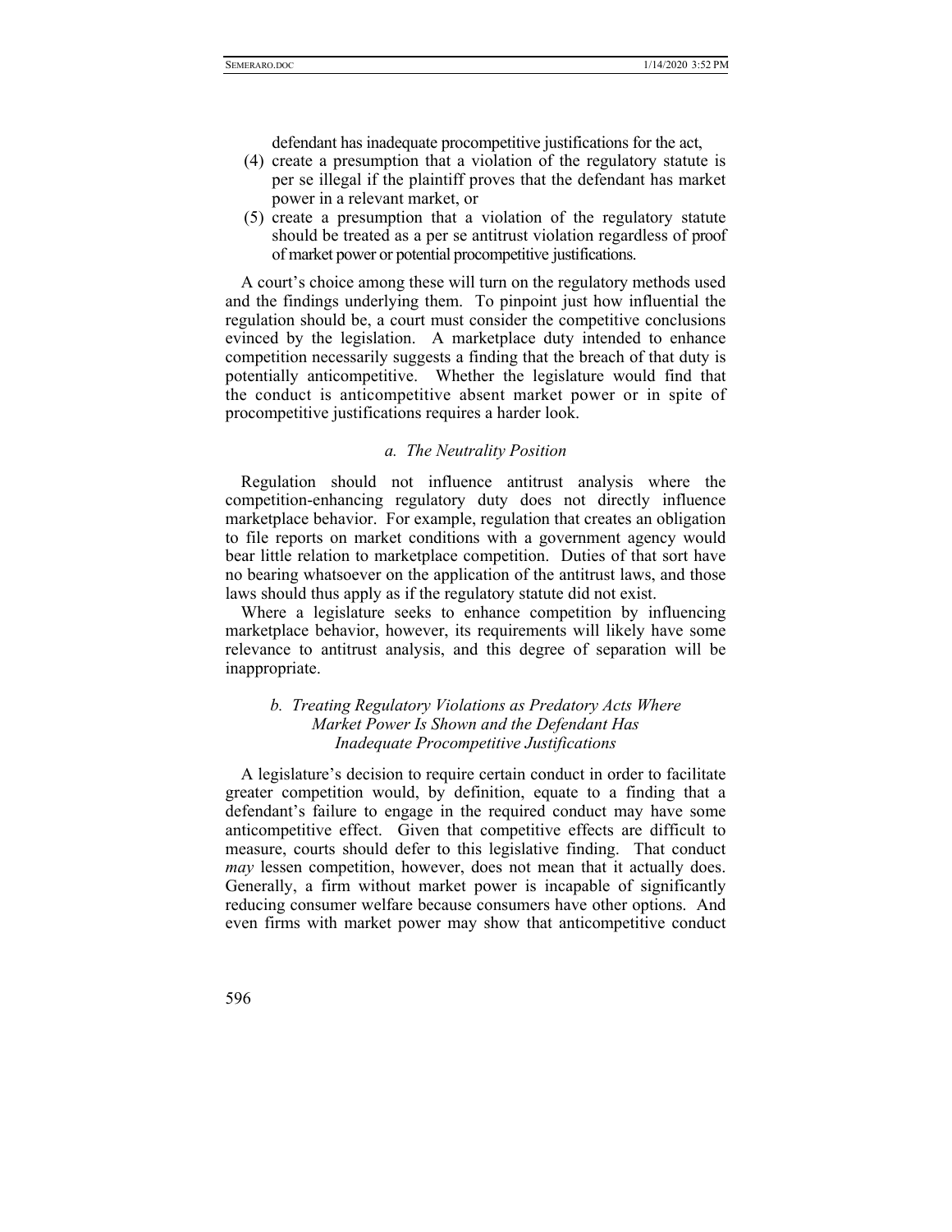defendant has inadequate procompetitive justifications for the act,

(4) create a presumption that a violation of the regulatory statute is per se illegal if the plaintiff proves that the defendant has market power in a relevant market, or

(5) create a presumption that a violation of the regulatory statute should be treated as a per se antitrust violation regardless of proof of market power or potential procompetitive justifications.

A court's choice among these will turn on the regulatory methods used and the findings underlying them. To pinpoint just how influential the regulation should be, a court must consider the competitive conclusions evinced by the legislation. A marketplace duty intended to enhance competition necessarily suggests a finding that the breach of that duty is potentially anticompetitive. Whether the legislature would find that the conduct is anticompetitive absent market power or in spite of procompetitive justifications requires a harder look.

#### *a. The Neutrality Position*

Regulation should not influence antitrust analysis where the competition-enhancing regulatory duty does not directly influence marketplace behavior. For example, regulation that creates an obligation to file reports on market conditions with a government agency would bear little relation to marketplace competition. Duties of that sort have no bearing whatsoever on the application of the antitrust laws, and those laws should thus apply as if the regulatory statute did not exist.

Where a legislature seeks to enhance competition by influencing marketplace behavior, however, its requirements will likely have some relevance to antitrust analysis, and this degree of separation will be inappropriate.

#### *b. Treating Regulatory Violations as Predatory Acts Where Market Power Is Shown and the Defendant Has Inadequate Procompetitive Justifications*

A legislature's decision to require certain conduct in order to facilitate greater competition would, by definition, equate to a finding that a defendant's failure to engage in the required conduct may have some anticompetitive effect. Given that competitive effects are difficult to measure, courts should defer to this legislative finding. That conduct *may* lessen competition, however, does not mean that it actually does. Generally, a firm without market power is incapable of significantly reducing consumer welfare because consumers have other options. And even firms with market power may show that anticompetitive conduct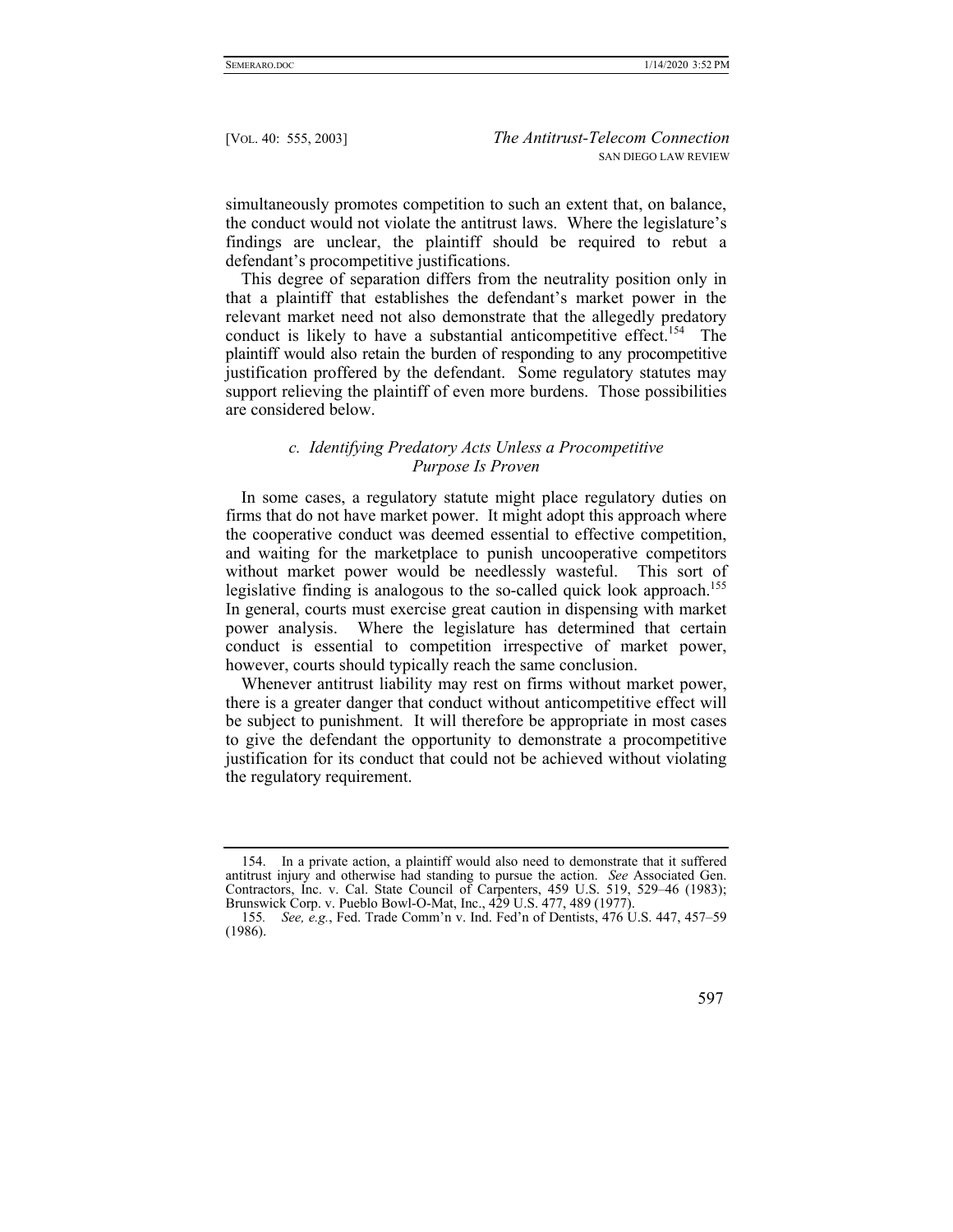simultaneously promotes competition to such an extent that, on balance, the conduct would not violate the antitrust laws. Where the legislature's findings are unclear, the plaintiff should be required to rebut a defendant's procompetitive justifications.

This degree of separation differs from the neutrality position only in that a plaintiff that establishes the defendant's market power in the relevant market need not also demonstrate that the allegedly predatory conduct is likely to have a substantial anticompetitive effect.[154] The plaintiff would also retain the burden of responding to any procompetitive justification proffered by the defendant. Some regulatory statutes may support relieving the plaintiff of even more burdens. Those possibilities are considered below.

#### *c. Identifying Predatory Acts Unless a Procompetitive Purpose Is Proven*

In some cases, a regulatory statute might place regulatory duties on firms that do not have market power. It might adopt this approach where the cooperative conduct was deemed essential to effective competition, and waiting for the marketplace to punish uncooperative competitors without market power would be needlessly wasteful. This sort of legislative finding is analogous to the so-called quick look approach.[155] In general, courts must exercise great caution in dispensing with market power analysis. Where the legislature has determined that certain conduct is essential to competition irrespective of market power, however, courts should typically reach the same conclusion.

Whenever antitrust liability may rest on firms without market power, there is a greater danger that conduct without anticompetitive effect will be subject to punishment. It will therefore be appropriate in most cases to give the defendant the opportunity to demonstrate a procompetitive justification for its conduct that could not be achieved without violating the regulatory requirement.

---

154. In a private action, a plaintiff would also need to demonstrate that it suffered antitrust injury and otherwise had standing to pursue the action. *See* Associated Gen. Contractors, Inc. v. Cal. State Council of Carpenters, 459 U.S. 519, 529–46 (1983); Brunswick Corp. v. Pueblo Bowl-O-Mat, Inc., 429 U.S. 477, 489 (1977).

155. *See, e.g.*, Fed. Trade Comm'n v. Ind. Fed'n of Dentists, 476 U.S. 447, 457–59 (1986).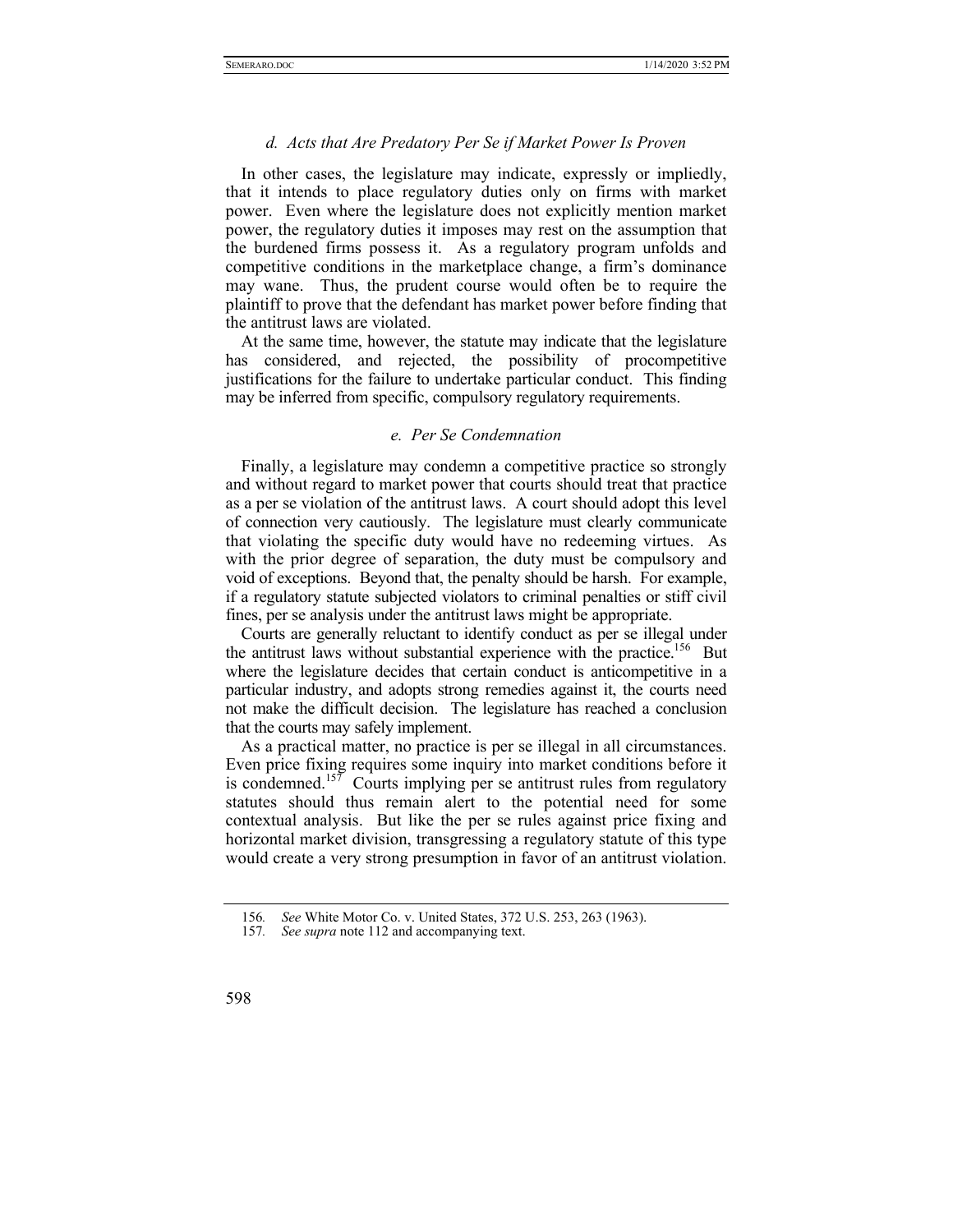#### *d. Acts that Are Predatory Per Se if Market Power Is Proven*

In other cases, the legislature may indicate, expressly or impliedly, that it intends to place regulatory duties only on firms with market power. Even where the legislature does not explicitly mention market power, the regulatory duties it imposes may rest on the assumption that the burdened firms possess it. As a regulatory program unfolds and competitive conditions in the marketplace change, a firm's dominance may wane. Thus, the prudent course would often be to require the plaintiff to prove that the defendant has market power before finding that the antitrust laws are violated.

At the same time, however, the statute may indicate that the legislature has considered, and rejected, the possibility of procompetitive justifications for the failure to undertake particular conduct. This finding may be inferred from specific, compulsory regulatory requirements.

#### *e. Per Se Condemnation*

Finally, a legislature may condemn a competitive practice so strongly and without regard to market power that courts should treat that practice as a per se violation of the antitrust laws. A court should adopt this level of connection very cautiously. The legislature must clearly communicate that violating the specific duty would have no redeeming virtues. As with the prior degree of separation, the duty must be compulsory and void of exceptions. Beyond that, the penalty should be harsh. For example, if a regulatory statute subjected violators to criminal penalties or stiff civil fines, per se analysis under the antitrust laws might be appropriate.

Courts are generally reluctant to identify conduct as per se illegal under the antitrust laws without substantial experience with the practice.[156] But where the legislature decides that certain conduct is anticompetitive in a particular industry, and adopts strong remedies against it, the courts need not make the difficult decision. The legislature has reached a conclusion that the courts may safely implement.

As a practical matter, no practice is per se illegal in all circumstances. Even price fixing requires some inquiry into market conditions before it is condemned.[157] Courts implying per se antitrust rules from regulatory statutes should thus remain alert to the potential need for some contextual analysis. But like the per se rules against price fixing and horizontal market division, transgressing a regulatory statute of this type would create a very strong presumption in favor of an antitrust violation.

---

156. *See* White Motor Co. v. United States, 372 U.S. 253, 263 (1963).

157. *See supra* note 112 and accompanying text.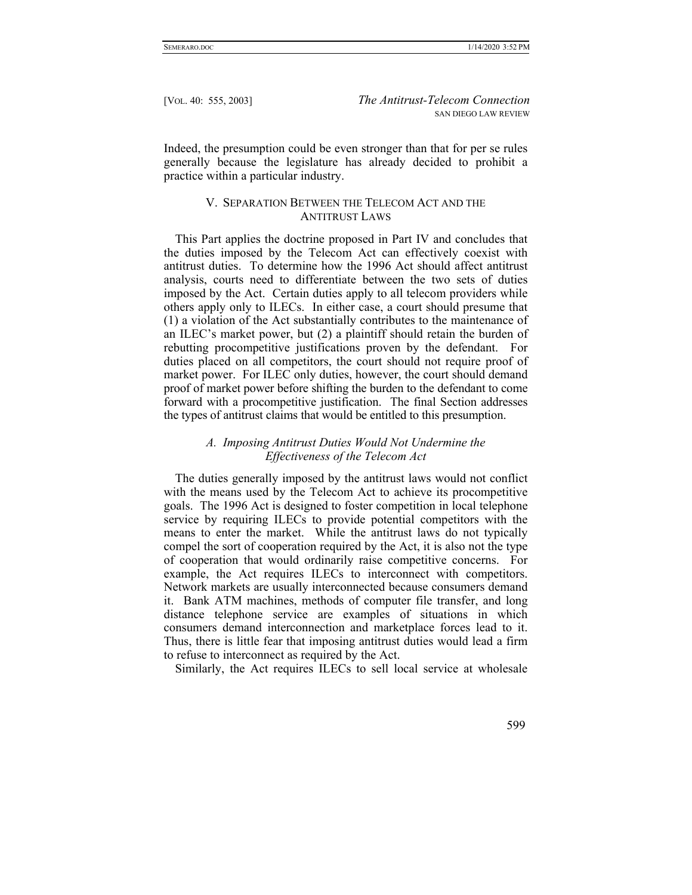Indeed, the presumption could be even stronger than that for per se rules generally because the legislature has already decided to prohibit a practice within a particular industry.

## V. SEPARATION BETWEEN THE TELECOM ACT AND THE ANTITRUST LAWS

This Part applies the doctrine proposed in Part IV and concludes that the duties imposed by the Telecom Act can effectively coexist with antitrust duties. To determine how the 1996 Act should affect antitrust analysis, courts need to differentiate between the two sets of duties imposed by the Act. Certain duties apply to all telecom providers while others apply only to ILECs. In either case, a court should presume that (1) a violation of the Act substantially contributes to the maintenance of an ILEC's market power, but (2) a plaintiff should retain the burden of rebutting procompetitive justifications proven by the defendant. For duties placed on all competitors, the court should not require proof of market power. For ILEC only duties, however, the court should demand proof of market power before shifting the burden to the defendant to come forward with a procompetitive justification. The final Section addresses the types of antitrust claims that would be entitled to this presumption.

### *A. Imposing Antitrust Duties Would Not Undermine the Effectiveness of the Telecom Act*

The duties generally imposed by the antitrust laws would not conflict with the means used by the Telecom Act to achieve its procompetitive goals. The 1996 Act is designed to foster competition in local telephone service by requiring ILECs to provide potential competitors with the means to enter the market. While the antitrust laws do not typically compel the sort of cooperation required by the Act, it is also not the type of cooperation that would ordinarily raise competitive concerns. For example, the Act requires ILECs to interconnect with competitors. Network markets are usually interconnected because consumers demand it. Bank ATM machines, methods of computer file transfer, and long distance telephone service are examples of situations in which consumers demand interconnection and marketplace forces lead to it. Thus, there is little fear that imposing antitrust duties would lead a firm to refuse to interconnect as required by the Act.

Similarly, the Act requires ILECs to sell local service at wholesale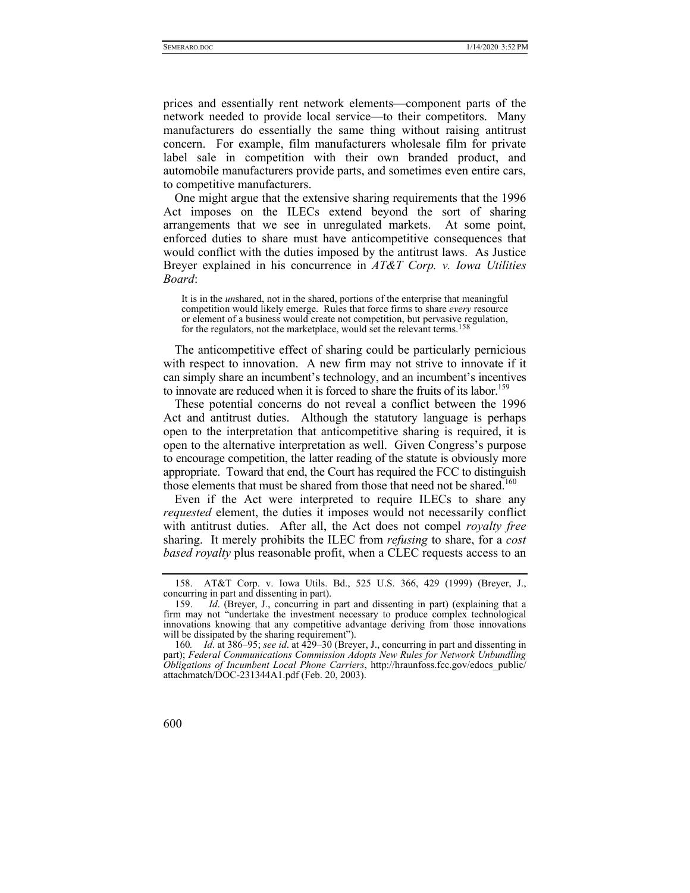prices and essentially rent network elements—component parts of the network needed to provide local service—to their competitors. Many manufacturers do essentially the same thing without raising antitrust concern. For example, film manufacturers wholesale film for private label sale in competition with their own branded product, and automobile manufacturers provide parts, and sometimes even entire cars, to competitive manufacturers.

One might argue that the extensive sharing requirements that the 1996 Act imposes on the ILECs extend beyond the sort of sharing arrangements that we see in unregulated markets. At some point, enforced duties to share must have anticompetitive consequences that would conflict with the duties imposed by the antitrust laws. As Justice Breyer explained in his concurrence in *AT&T Corp. v. Iowa Utilities Board*:

> It is in the *un*shared, not in the shared, portions of the enterprise that meaningful competition would likely emerge. Rules that force firms to share *every* resource or element of a business would create not competition, but pervasive regulation, for the regulators, not the marketplace, would set the relevant terms.[158]

The anticompetitive effect of sharing could be particularly pernicious with respect to innovation. A new firm may not strive to innovate if it can simply share an incumbent's technology, and an incumbent's incentives to innovate are reduced when it is forced to share the fruits of its labor.[159]

These potential concerns do not reveal a conflict between the 1996 Act and antitrust duties. Although the statutory language is perhaps open to the interpretation that anticompetitive sharing is required, it is open to the alternative interpretation as well. Given Congress's purpose to encourage competition, the latter reading of the statute is obviously more appropriate. Toward that end, the Court has required the FCC to distinguish those elements that must be shared from those that need not be shared.[160]

Even if the Act were interpreted to require ILECs to share any *requested* element, the duties it imposes would not necessarily conflict with antitrust duties. After all, the Act does not compel *royalty free* sharing. It merely prohibits the ILEC from *refusing* to share, for a *cost based royalty* plus reasonable profit, when a CLEC requests access to an

---

158. AT&T Corp. v. Iowa Utils. Bd., 525 U.S. 366, 429 (1999) (Breyer, J., concurring in part and dissenting in part).

159. *Id*. (Breyer, J., concurring in part and dissenting in part) (explaining that a firm may not "undertake the investment necessary to produce complex technological innovations knowing that any competitive advantage deriving from those innovations will be dissipated by the sharing requirement").

160. *Id*. at 386–95; *see id*. at 429–30 (Breyer, J., concurring in part and dissenting in part); *Federal Communications Commission Adopts New Rules for Network Unbundling Obligations of Incumbent Local Phone Carriers*, http://hraunfoss.fcc.gov/edocs_public/attachmatch/DOC-231344A1.pdf (Feb. 20, 2003).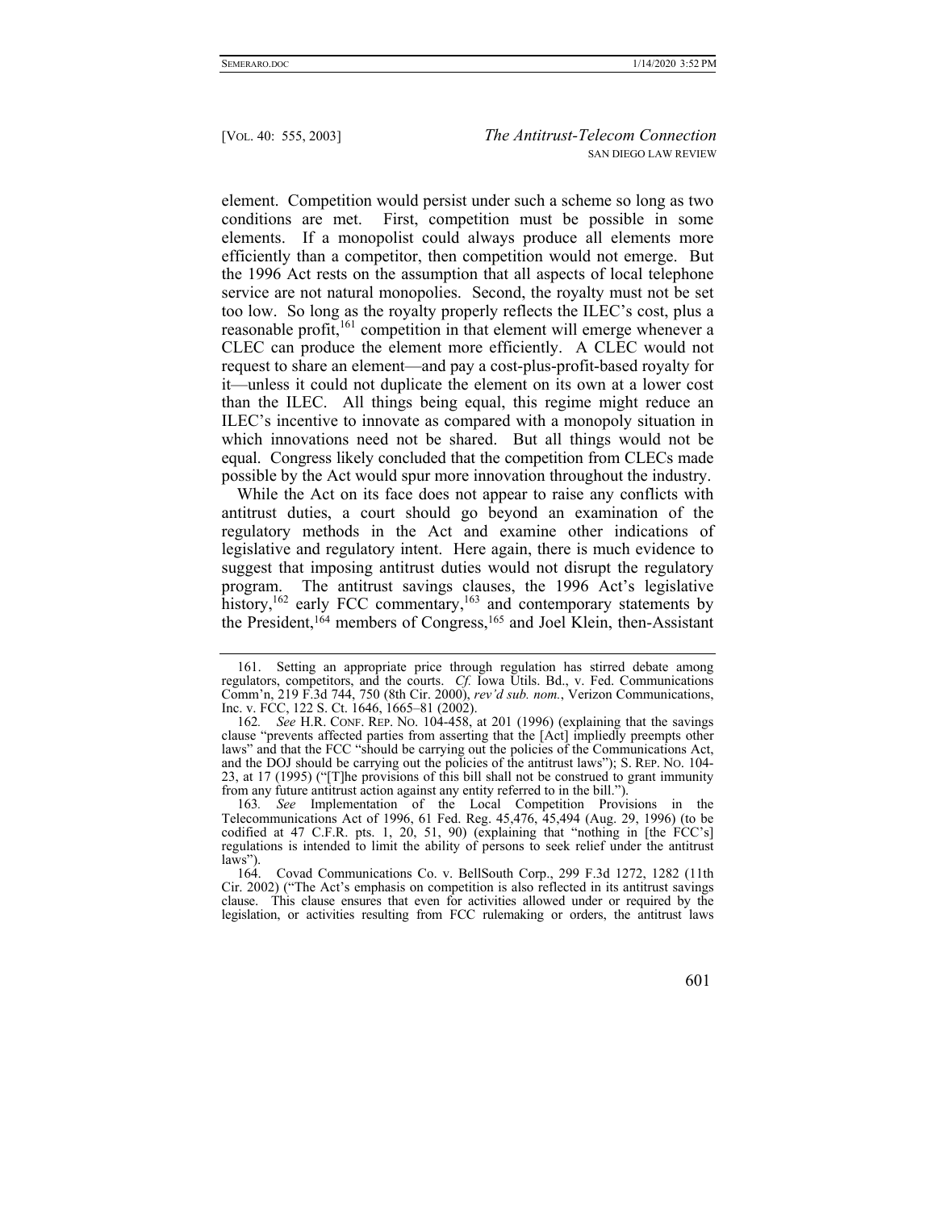element. Competition would persist under such a scheme so long as two conditions are met. First, competition must be possible in some elements. If a monopolist could always produce all elements more efficiently than a competitor, then competition would not emerge. But the 1996 Act rests on the assumption that all aspects of local telephone service are not natural monopolies. Second, the royalty must not be set too low. So long as the royalty properly reflects the ILEC's cost, plus a reasonable profit,[161] competition in that element will emerge whenever a CLEC can produce the element more efficiently. A CLEC would not request to share an element—and pay a cost-plus-profit-based royalty for it—unless it could not duplicate the element on its own at a lower cost than the ILEC. All things being equal, this regime might reduce an ILEC's incentive to innovate as compared with a monopoly situation in which innovations need not be shared. But all things would not be equal. Congress likely concluded that the competition from CLECs made possible by the Act would spur more innovation throughout the industry.

While the Act on its face does not appear to raise any conflicts with antitrust duties, a court should go beyond an examination of the regulatory methods in the Act and examine other indications of legislative and regulatory intent. Here again, there is much evidence to suggest that imposing antitrust duties would not disrupt the regulatory program. The antitrust savings clauses, the 1996 Act's legislative history,[162] early FCC commentary,[163] and contemporary statements by the President,[164] members of Congress,[165] and Joel Klein, then-Assistant

---

161. Setting an appropriate price through regulation has stirred debate among regulators, competitors, and the courts. *Cf.* Iowa Utils. Bd., v. Fed. Communications Comm'n, 219 F.3d 744, 750 (8th Cir. 2000), *rev'd sub. nom.*, Verizon Communications, Inc. v. FCC, 122 S. Ct. 1646, 1665–81 (2002).

162. *See* H.R. CONF. REP. NO. 104-458, at 201 (1996) (explaining that the savings clause "prevents affected parties from asserting that the [Act] impliedly preempts other laws" and that the FCC "should be carrying out the policies of the Communications Act, and the DOJ should be carrying out the policies of the antitrust laws"); S. REP. NO. 104-23, at 17 (1995) ("[T]he provisions of this bill shall not be construed to grant immunity from any future antitrust action against any entity referred to in the bill.").

163. *See* Implementation of the Local Competition Provisions in the Telecommunications Act of 1996, 61 Fed. Reg. 45,476, 45,494 (Aug. 29, 1996) (to be codified at 47 C.F.R. pts. 1, 20, 51, 90) (explaining that "nothing in [the FCC's] regulations is intended to limit the ability of persons to seek relief under the antitrust laws").

164. Covad Communications Co. v. BellSouth Corp., 299 F.3d 1272, 1282 (11th Cir. 2002) ("The Act's emphasis on competition is also reflected in its antitrust savings clause. This clause ensures that even for activities allowed under or required by the legislation, or activities resulting from FCC rulemaking or orders, the antitrust laws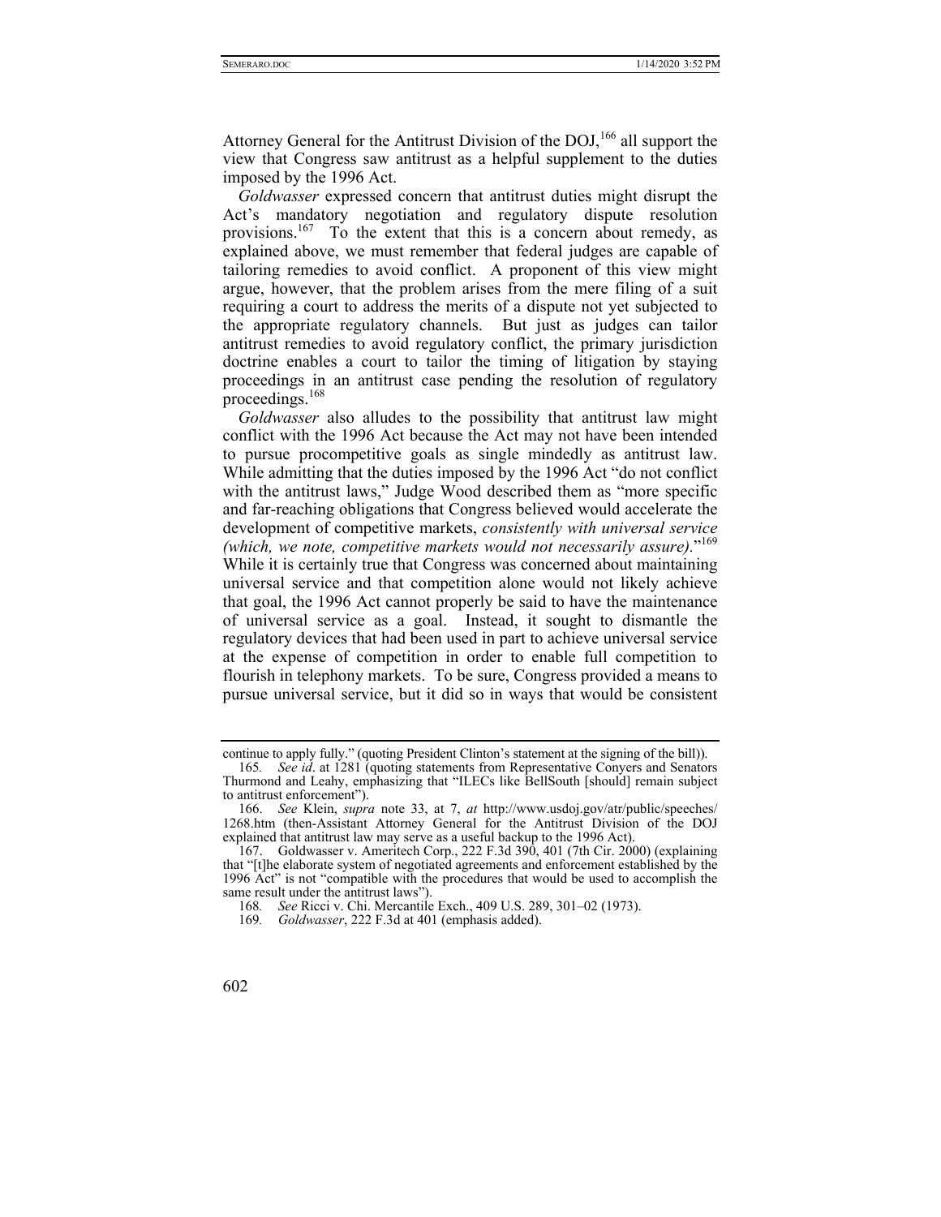Attorney General for the Antitrust Division of the DOJ,[166] all support the view that Congress saw antitrust as a helpful supplement to the duties imposed by the 1996 Act.

*Goldwasser* expressed concern that antitrust duties might disrupt the Act's mandatory negotiation and regulatory dispute resolution provisions.[167] To the extent that this is a concern about remedy, as explained above, we must remember that federal judges are capable of tailoring remedies to avoid conflict. A proponent of this view might argue, however, that the problem arises from the mere filing of a suit requiring a court to address the merits of a dispute not yet subjected to the appropriate regulatory channels. But just as judges can tailor antitrust remedies to avoid regulatory conflict, the primary jurisdiction doctrine enables a court to tailor the timing of litigation by staying proceedings in an antitrust case pending the resolution of regulatory proceedings.[168]

*Goldwasser* also alludes to the possibility that antitrust law might conflict with the 1996 Act because the Act may not have been intended to pursue procompetitive goals as single mindedly as antitrust law. While admitting that the duties imposed by the 1996 Act "do not conflict with the antitrust laws," Judge Wood described them as "more specific and far-reaching obligations that Congress believed would accelerate the development of competitive markets, *consistently with universal service (which, we note, competitive markets would not necessarily assure)*."[169] While it is certainly true that Congress was concerned about maintaining universal service and that competition alone would not likely achieve that goal, the 1996 Act cannot properly be said to have the maintenance of universal service as a goal. Instead, it sought to dismantle the regulatory devices that had been used in part to achieve universal service at the expense of competition in order to enable full competition to flourish in telephony markets. To be sure, Congress provided a means to pursue universal service, but it did so in ways that would be consistent

---

continue to apply fully." (quoting President Clinton's statement at the signing of the bill)).

165. *See id*. at 1281 (quoting statements from Representative Conyers and Senators Thurmond and Leahy, emphasizing that "ILECs like BellSouth [should] remain subject to antitrust enforcement").

166. *See* Klein, *supra* note 33, at 7, *at* http://www.usdoj.gov/atr/public/speeches/1268.htm (then-Assistant Attorney General for the Antitrust Division of the DOJ explained that antitrust law may serve as a useful backup to the 1996 Act).

167. Goldwasser v. Ameritech Corp., 222 F.3d 390, 401 (7th Cir. 2000) (explaining that "[t]he elaborate system of negotiated agreements and enforcement established by the 1996 Act" is not "compatible with the procedures that would be used to accomplish the same result under the antitrust laws").

168. *See* Ricci v. Chi. Mercantile Exch., 409 U.S. 289, 301–02 (1973).

169. *Goldwasser*, 222 F.3d at 401 (emphasis added).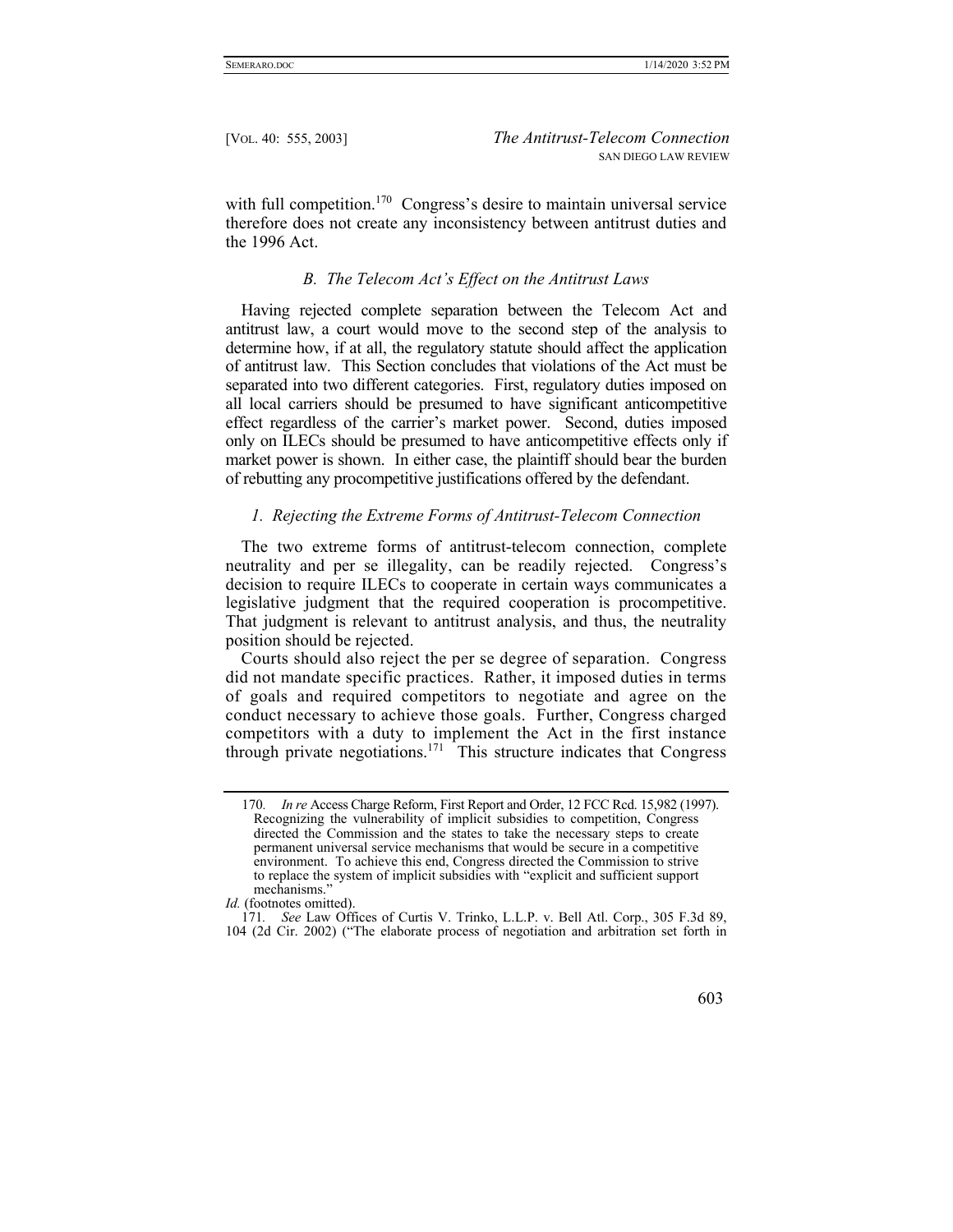with full competition.[170] Congress's desire to maintain universal service therefore does not create any inconsistency between antitrust duties and the 1996 Act.

### *B. The Telecom Act's Effect on the Antitrust Laws*

Having rejected complete separation between the Telecom Act and antitrust law, a court would move to the second step of the analysis to determine how, if at all, the regulatory statute should affect the application of antitrust law. This Section concludes that violations of the Act must be separated into two different categories. First, regulatory duties imposed on all local carriers should be presumed to have significant anticompetitive effect regardless of the carrier's market power. Second, duties imposed only on ILECs should be presumed to have anticompetitive effects only if market power is shown. In either case, the plaintiff should bear the burden of rebutting any procompetitive justifications offered by the defendant.

#### *1. Rejecting the Extreme Forms of Antitrust-Telecom Connection*

The two extreme forms of antitrust-telecom connection, complete neutrality and per se illegality, can be readily rejected. Congress's decision to require ILECs to cooperate in certain ways communicates a legislative judgment that the required cooperation is procompetitive. That judgment is relevant to antitrust analysis, and thus, the neutrality position should be rejected.

Courts should also reject the per se degree of separation. Congress did not mandate specific practices. Rather, it imposed duties in terms of goals and required competitors to negotiate and agree on the conduct necessary to achieve those goals. Further, Congress charged competitors with a duty to implement the Act in the first instance through private negotiations.[171] This structure indicates that Congress

---

170. *In re* Access Charge Reform, First Report and Order, 12 FCC Rcd. 15,982 (1997).

> Recognizing the vulnerability of implicit subsidies to competition, Congress directed the Commission and the states to take the necessary steps to create permanent universal service mechanisms that would be secure in a competitive environment. To achieve this end, Congress directed the Commission to strive to replace the system of implicit subsidies with "explicit and sufficient support mechanisms."

*Id.* (footnotes omitted).

171. *See* Law Offices of Curtis V. Trinko, L.L.P. v. Bell Atl. Corp., 305 F.3d 89, 104 (2d Cir. 2002) ("The elaborate process of negotiation and arbitration set forth in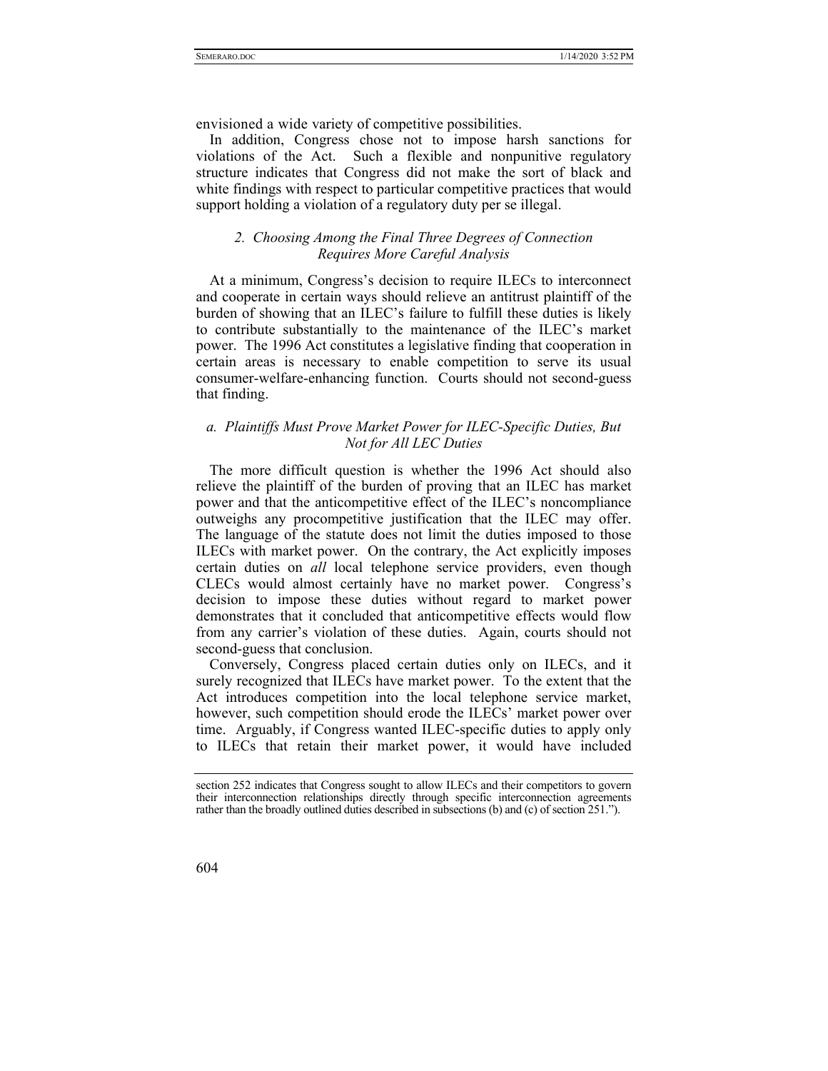envisioned a wide variety of competitive possibilities.

In addition, Congress chose not to impose harsh sanctions for violations of the Act. Such a flexible and nonpunitive regulatory structure indicates that Congress did not make the sort of black and white findings with respect to particular competitive practices that would support holding a violation of a regulatory duty per se illegal.

### *2. Choosing Among the Final Three Degrees of Connection Requires More Careful Analysis*

At a minimum, Congress's decision to require ILECs to interconnect and cooperate in certain ways should relieve an antitrust plaintiff of the burden of showing that an ILEC's failure to fulfill these duties is likely to contribute substantially to the maintenance of the ILEC's market power. The 1996 Act constitutes a legislative finding that cooperation in certain areas is necessary to enable competition to serve its usual consumer-welfare-enhancing function. Courts should not second-guess that finding.

#### *a. Plaintiffs Must Prove Market Power for ILEC-Specific Duties, But Not for All LEC Duties*

The more difficult question is whether the 1996 Act should also relieve the plaintiff of the burden of proving that an ILEC has market power and that the anticompetitive effect of the ILEC's noncompliance outweighs any procompetitive justification that the ILEC may offer. The language of the statute does not limit the duties imposed to those ILECs with market power. On the contrary, the Act explicitly imposes certain duties on *all* local telephone service providers, even though CLECs would almost certainly have no market power. Congress's decision to impose these duties without regard to market power demonstrates that it concluded that anticompetitive effects would flow from any carrier's violation of these duties. Again, courts should not second-guess that conclusion.

Conversely, Congress placed certain duties only on ILECs, and it surely recognized that ILECs have market power. To the extent that the Act introduces competition into the local telephone service market, however, such competition should erode the ILECs' market power over time. Arguably, if Congress wanted ILEC-specific duties to apply only to ILECs that retain their market power, it would have included

---

section 252 indicates that Congress sought to allow ILECs and their competitors to govern their interconnection relationships directly through specific interconnection agreements rather than the broadly outlined duties described in subsections (b) and (c) of section 251.").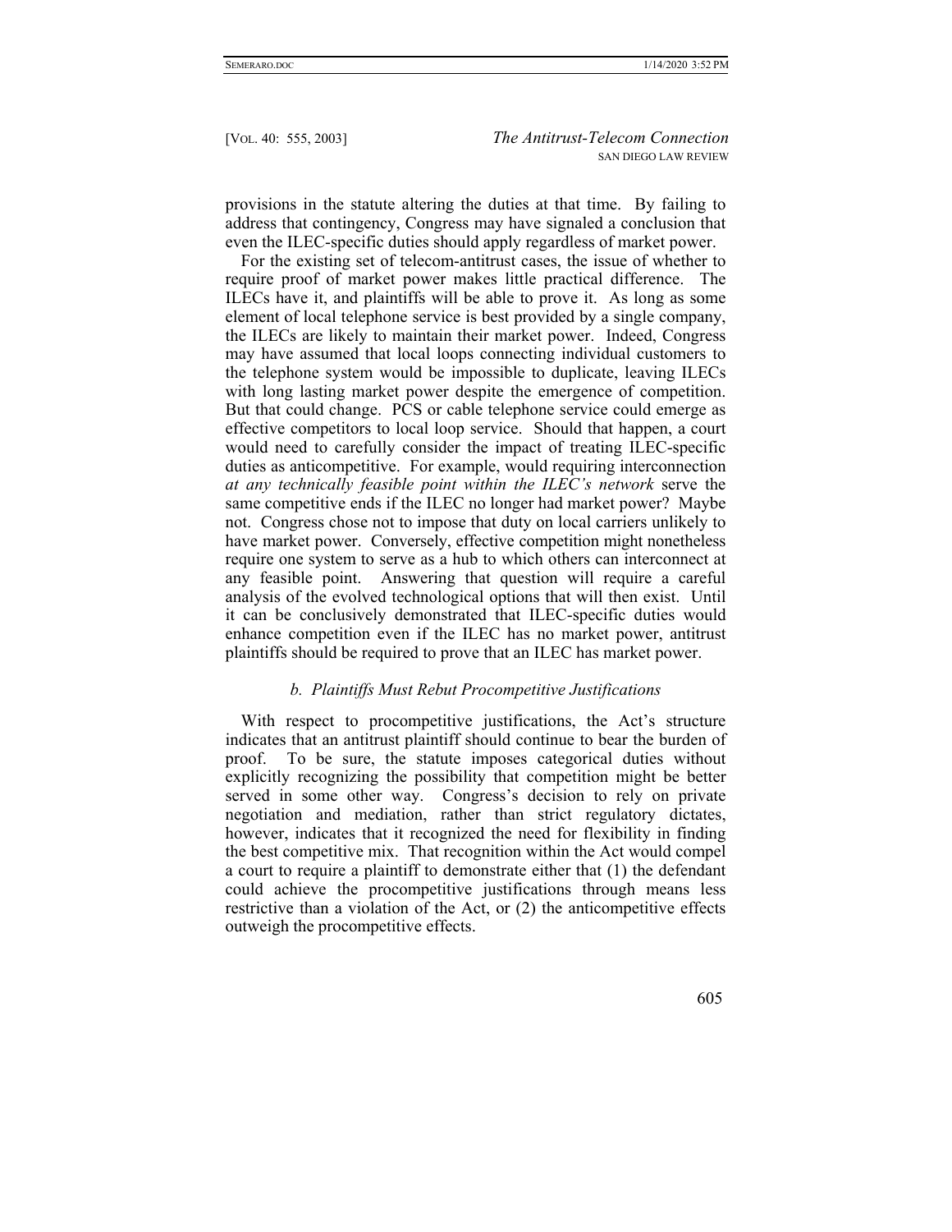provisions in the statute altering the duties at that time. By failing to address that contingency, Congress may have signaled a conclusion that even the ILEC-specific duties should apply regardless of market power.

For the existing set of telecom-antitrust cases, the issue of whether to require proof of market power makes little practical difference. The ILECs have it, and plaintiffs will be able to prove it. As long as some element of local telephone service is best provided by a single company, the ILECs are likely to maintain their market power. Indeed, Congress may have assumed that local loops connecting individual customers to the telephone system would be impossible to duplicate, leaving ILECs with long lasting market power despite the emergence of competition. But that could change. PCS or cable telephone service could emerge as effective competitors to local loop service. Should that happen, a court would need to carefully consider the impact of treating ILEC-specific duties as anticompetitive. For example, would requiring interconnection *at any technically feasible point within the ILEC's network* serve the same competitive ends if the ILEC no longer had market power? Maybe not. Congress chose not to impose that duty on local carriers unlikely to have market power. Conversely, effective competition might nonetheless require one system to serve as a hub to which others can interconnect at any feasible point. Answering that question will require a careful analysis of the evolved technological options that will then exist. Until it can be conclusively demonstrated that ILEC-specific duties would enhance competition even if the ILEC has no market power, antitrust plaintiffs should be required to prove that an ILEC has market power.

#### *b. Plaintiffs Must Rebut Procompetitive Justifications*

With respect to procompetitive justifications, the Act's structure indicates that an antitrust plaintiff should continue to bear the burden of proof. To be sure, the statute imposes categorical duties without explicitly recognizing the possibility that competition might be better served in some other way. Congress's decision to rely on private negotiation and mediation, rather than strict regulatory dictates, however, indicates that it recognized the need for flexibility in finding the best competitive mix. That recognition within the Act would compel a court to require a plaintiff to demonstrate either that (1) the defendant could achieve the procompetitive justifications through means less restrictive than a violation of the Act, or (2) the anticompetitive effects outweigh the procompetitive effects.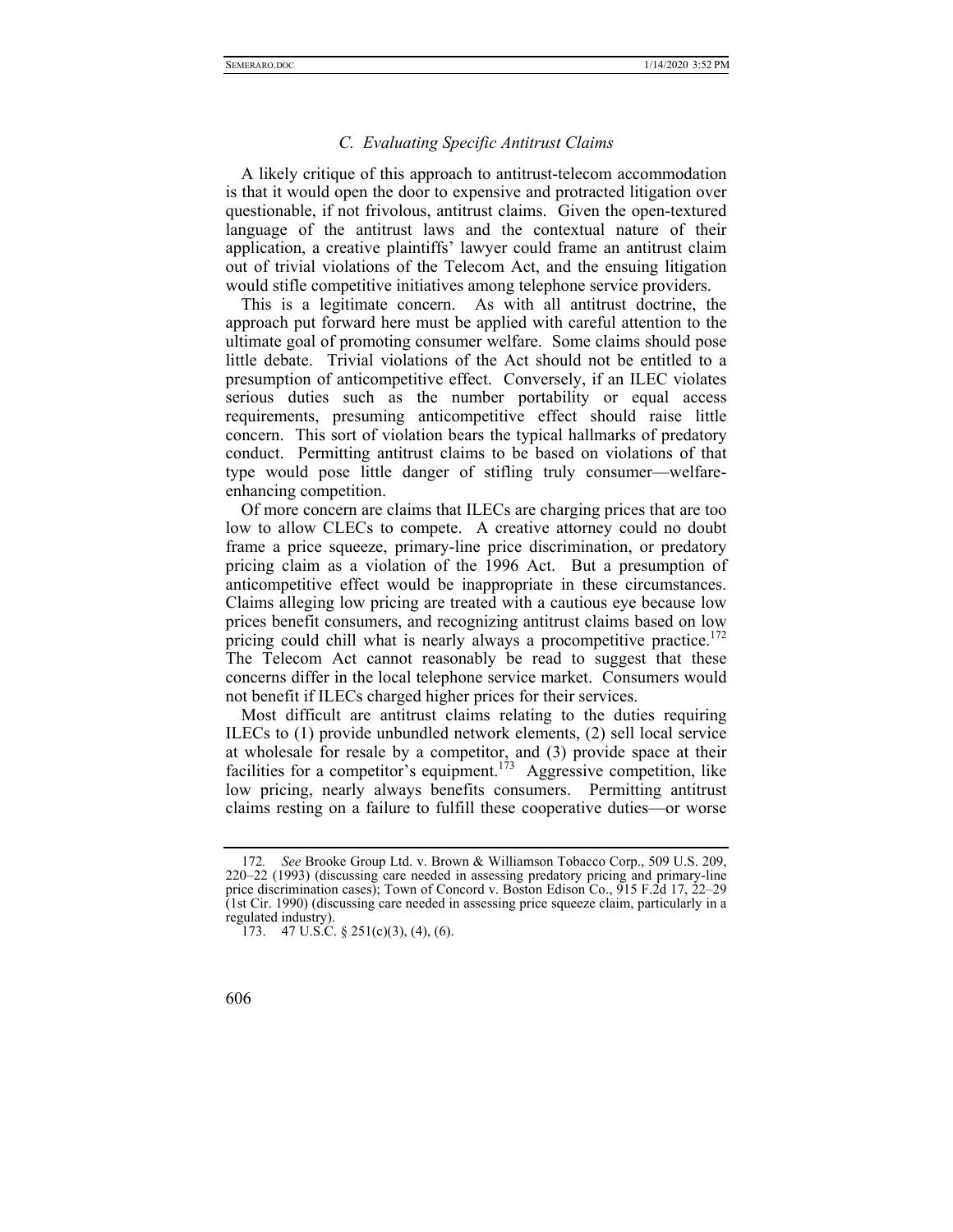### *C. Evaluating Specific Antitrust Claims*

A likely critique of this approach to antitrust-telecom accommodation is that it would open the door to expensive and protracted litigation over questionable, if not frivolous, antitrust claims. Given the open-textured language of the antitrust laws and the contextual nature of their application, a creative plaintiffs' lawyer could frame an antitrust claim out of trivial violations of the Telecom Act, and the ensuing litigation would stifle competitive initiatives among telephone service providers.

This is a legitimate concern. As with all antitrust doctrine, the approach put forward here must be applied with careful attention to the ultimate goal of promoting consumer welfare. Some claims should pose little debate. Trivial violations of the Act should not be entitled to a presumption of anticompetitive effect. Conversely, if an ILEC violates serious duties such as the number portability or equal access requirements, presuming anticompetitive effect should raise little concern. This sort of violation bears the typical hallmarks of predatory conduct. Permitting antitrust claims to be based on violations of that type would pose little danger of stifling truly consumer—welfare-enhancing competition.

Of more concern are claims that ILECs are charging prices that are too low to allow CLECs to compete. A creative attorney could no doubt frame a price squeeze, primary-line price discrimination, or predatory pricing claim as a violation of the 1996 Act. But a presumption of anticompetitive effect would be inappropriate in these circumstances. Claims alleging low pricing are treated with a cautious eye because low prices benefit consumers, and recognizing antitrust claims based on low pricing could chill what is nearly always a procompetitive practice.[172] The Telecom Act cannot reasonably be read to suggest that these concerns differ in the local telephone service market. Consumers would not benefit if ILECs charged higher prices for their services.

Most difficult are antitrust claims relating to the duties requiring ILECs to (1) provide unbundled network elements, (2) sell local service at wholesale for resale by a competitor, and (3) provide space at their facilities for a competitor's equipment.[173] Aggressive competition, like low pricing, nearly always benefits consumers. Permitting antitrust claims resting on a failure to fulfill these cooperative duties—or worse

---

172. *See* Brooke Group Ltd. v. Brown & Williamson Tobacco Corp., 509 U.S. 209, 220–22 (1993) (discussing care needed in assessing predatory pricing and primary-line price discrimination cases); Town of Concord v. Boston Edison Co., 915 F.2d 17, 22–29 (1st Cir. 1990) (discussing care needed in assessing price squeeze claim, particularly in a regulated industry).

173. 47 U.S.C. § 251(c)(3), (4), (6).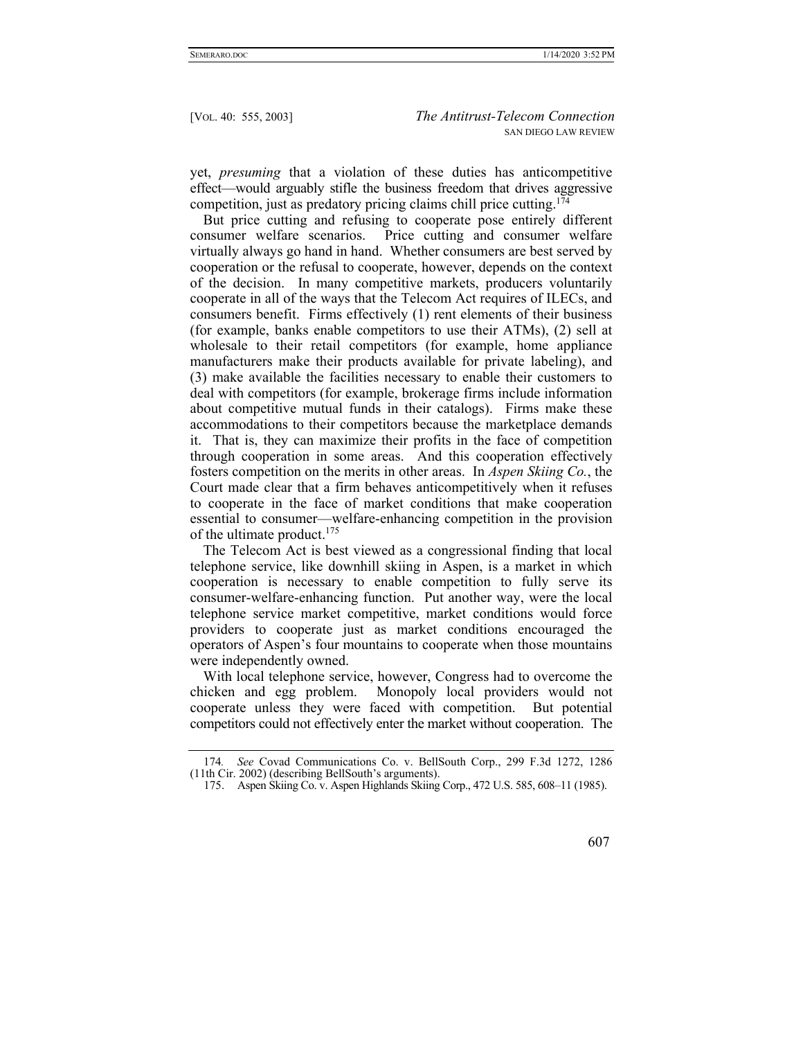yet, *presuming* that a violation of these duties has anticompetitive effect—would arguably stifle the business freedom that drives aggressive competition, just as predatory pricing claims chill price cutting.[174]

But price cutting and refusing to cooperate pose entirely different consumer welfare scenarios. Price cutting and consumer welfare virtually always go hand in hand. Whether consumers are best served by cooperation or the refusal to cooperate, however, depends on the context of the decision. In many competitive markets, producers voluntarily cooperate in all of the ways that the Telecom Act requires of ILECs, and consumers benefit. Firms effectively (1) rent elements of their business (for example, banks enable competitors to use their ATMs), (2) sell at wholesale to their retail competitors (for example, home appliance manufacturers make their products available for private labeling), and (3) make available the facilities necessary to enable their customers to deal with competitors (for example, brokerage firms include information about competitive mutual funds in their catalogs). Firms make these accommodations to their competitors because the marketplace demands it. That is, they can maximize their profits in the face of competition through cooperation in some areas. And this cooperation effectively fosters competition on the merits in other areas. In *Aspen Skiing Co.*, the Court made clear that a firm behaves anticompetitively when it refuses to cooperate in the face of market conditions that make cooperation essential to consumer—welfare-enhancing competition in the provision of the ultimate product.[175]

The Telecom Act is best viewed as a congressional finding that local telephone service, like downhill skiing in Aspen, is a market in which cooperation is necessary to enable competition to fully serve its consumer-welfare-enhancing function. Put another way, were the local telephone service market competitive, market conditions would force providers to cooperate just as market conditions encouraged the operators of Aspen's four mountains to cooperate when those mountains were independently owned.

With local telephone service, however, Congress had to overcome the chicken and egg problem. Monopoly local providers would not cooperate unless they were faced with competition. But potential competitors could not effectively enter the market without cooperation. The

174. *See* Covad Communications Co. v. BellSouth Corp., 299 F.3d 1272, 1286 (11th Cir. 2002) (describing BellSouth's arguments).

175. Aspen Skiing Co. v. Aspen Highlands Skiing Corp., 472 U.S. 585, 608–11 (1985).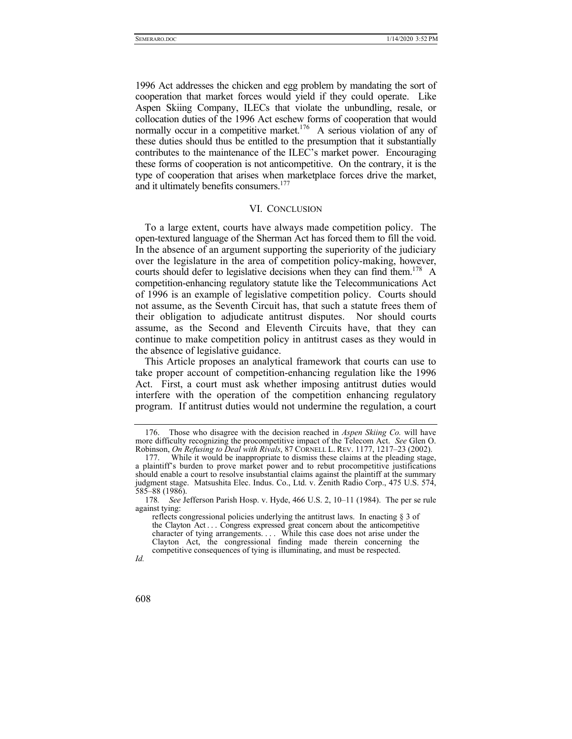1996 Act addresses the chicken and egg problem by mandating the sort of cooperation that market forces would yield if they could operate. Like Aspen Skiing Company, ILECs that violate the unbundling, resale, or collocation duties of the 1996 Act eschew forms of cooperation that would normally occur in a competitive market.[176] A serious violation of any of these duties should thus be entitled to the presumption that it substantially contributes to the maintenance of the ILEC's market power. Encouraging these forms of cooperation is not anticompetitive. On the contrary, it is the type of cooperation that arises when marketplace forces drive the market, and it ultimately benefits consumers.[177]

## VI. CONCLUSION

To a large extent, courts have always made competition policy. The open-textured language of the Sherman Act has forced them to fill the void. In the absence of an argument supporting the superiority of the judiciary over the legislature in the area of competition policy-making, however, courts should defer to legislative decisions when they can find them.[178] A competition-enhancing regulatory statute like the Telecommunications Act of 1996 is an example of legislative competition policy. Courts should not assume, as the Seventh Circuit has, that such a statute frees them of their obligation to adjudicate antitrust disputes. Nor should courts assume, as the Second and Eleventh Circuits have, that they can continue to make competition policy in antitrust cases as they would in the absence of legislative guidance.

This Article proposes an analytical framework that courts can use to take proper account of competition-enhancing regulation like the 1996 Act. First, a court must ask whether imposing antitrust duties would interfere with the operation of the competition enhancing regulatory program. If antitrust duties would not undermine the regulation, a court

---

176. Those who disagree with the decision reached in *Aspen Skiing Co.* will have more difficulty recognizing the procompetitive impact of the Telecom Act. *See* Glen O. Robinson, *On Refusing to Deal with Rivals*, 87 CORNELL L. REV. 1177, 1217–23 (2002).

177. While it would be inappropriate to dismiss these claims at the pleading stage, a plaintiff's burden to prove market power and to rebut procompetitive justifications should enable a court to resolve insubstantial claims against the plaintiff at the summary judgment stage. Matsushita Elec. Indus. Co., Ltd. v. Zenith Radio Corp., 475 U.S. 574, 585–88 (1986).

178. *See* Jefferson Parish Hosp. v. Hyde, 466 U.S. 2, 10–11 (1984). The per se rule against tying:

> reflects congressional policies underlying the antitrust laws. In enacting § 3 of the Clayton Act . . . Congress expressed great concern about the anticompetitive character of tying arrangements. . . . While this case does not arise under the Clayton Act, the congressional finding made therein concerning the competitive consequences of tying is illuminating, and must be respected.

*Id.*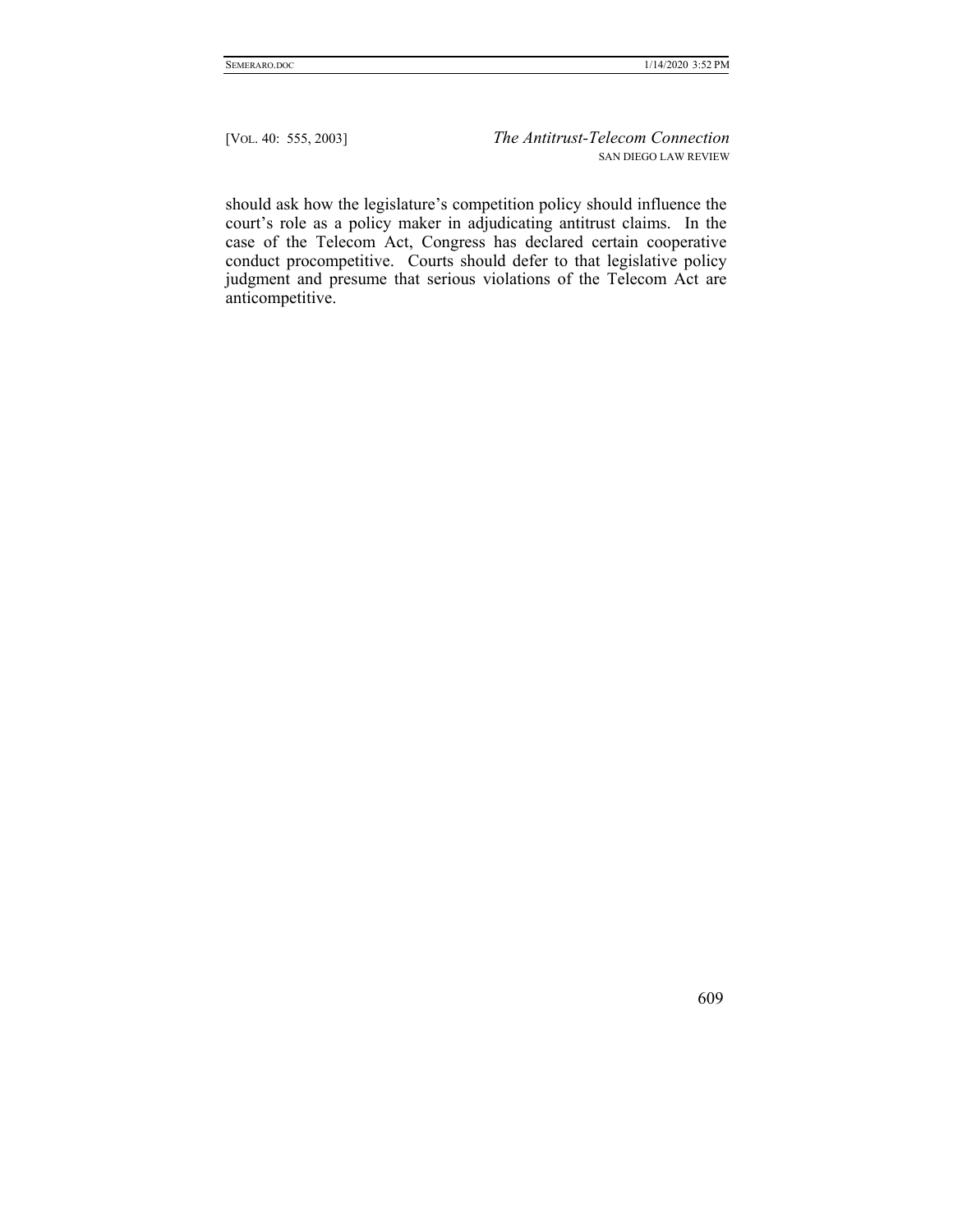should ask how the legislature's competition policy should influence the court's role as a policy maker in adjudicating antitrust claims. In the case of the Telecom Act, Congress has declared certain cooperative conduct procompetitive. Courts should defer to that legislative policy judgment and presume that serious violations of the Telecom Act are anticompetitive.